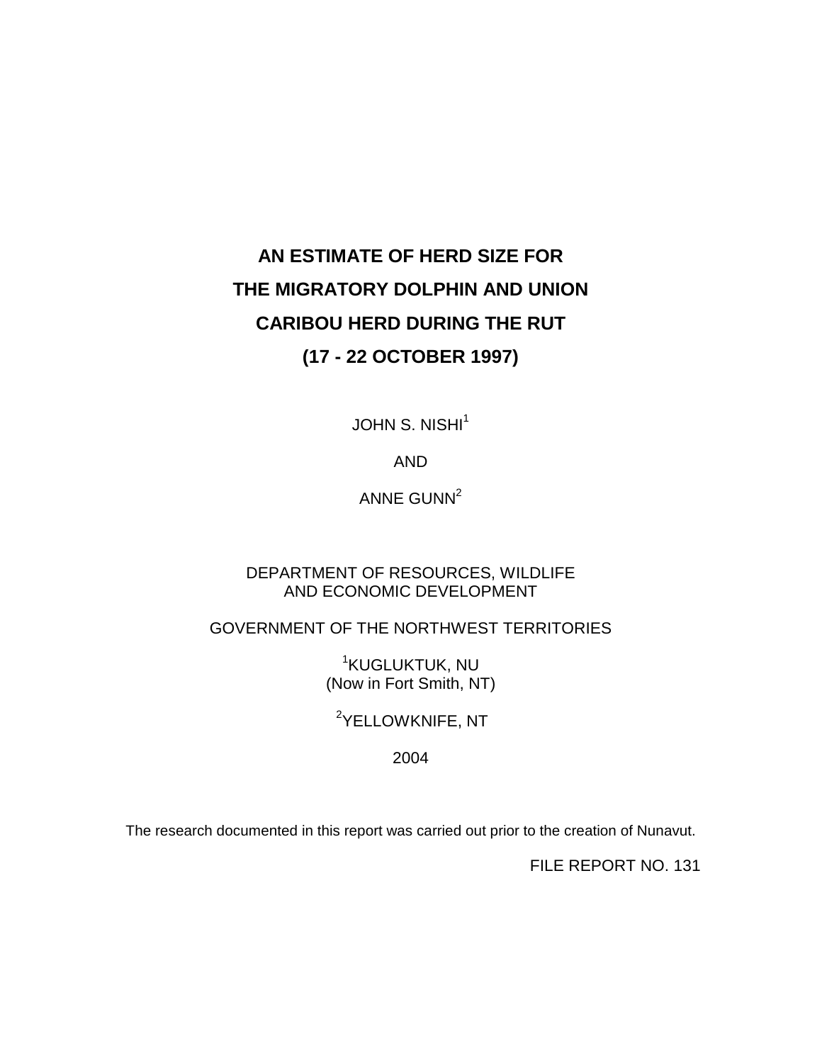# AN ESTIMATE OF HERD SIZE FOR THE MIGRATORY DOLPHIN AND UNION CARIBOU HERD DURING THE RUT (17 - 22 OCTOBER 1997)

JOHN S. NISHI[1]

AND

ANNE GUNN[2]

DEPARTMENT OF RESOURCES, WILDLIFE AND ECONOMIC DEVELOPMENT

GOVERNMENT OF THE NORTHWEST TERRITORIES

[1]KUGLUKTUK, NU
(Now in Fort Smith, NT)

[2]YELLOWKNIFE, NT

2004

The research documented in this report was carried out prior to the creation of Nunavut.

FILE REPORT NO. 131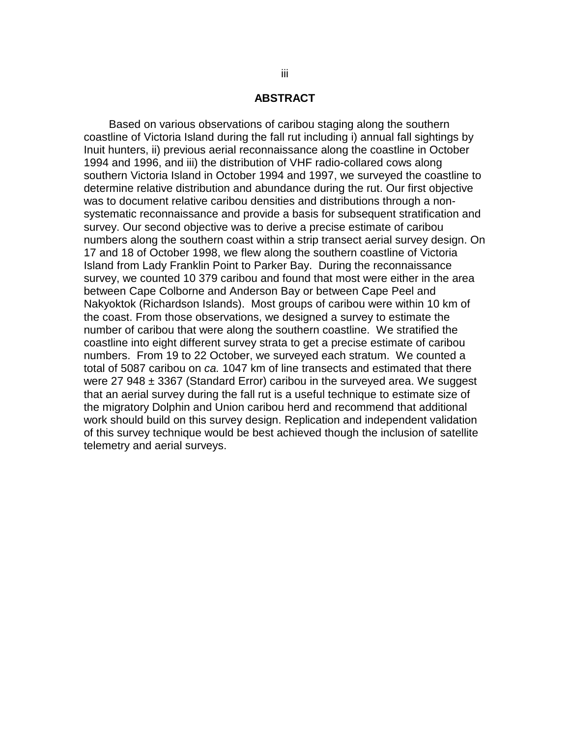## ABSTRACT

Based on various observations of caribou staging along the southern coastline of Victoria Island during the fall rut including i) annual fall sightings by Inuit hunters, ii) previous aerial reconnaissance along the coastline in October 1994 and 1996, and iii) the distribution of VHF radio-collared cows along southern Victoria Island in October 1994 and 1997, we surveyed the coastline to determine relative distribution and abundance during the rut. Our first objective was to document relative caribou densities and distributions through a non-systematic reconnaissance and provide a basis for subsequent stratification and survey. Our second objective was to derive a precise estimate of caribou numbers along the southern coast within a strip transect aerial survey design. On 17 and 18 of October 1998, we flew along the southern coastline of Victoria Island from Lady Franklin Point to Parker Bay. During the reconnaissance survey, we counted 10 379 caribou and found that most were either in the area between Cape Colborne and Anderson Bay or between Cape Peel and Nakyoktok (Richardson Islands). Most groups of caribou were within 10 km of the coast. From those observations, we designed a survey to estimate the number of caribou that were along the southern coastline. We stratified the coastline into eight different survey strata to get a precise estimate of caribou numbers. From 19 to 22 October, we surveyed each stratum. We counted a total of 5087 caribou on *ca.* 1047 km of line transects and estimated that there were 27 948 ± 3367 (Standard Error) caribou in the surveyed area. We suggest that an aerial survey during the fall rut is a useful technique to estimate size of the migratory Dolphin and Union caribou herd and recommend that additional work should build on this survey design. Replication and independent validation of this survey technique would be best achieved though the inclusion of satellite telemetry and aerial surveys.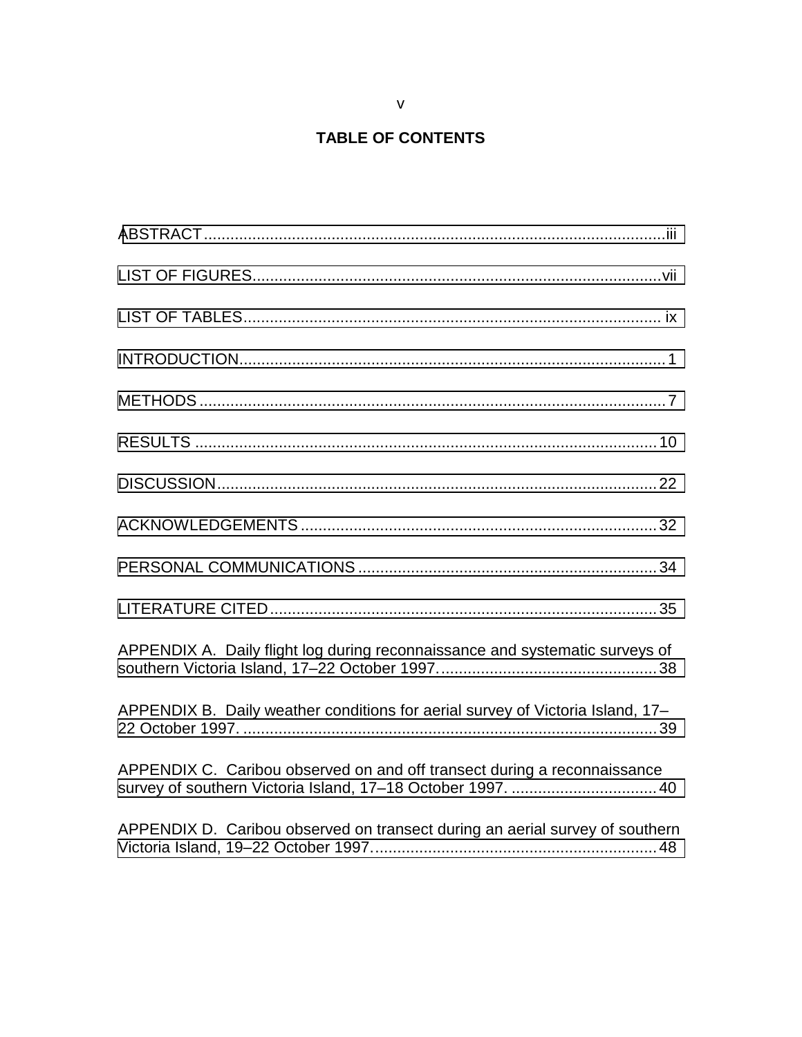# TABLE OF CONTENTS

ABSTRACT........................................................................................................iii

LIST OF FIGURES............................................................................................vii

LIST OF TABLES.............................................................................................. ix

INTRODUCTION................................................................................................1

METHODS..........................................................................................................7

RESULTS .........................................................................................................10

DISCUSSION....................................................................................................22

ACKNOWLEDGEMENTS .................................................................................32

PERSONAL COMMUNICATIONS ....................................................................34

LITERATURE CITED........................................................................................35

APPENDIX A. Daily flight log during reconnaissance and systematic surveys of southern Victoria Island, 17–22 October 1997..................................................38

APPENDIX B. Daily weather conditions for aerial survey of Victoria Island, 17–22 October 1997. ..............................................................................................39

APPENDIX C. Caribou observed on and off transect during a reconnaissance survey of southern Victoria Island, 17–18 October 1997. .................................40

APPENDIX D. Caribou observed on transect during an aerial survey of southern Victoria Island, 19–22 October 1997.................................................................48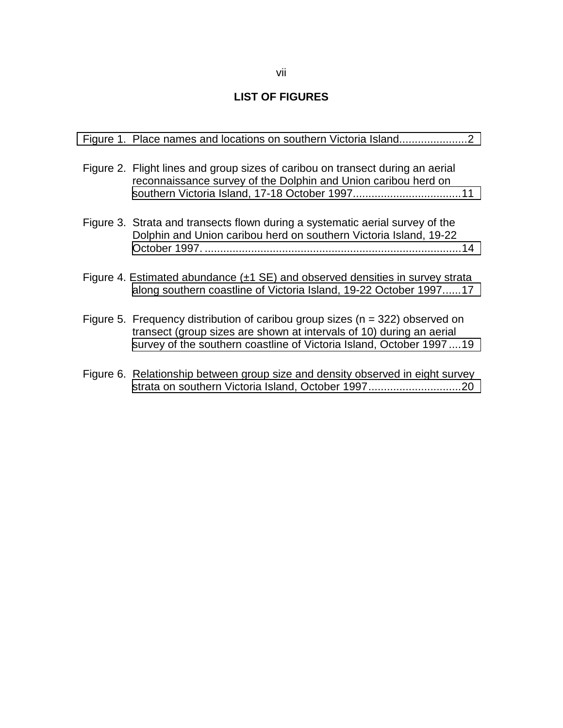## LIST OF FIGURES

Figure 1. Place names and locations on southern Victoria Island......................2

Figure 2. Flight lines and group sizes of caribou on transect during an aerial reconnaissance survey of the Dolphin and Union caribou herd on southern Victoria Island, 17-18 October 1997...................................11

Figure 3. Strata and transects flown during a systematic aerial survey of the Dolphin and Union caribou herd on southern Victoria Island, 19-22 October 1997. ...................................................................................14

Figure 4. Estimated abundance (±1 SE) and observed densities in survey strata along southern coastline of Victoria Island, 19-22 October 1997......17

Figure 5. Frequency distribution of caribou group sizes (n = 322) observed on transect (group sizes are shown at intervals of 10) during an aerial survey of the southern coastline of Victoria Island, October 1997....19

Figure 6. Relationship between group size and density observed in eight survey strata on southern Victoria Island, October 1997..............................20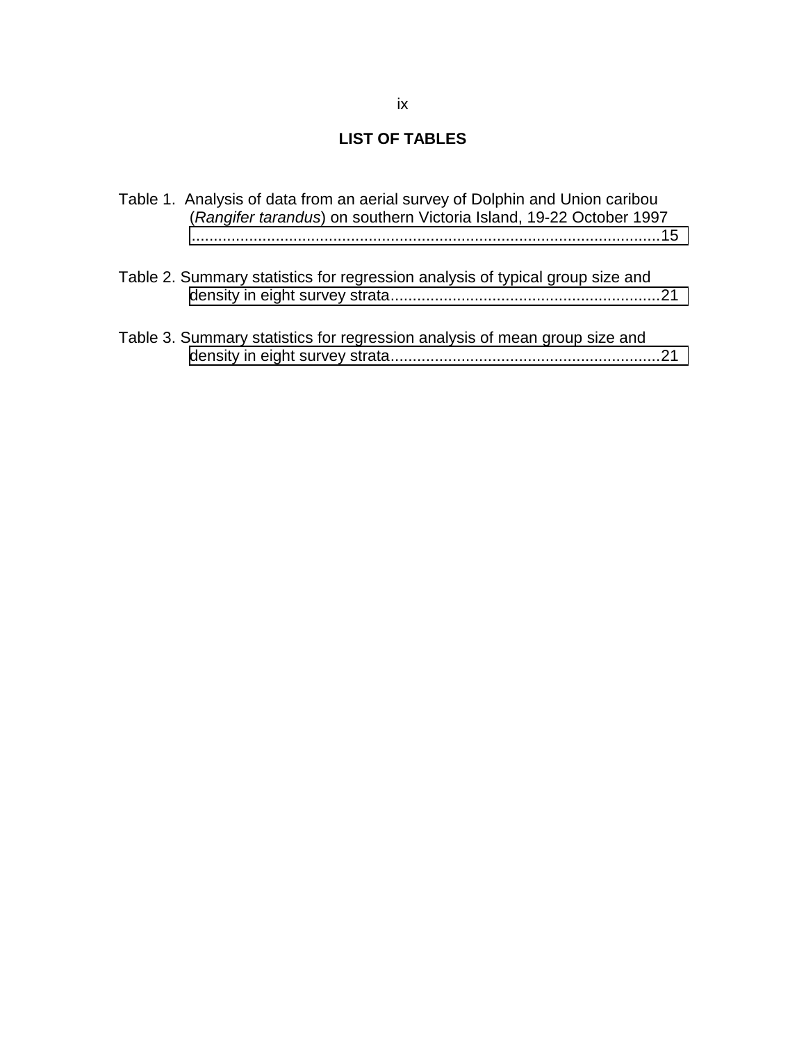# LIST OF TABLES

Table 1. Analysis of data from an aerial survey of Dolphin and Union caribou (*Rangifer tarandus*) on southern Victoria Island, 19-22 October 1997 ........................................................................................................15

Table 2. Summary statistics for regression analysis of typical group size and density in eight survey strata............................................................21

Table 3. Summary statistics for regression analysis of mean group size and density in eight survey strata............................................................21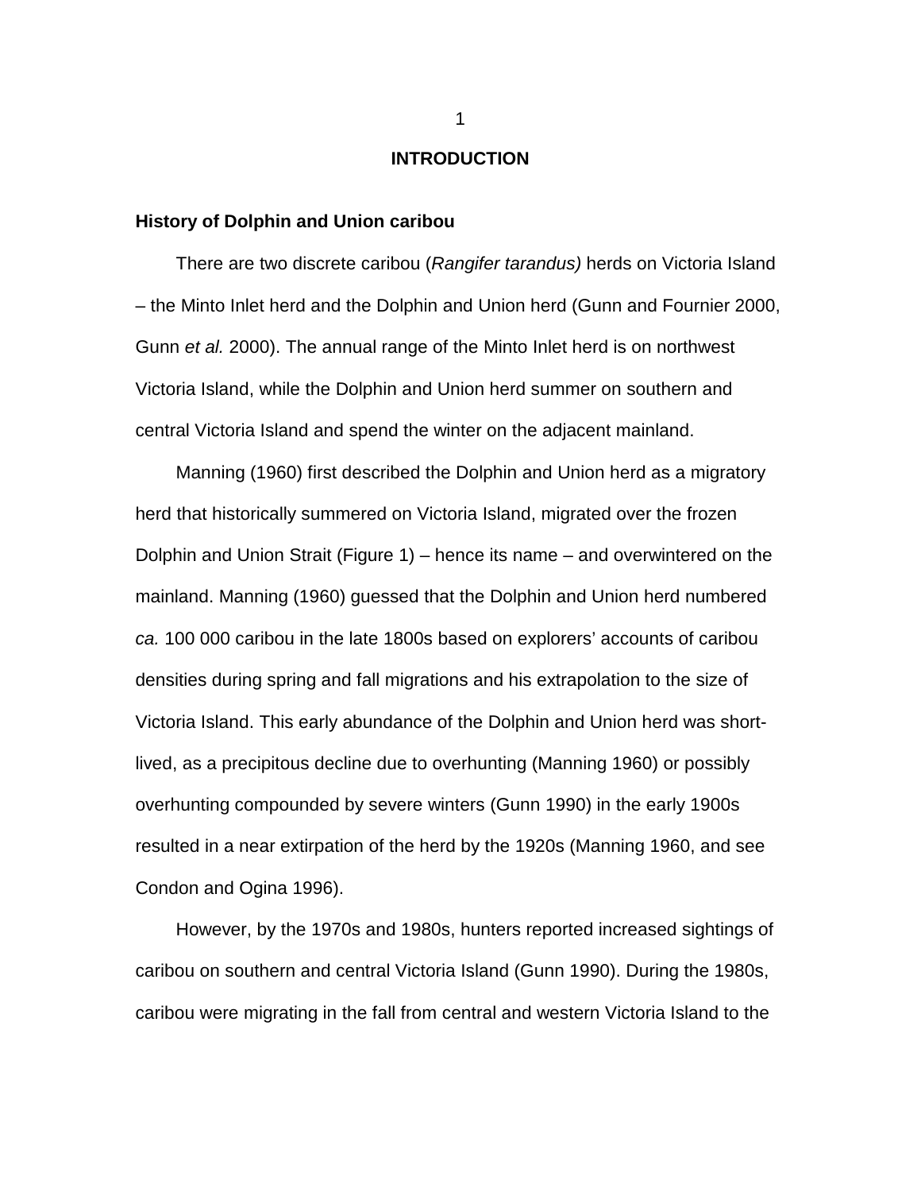# INTRODUCTION

## History of Dolphin and Union caribou

There are two discrete caribou (*Rangifer tarandus)* herds on Victoria Island – the Minto Inlet herd and the Dolphin and Union herd (Gunn and Fournier 2000, Gunn *et al.* 2000). The annual range of the Minto Inlet herd is on northwest Victoria Island, while the Dolphin and Union herd summer on southern and central Victoria Island and spend the winter on the adjacent mainland.

Manning (1960) first described the Dolphin and Union herd as a migratory herd that historically summered on Victoria Island, migrated over the frozen Dolphin and Union Strait (Figure 1) – hence its name – and overwintered on the mainland. Manning (1960) guessed that the Dolphin and Union herd numbered *ca.* 100 000 caribou in the late 1800s based on explorers' accounts of caribou densities during spring and fall migrations and his extrapolation to the size of Victoria Island. This early abundance of the Dolphin and Union herd was short-lived, as a precipitous decline due to overhunting (Manning 1960) or possibly overhunting compounded by severe winters (Gunn 1990) in the early 1900s resulted in a near extirpation of the herd by the 1920s (Manning 1960, and see Condon and Ogina 1996).

However, by the 1970s and 1980s, hunters reported increased sightings of caribou on southern and central Victoria Island (Gunn 1990). During the 1980s, caribou were migrating in the fall from central and western Victoria Island to the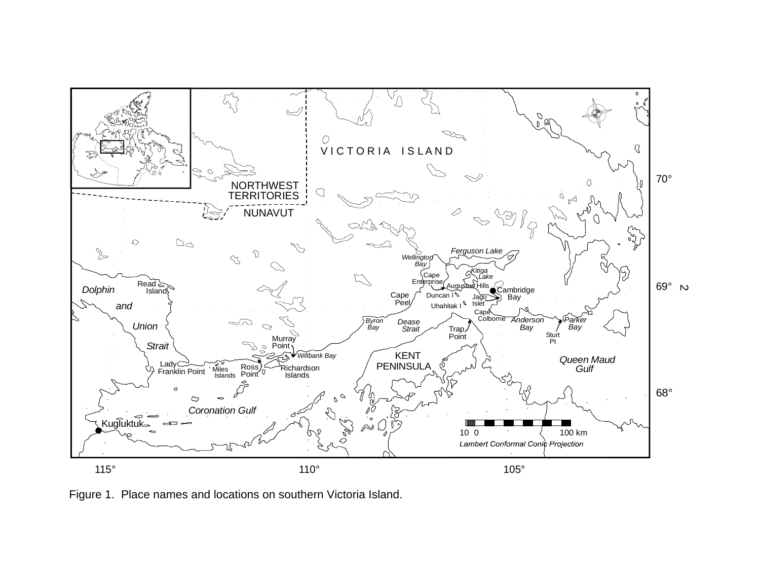Figure 1. Place names and locations on southern Victoria Island.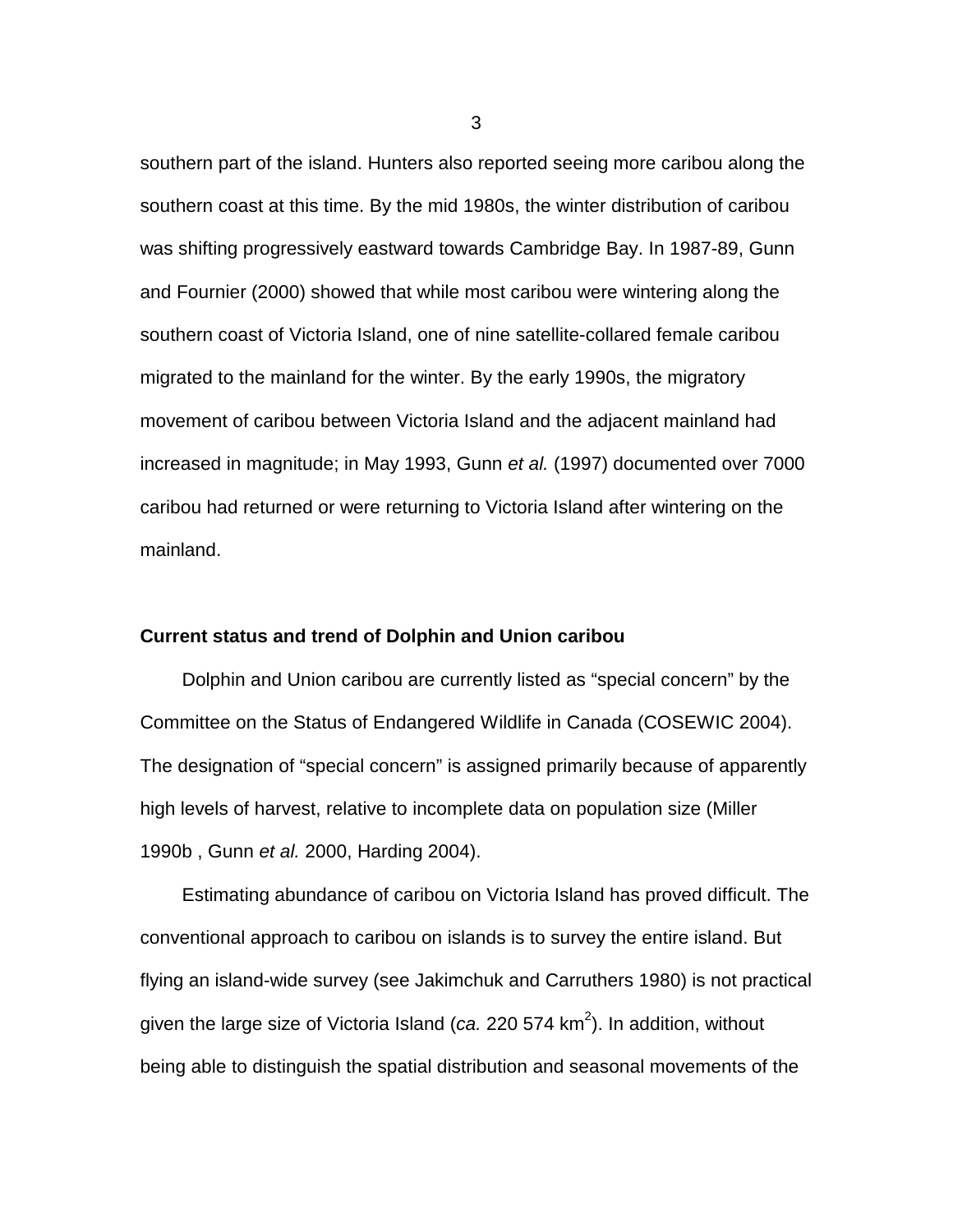southern part of the island. Hunters also reported seeing more caribou along the southern coast at this time. By the mid 1980s, the winter distribution of caribou was shifting progressively eastward towards Cambridge Bay. In 1987-89, Gunn and Fournier (2000) showed that while most caribou were wintering along the southern coast of Victoria Island, one of nine satellite-collared female caribou migrated to the mainland for the winter. By the early 1990s, the migratory movement of caribou between Victoria Island and the adjacent mainland had increased in magnitude; in May 1993, Gunn *et al.* (1997) documented over 7000 caribou had returned or were returning to Victoria Island after wintering on the mainland.

## Current status and trend of Dolphin and Union caribou

Dolphin and Union caribou are currently listed as "special concern" by the Committee on the Status of Endangered Wildlife in Canada (COSEWIC 2004). The designation of "special concern" is assigned primarily because of apparently high levels of harvest, relative to incomplete data on population size (Miller 1990b , Gunn *et al.* 2000, Harding 2004).

Estimating abundance of caribou on Victoria Island has proved difficult. The conventional approach to caribou on islands is to survey the entire island. But flying an island-wide survey (see Jakimchuk and Carruthers 1980) is not practical given the large size of Victoria Island (*ca.* 220 574 km$^2$). In addition, without being able to distinguish the spatial distribution and seasonal movements of the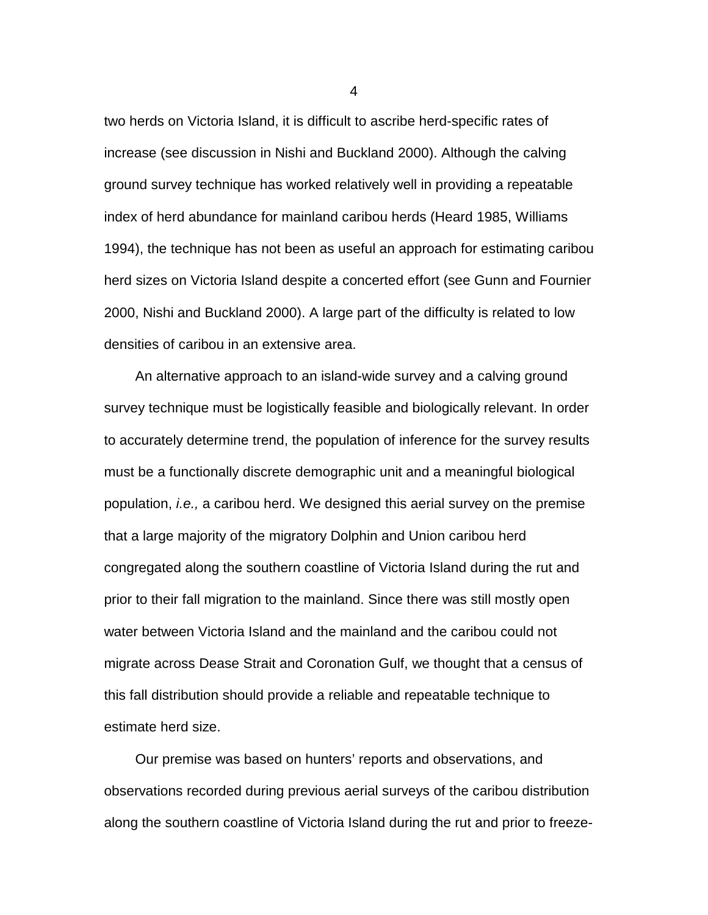two herds on Victoria Island, it is difficult to ascribe herd-specific rates of increase (see discussion in Nishi and Buckland 2000). Although the calving ground survey technique has worked relatively well in providing a repeatable index of herd abundance for mainland caribou herds (Heard 1985, Williams 1994), the technique has not been as useful an approach for estimating caribou herd sizes on Victoria Island despite a concerted effort (see Gunn and Fournier 2000, Nishi and Buckland 2000). A large part of the difficulty is related to low densities of caribou in an extensive area.

An alternative approach to an island-wide survey and a calving ground survey technique must be logistically feasible and biologically relevant. In order to accurately determine trend, the population of inference for the survey results must be a functionally discrete demographic unit and a meaningful biological population, *i.e.,* a caribou herd. We designed this aerial survey on the premise that a large majority of the migratory Dolphin and Union caribou herd congregated along the southern coastline of Victoria Island during the rut and prior to their fall migration to the mainland. Since there was still mostly open water between Victoria Island and the mainland and the caribou could not migrate across Dease Strait and Coronation Gulf, we thought that a census of this fall distribution should provide a reliable and repeatable technique to estimate herd size.

Our premise was based on hunters' reports and observations, and observations recorded during previous aerial surveys of the caribou distribution along the southern coastline of Victoria Island during the rut and prior to freeze-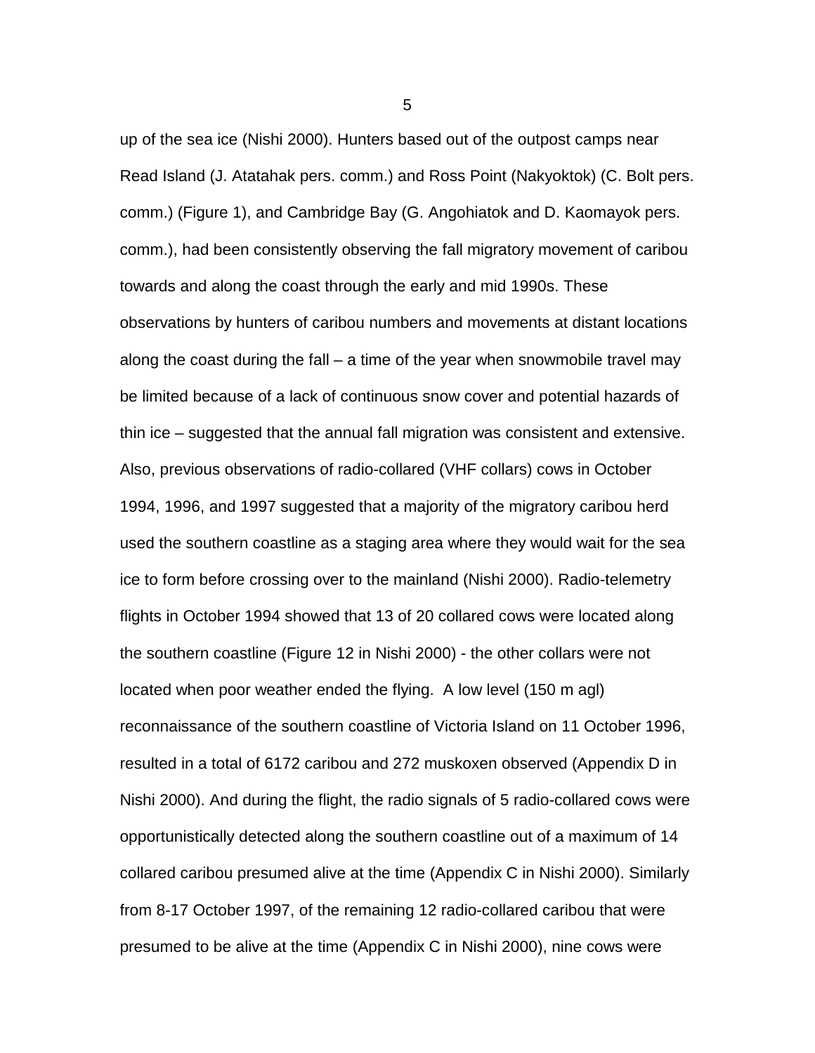up of the sea ice (Nishi 2000). Hunters based out of the outpost camps near Read Island (J. Atatahak pers. comm.) and Ross Point (Nakyoktok) (C. Bolt pers. comm.) (Figure 1), and Cambridge Bay (G. Angohiatok and D. Kaomayok pers. comm.), had been consistently observing the fall migratory movement of caribou towards and along the coast through the early and mid 1990s. These observations by hunters of caribou numbers and movements at distant locations along the coast during the fall – a time of the year when snowmobile travel may be limited because of a lack of continuous snow cover and potential hazards of thin ice – suggested that the annual fall migration was consistent and extensive. Also, previous observations of radio-collared (VHF collars) cows in October 1994, 1996, and 1997 suggested that a majority of the migratory caribou herd used the southern coastline as a staging area where they would wait for the sea ice to form before crossing over to the mainland (Nishi 2000). Radio-telemetry flights in October 1994 showed that 13 of 20 collared cows were located along the southern coastline (Figure 12 in Nishi 2000) - the other collars were not located when poor weather ended the flying. A low level (150 m agl) reconnaissance of the southern coastline of Victoria Island on 11 October 1996, resulted in a total of 6172 caribou and 272 muskoxen observed (Appendix D in Nishi 2000). And during the flight, the radio signals of 5 radio-collared cows were opportunistically detected along the southern coastline out of a maximum of 14 collared caribou presumed alive at the time (Appendix C in Nishi 2000). Similarly from 8-17 October 1997, of the remaining 12 radio-collared caribou that were presumed to be alive at the time (Appendix C in Nishi 2000), nine cows were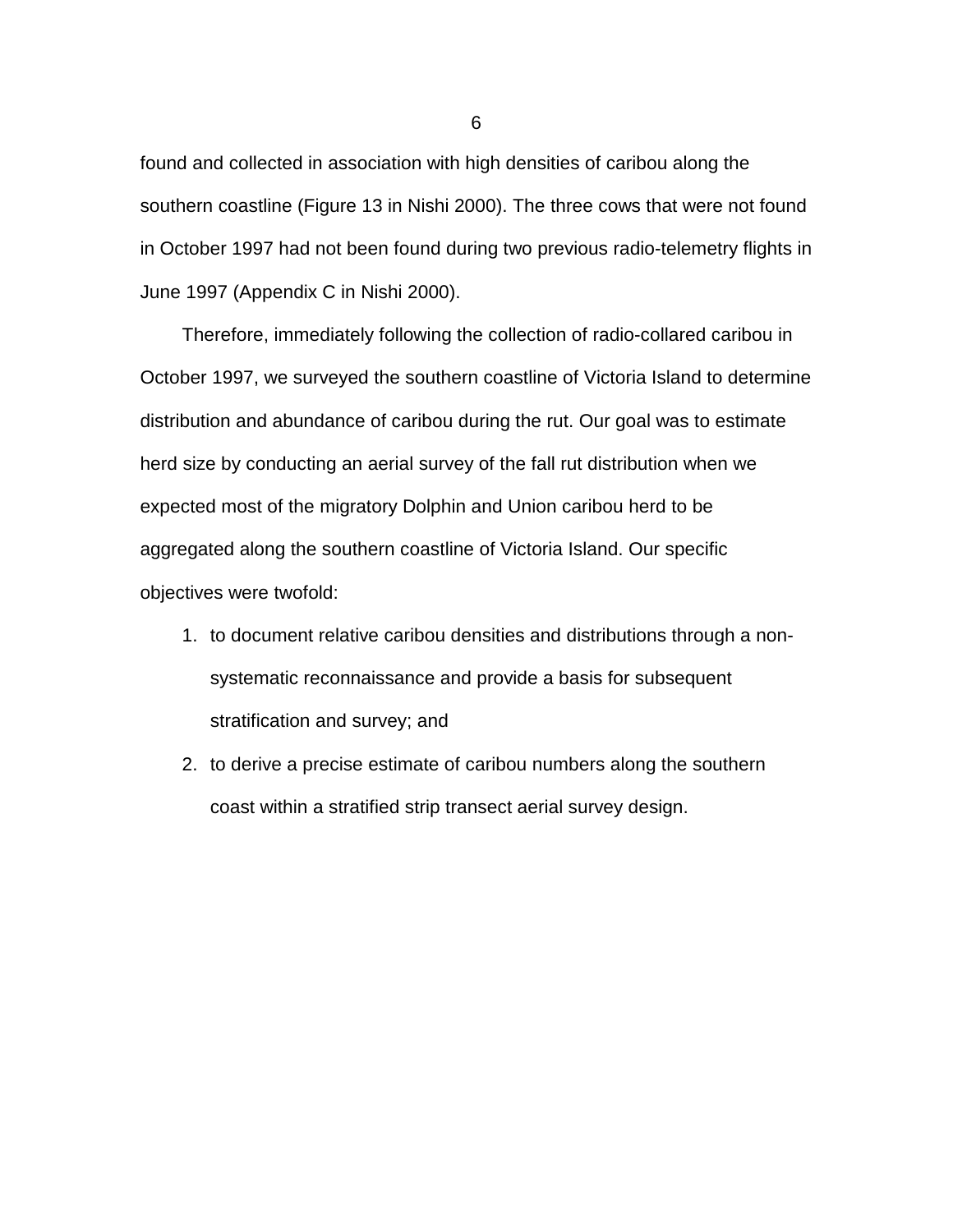found and collected in association with high densities of caribou along the southern coastline (Figure 13 in Nishi 2000). The three cows that were not found in October 1997 had not been found during two previous radio-telemetry flights in June 1997 (Appendix C in Nishi 2000).

Therefore, immediately following the collection of radio-collared caribou in October 1997, we surveyed the southern coastline of Victoria Island to determine distribution and abundance of caribou during the rut. Our goal was to estimate herd size by conducting an aerial survey of the fall rut distribution when we expected most of the migratory Dolphin and Union caribou herd to be aggregated along the southern coastline of Victoria Island. Our specific objectives were twofold:

1. to document relative caribou densities and distributions through a non-systematic reconnaissance and provide a basis for subsequent stratification and survey; and
2. to derive a precise estimate of caribou numbers along the southern coast within a stratified strip transect aerial survey design.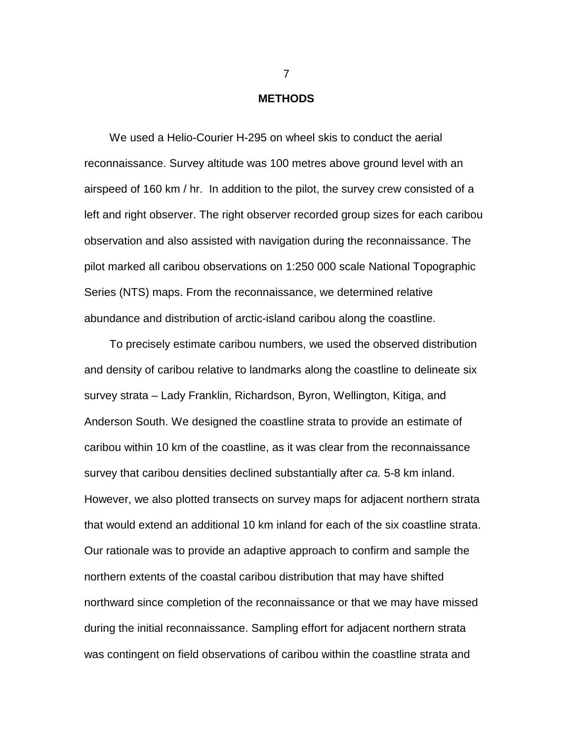## METHODS

We used a Helio-Courier H-295 on wheel skis to conduct the aerial reconnaissance. Survey altitude was 100 metres above ground level with an airspeed of 160 km / hr. In addition to the pilot, the survey crew consisted of a left and right observer. The right observer recorded group sizes for each caribou observation and also assisted with navigation during the reconnaissance. The pilot marked all caribou observations on 1:250 000 scale National Topographic Series (NTS) maps. From the reconnaissance, we determined relative abundance and distribution of arctic-island caribou along the coastline.

To precisely estimate caribou numbers, we used the observed distribution and density of caribou relative to landmarks along the coastline to delineate six survey strata – Lady Franklin, Richardson, Byron, Wellington, Kitiga, and Anderson South. We designed the coastline strata to provide an estimate of caribou within 10 km of the coastline, as it was clear from the reconnaissance survey that caribou densities declined substantially after *ca.* 5-8 km inland. However, we also plotted transects on survey maps for adjacent northern strata that would extend an additional 10 km inland for each of the six coastline strata. Our rationale was to provide an adaptive approach to confirm and sample the northern extents of the coastal caribou distribution that may have shifted northward since completion of the reconnaissance or that we may have missed during the initial reconnaissance. Sampling effort for adjacent northern strata was contingent on field observations of caribou within the coastline strata and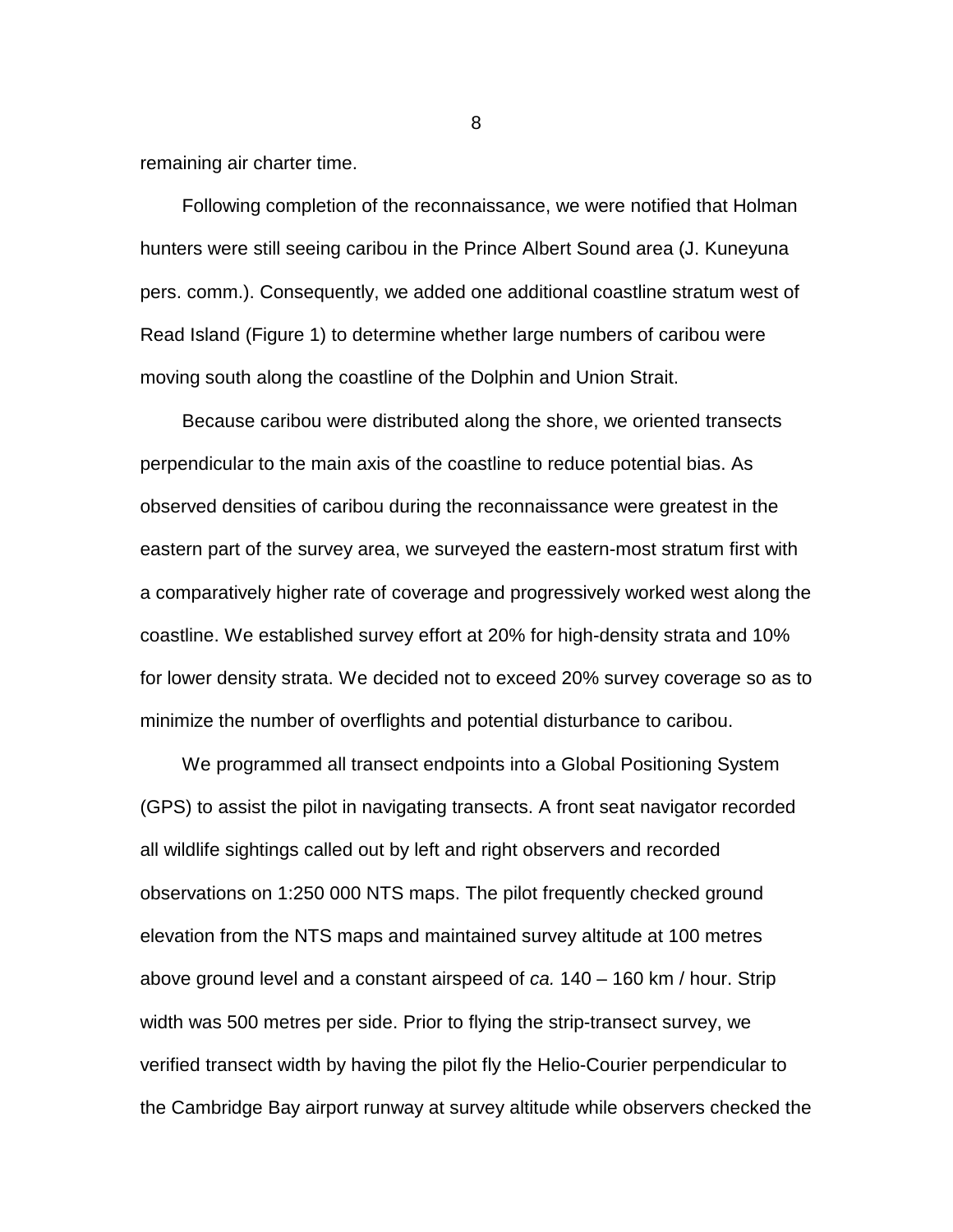remaining air charter time.

Following completion of the reconnaissance, we were notified that Holman hunters were still seeing caribou in the Prince Albert Sound area (J. Kuneyuna pers. comm.). Consequently, we added one additional coastline stratum west of Read Island (Figure 1) to determine whether large numbers of caribou were moving south along the coastline of the Dolphin and Union Strait.

Because caribou were distributed along the shore, we oriented transects perpendicular to the main axis of the coastline to reduce potential bias. As observed densities of caribou during the reconnaissance were greatest in the eastern part of the survey area, we surveyed the eastern-most stratum first with a comparatively higher rate of coverage and progressively worked west along the coastline. We established survey effort at 20% for high-density strata and 10% for lower density strata. We decided not to exceed 20% survey coverage so as to minimize the number of overflights and potential disturbance to caribou.

We programmed all transect endpoints into a Global Positioning System (GPS) to assist the pilot in navigating transects. A front seat navigator recorded all wildlife sightings called out by left and right observers and recorded observations on 1:250 000 NTS maps. The pilot frequently checked ground elevation from the NTS maps and maintained survey altitude at 100 metres above ground level and a constant airspeed of *ca.* 140 – 160 km / hour. Strip width was 500 metres per side. Prior to flying the strip-transect survey, we verified transect width by having the pilot fly the Helio-Courier perpendicular to the Cambridge Bay airport runway at survey altitude while observers checked the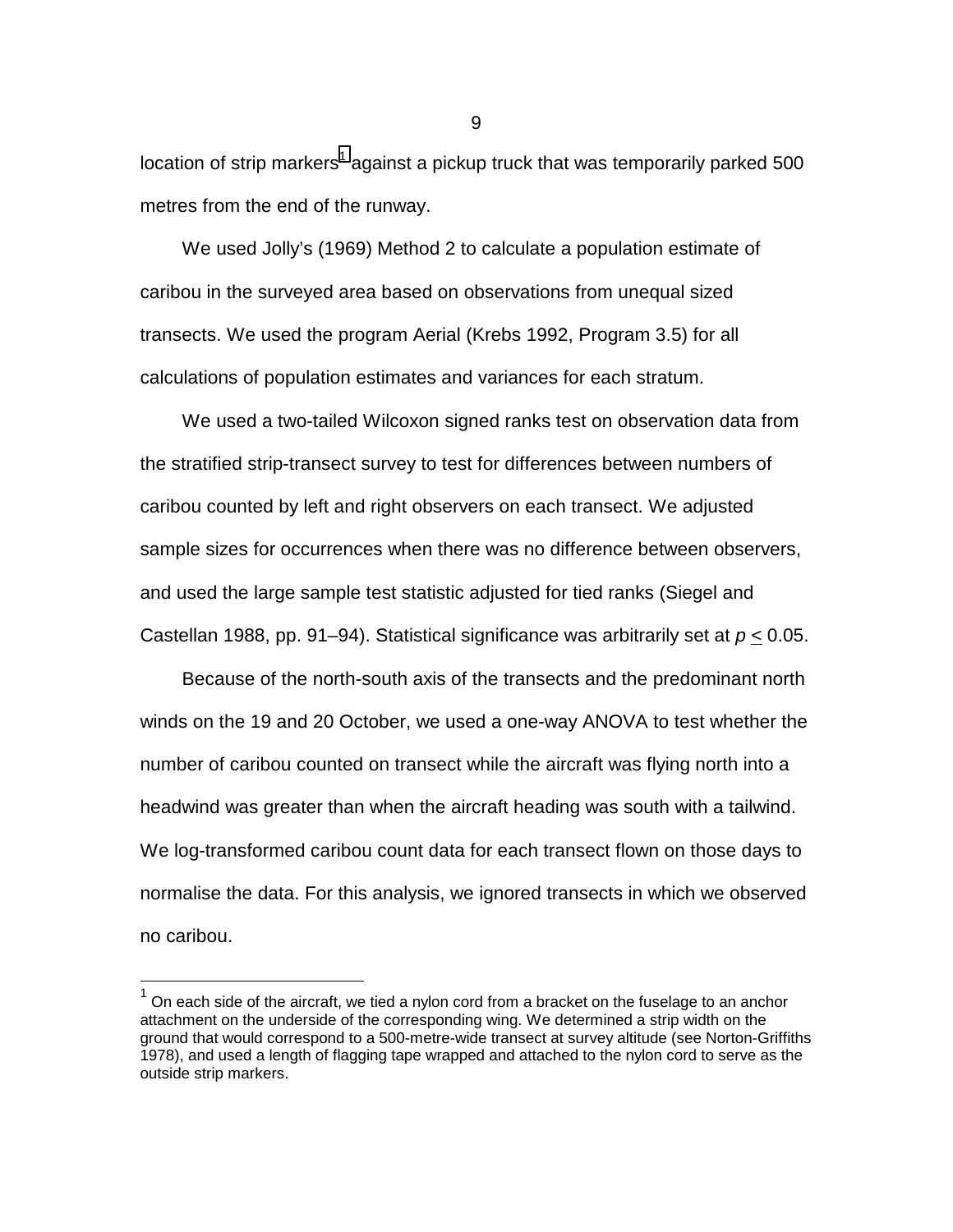location of strip markers[1] against a pickup truck that was temporarily parked 500 metres from the end of the runway.

We used Jolly's (1969) Method 2 to calculate a population estimate of caribou in the surveyed area based on observations from unequal sized transects. We used the program Aerial (Krebs 1992, Program 3.5) for all calculations of population estimates and variances for each stratum.

We used a two-tailed Wilcoxon signed ranks test on observation data from the stratified strip-transect survey to test for differences between numbers of caribou counted by left and right observers on each transect. We adjusted sample sizes for occurrences when there was no difference between observers, and used the large sample test statistic adjusted for tied ranks (Siegel and Castellan 1988, pp. 91–94). Statistical significance was arbitrarily set at $p \leq 0.05$.

Because of the north-south axis of the transects and the predominant north winds on the 19 and 20 October, we used a one-way ANOVA to test whether the number of caribou counted on transect while the aircraft was flying north into a headwind was greater than when the aircraft heading was south with a tailwind. We log-transformed caribou count data for each transect flown on those days to normalise the data. For this analysis, we ignored transects in which we observed no caribou.

---

[1] On each side of the aircraft, we tied a nylon cord from a bracket on the fuselage to an anchor attachment on the underside of the corresponding wing. We determined a strip width on the ground that would correspond to a 500-metre-wide transect at survey altitude (see Norton-Griffiths 1978), and used a length of flagging tape wrapped and attached to the nylon cord to serve as the outside strip markers.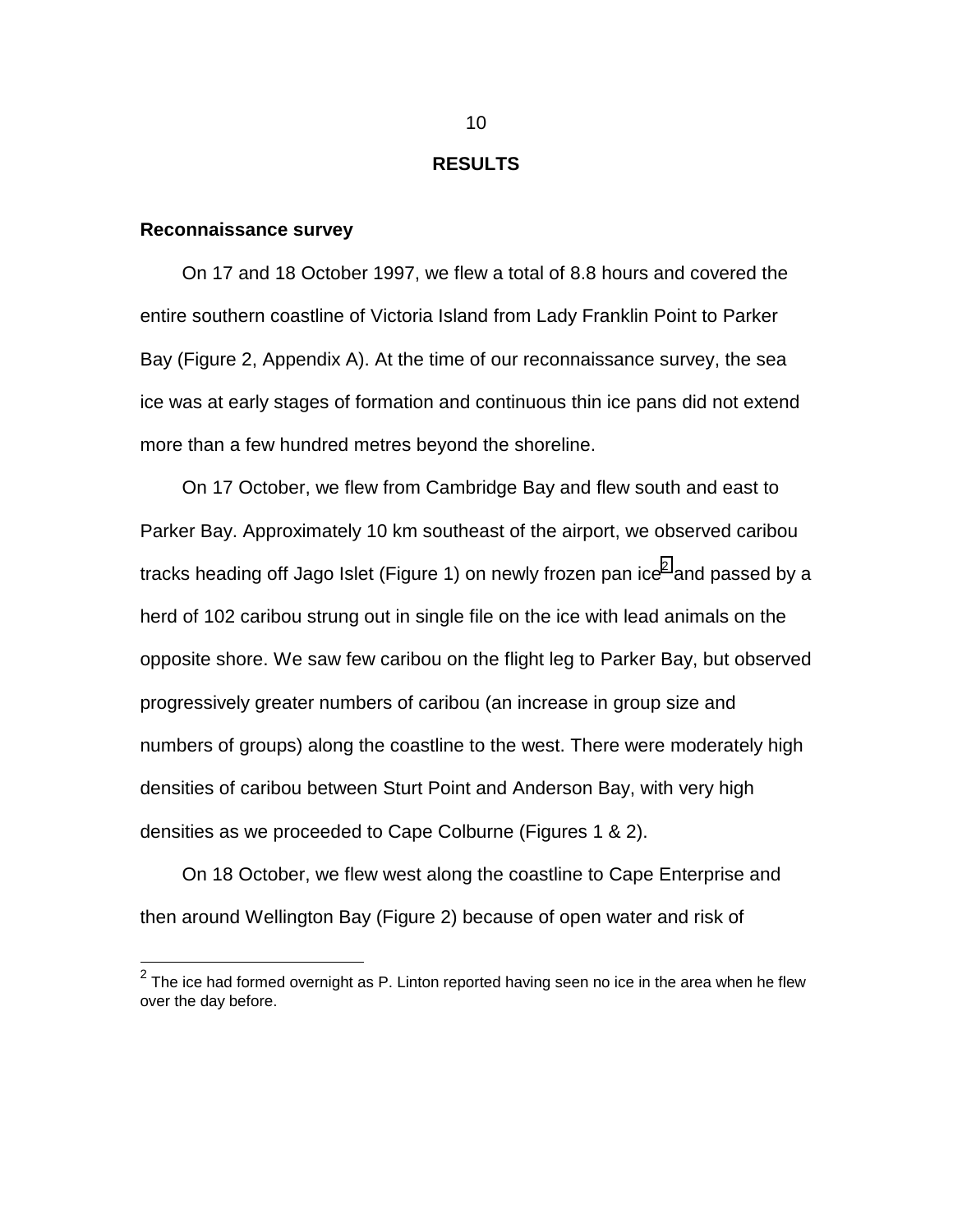# RESULTS

## Reconnaissance survey

On 17 and 18 October 1997, we flew a total of 8.8 hours and covered the entire southern coastline of Victoria Island from Lady Franklin Point to Parker Bay (Figure 2, Appendix A). At the time of our reconnaissance survey, the sea ice was at early stages of formation and continuous thin ice pans did not extend more than a few hundred metres beyond the shoreline.

On 17 October, we flew from Cambridge Bay and flew south and east to Parker Bay. Approximately 10 km southeast of the airport, we observed caribou tracks heading off Jago Islet (Figure 1) on newly frozen pan ice[2] and passed by a herd of 102 caribou strung out in single file on the ice with lead animals on the opposite shore. We saw few caribou on the flight leg to Parker Bay, but observed progressively greater numbers of caribou (an increase in group size and numbers of groups) along the coastline to the west. There were moderately high densities of caribou between Sturt Point and Anderson Bay, with very high densities as we proceeded to Cape Colburne (Figures 1 & 2).

On 18 October, we flew west along the coastline to Cape Enterprise and then around Wellington Bay (Figure 2) because of open water and risk of

---

[2] The ice had formed overnight as P. Linton reported having seen no ice in the area when he flew over the day before.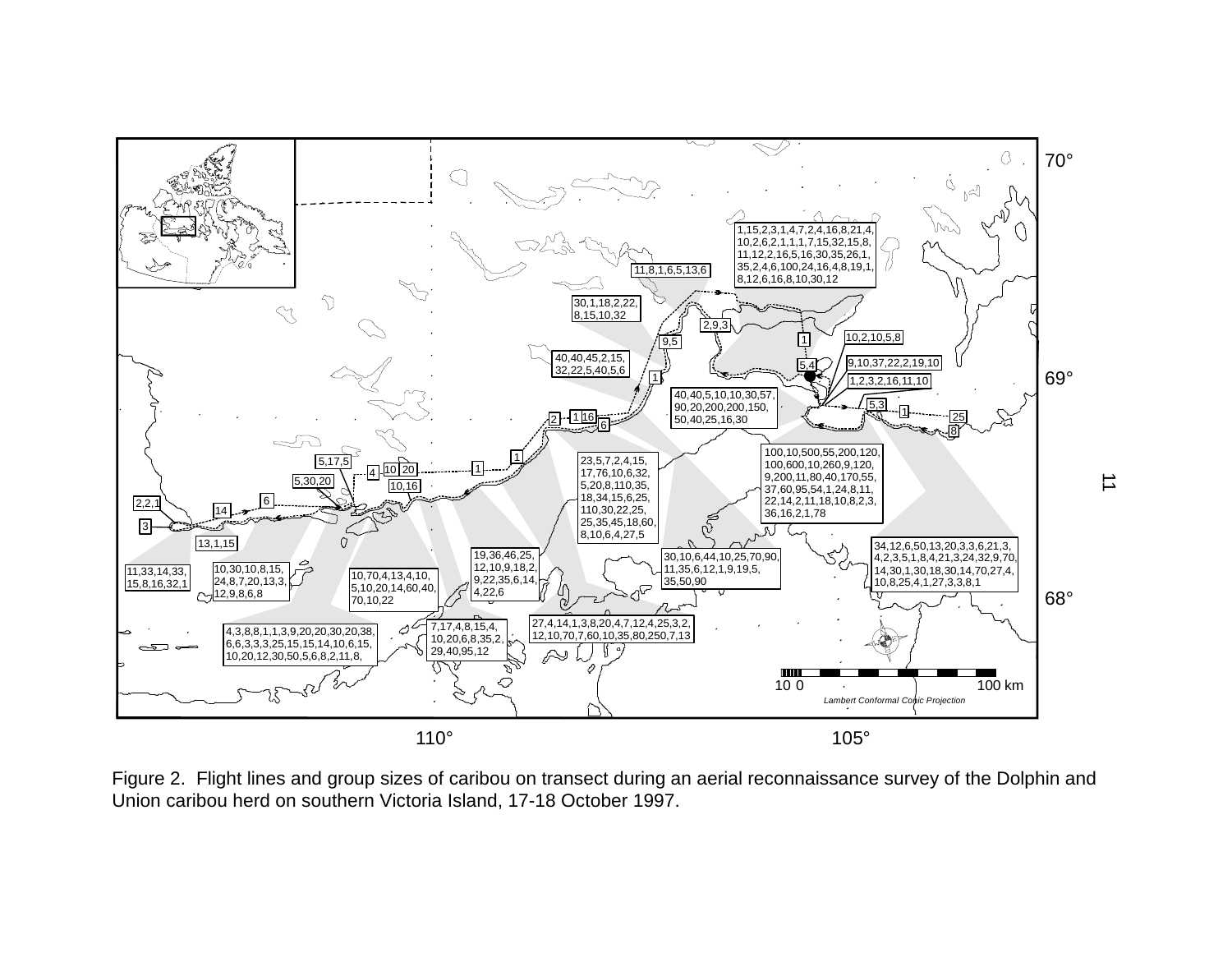Figure 2. Flight lines and group sizes of caribou on transect during an aerial reconnaissance survey of the Dolphin and Union caribou herd on southern Victoria Island, 17-18 October 1997.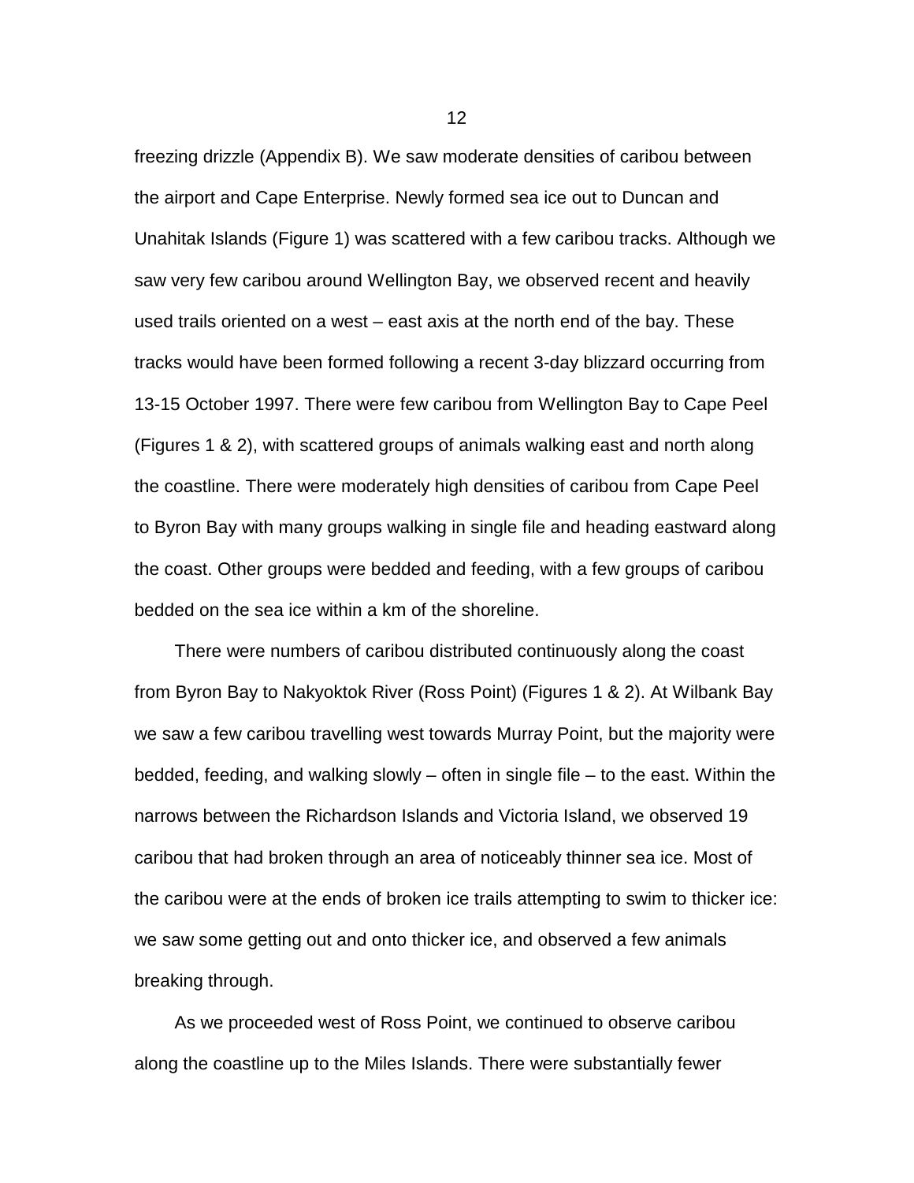freezing drizzle (Appendix B). We saw moderate densities of caribou between the airport and Cape Enterprise. Newly formed sea ice out to Duncan and Unahitak Islands (Figure 1) was scattered with a few caribou tracks. Although we saw very few caribou around Wellington Bay, we observed recent and heavily used trails oriented on a west – east axis at the north end of the bay. These tracks would have been formed following a recent 3-day blizzard occurring from 13-15 October 1997. There were few caribou from Wellington Bay to Cape Peel (Figures 1 & 2), with scattered groups of animals walking east and north along the coastline. There were moderately high densities of caribou from Cape Peel to Byron Bay with many groups walking in single file and heading eastward along the coast. Other groups were bedded and feeding, with a few groups of caribou bedded on the sea ice within a km of the shoreline.

There were numbers of caribou distributed continuously along the coast from Byron Bay to Nakyoktok River (Ross Point) (Figures 1 & 2). At Wilbank Bay we saw a few caribou travelling west towards Murray Point, but the majority were bedded, feeding, and walking slowly – often in single file – to the east. Within the narrows between the Richardson Islands and Victoria Island, we observed 19 caribou that had broken through an area of noticeably thinner sea ice. Most of the caribou were at the ends of broken ice trails attempting to swim to thicker ice: we saw some getting out and onto thicker ice, and observed a few animals breaking through.

As we proceeded west of Ross Point, we continued to observe caribou along the coastline up to the Miles Islands. There were substantially fewer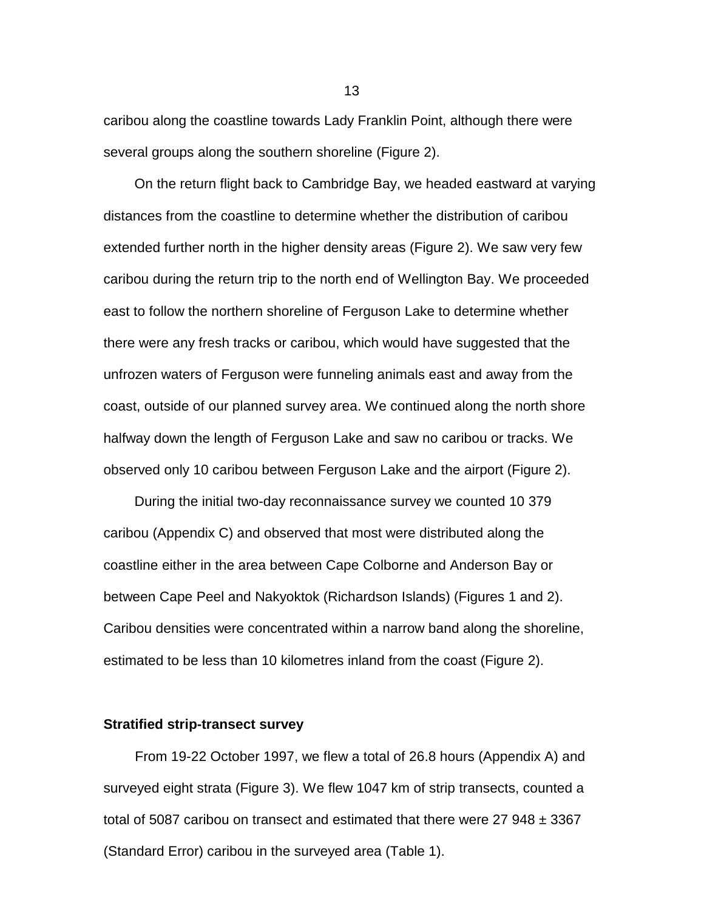caribou along the coastline towards Lady Franklin Point, although there were several groups along the southern shoreline (Figure 2).

On the return flight back to Cambridge Bay, we headed eastward at varying distances from the coastline to determine whether the distribution of caribou extended further north in the higher density areas (Figure 2). We saw very few caribou during the return trip to the north end of Wellington Bay. We proceeded east to follow the northern shoreline of Ferguson Lake to determine whether there were any fresh tracks or caribou, which would have suggested that the unfrozen waters of Ferguson were funneling animals east and away from the coast, outside of our planned survey area. We continued along the north shore halfway down the length of Ferguson Lake and saw no caribou or tracks. We observed only 10 caribou between Ferguson Lake and the airport (Figure 2).

During the initial two-day reconnaissance survey we counted 10 379 caribou (Appendix C) and observed that most were distributed along the coastline either in the area between Cape Colborne and Anderson Bay or between Cape Peel and Nakyoktok (Richardson Islands) (Figures 1 and 2). Caribou densities were concentrated within a narrow band along the shoreline, estimated to be less than 10 kilometres inland from the coast (Figure 2).

## Stratified strip-transect survey

From 19-22 October 1997, we flew a total of 26.8 hours (Appendix A) and surveyed eight strata (Figure 3). We flew 1047 km of strip transects, counted a total of 5087 caribou on transect and estimated that there were 27 948 ± 3367 (Standard Error) caribou in the surveyed area (Table 1).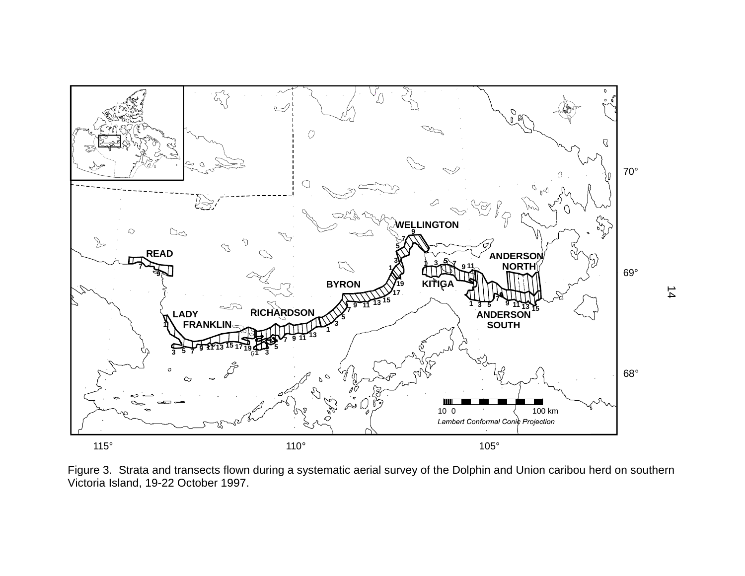Figure 3. Strata and transects flown during a systematic aerial survey of the Dolphin and Union caribou herd on southern Victoria Island, 19-22 October 1997.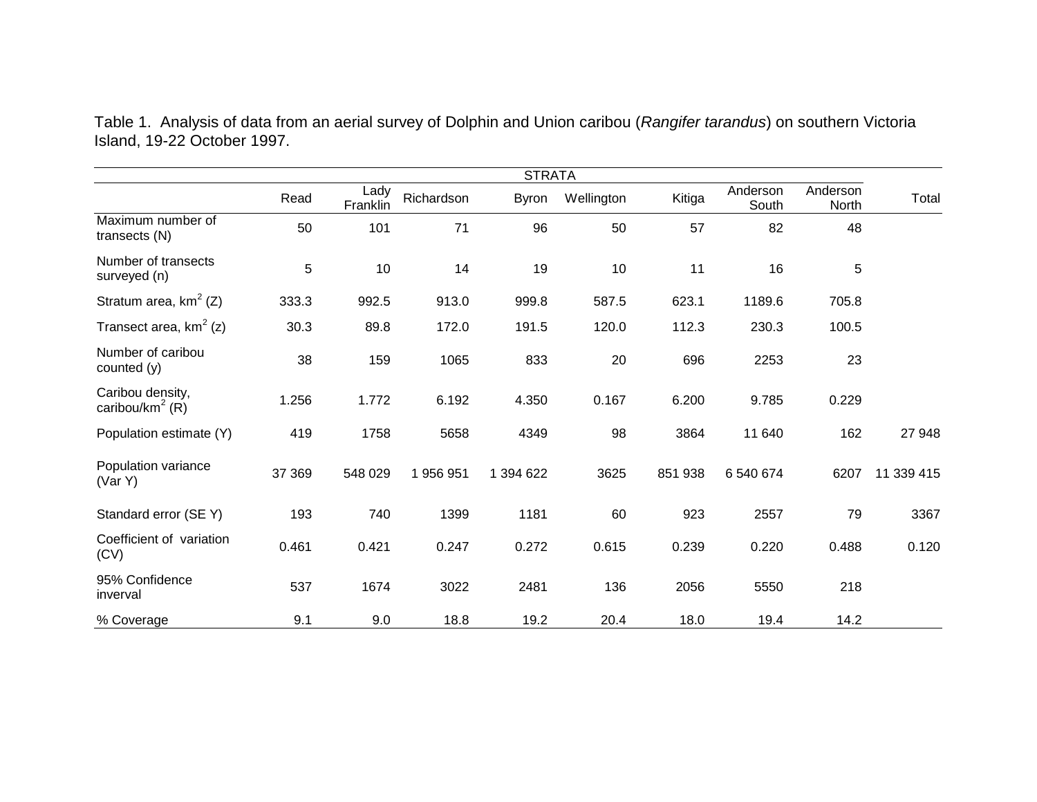Table 1. Analysis of data from an aerial survey of Dolphin and Union caribou (*Rangifer tarandus*) on southern Victoria Island, 19-22 October 1997.

| | STRATA | | | | | | | | |
|---|---|---|---|---|---|---|---|---|---|
| | Read | Lady Franklin | Richardson | Byron | Wellington | Kitiga | Anderson South | Anderson North | Total |
| Maximum number of transects (N) | 50 | 101 | 71 | 96 | 50 | 57 | 82 | 48 | |
| Number of transects surveyed (n) | 5 | 10 | 14 | 19 | 10 | 11 | 16 | 5 | |
| Stratum area, $km^2$ (Z) | 333.3 | 992.5 | 913.0 | 999.8 | 587.5 | 623.1 | 1189.6 | 705.8 | |
| Transect area, $km^2$ (z) | 30.3 | 89.8 | 172.0 | 191.5 | 120.0 | 112.3 | 230.3 | 100.5 | |
| Number of caribou counted (y) | 38 | 159 | 1065 | 833 | 20 | 696 | 2253 | 23 | |
| Caribou density, caribou/$km^2$ (R) | 1.256 | 1.772 | 6.192 | 4.350 | 0.167 | 6.200 | 9.785 | 0.229 | |
| Population estimate (Y) | 419 | 1758 | 5658 | 4349 | 98 | 3864 | 11 640 | 162 | 27 948 |
| Population variance (Var Y) | 37 369 | 548 029 | 1 956 951 | 1 394 622 | 3625 | 851 938 | 6 540 674 | 6207 | 11 339 415 |
| Standard error (SE Y) | 193 | 740 | 1399 | 1181 | 60 | 923 | 2557 | 79 | 3367 |
| Coefficient of variation (CV) | 0.461 | 0.421 | 0.247 | 0.272 | 0.615 | 0.239 | 0.220 | 0.488 | 0.120 |
| 95% Confidence inverval | 537 | 1674 | 3022 | 2481 | 136 | 2056 | 5550 | 218 | |
| % Coverage | 9.1 | 9.0 | 18.8 | 19.2 | 20.4 | 18.0 | 19.4 | 14.2 | |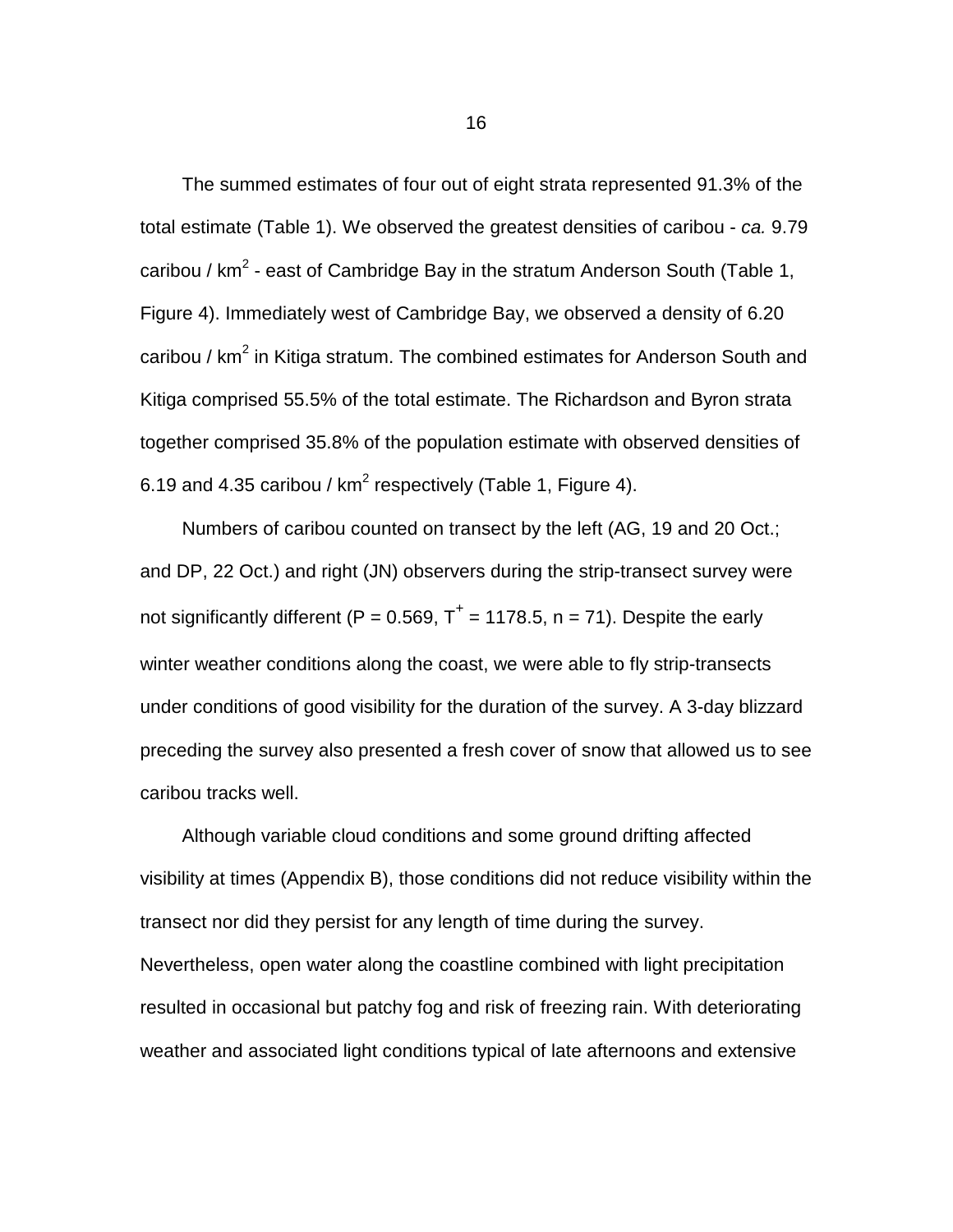The summed estimates of four out of eight strata represented 91.3% of the total estimate (Table 1). We observed the greatest densities of caribou - *ca.* 9.79 caribou / $km^2$ - east of Cambridge Bay in the stratum Anderson South (Table 1, Figure 4). Immediately west of Cambridge Bay, we observed a density of 6.20 caribou / $km^2$ in Kitiga stratum. The combined estimates for Anderson South and Kitiga comprised 55.5% of the total estimate. The Richardson and Byron strata together comprised 35.8% of the population estimate with observed densities of 6.19 and 4.35 caribou / $km^2$ respectively (Table 1, Figure 4).

Numbers of caribou counted on transect by the left (AG, 19 and 20 Oct.; and DP, 22 Oct.) and right (JN) observers during the strip-transect survey were not significantly different ($P = 0.569$, $T^+ = 1178.5$, $n = 71$). Despite the early winter weather conditions along the coast, we were able to fly strip-transects under conditions of good visibility for the duration of the survey. A 3-day blizzard preceding the survey also presented a fresh cover of snow that allowed us to see caribou tracks well.

Although variable cloud conditions and some ground drifting affected visibility at times (Appendix B), those conditions did not reduce visibility within the transect nor did they persist for any length of time during the survey. Nevertheless, open water along the coastline combined with light precipitation resulted in occasional but patchy fog and risk of freezing rain. With deteriorating weather and associated light conditions typical of late afternoons and extensive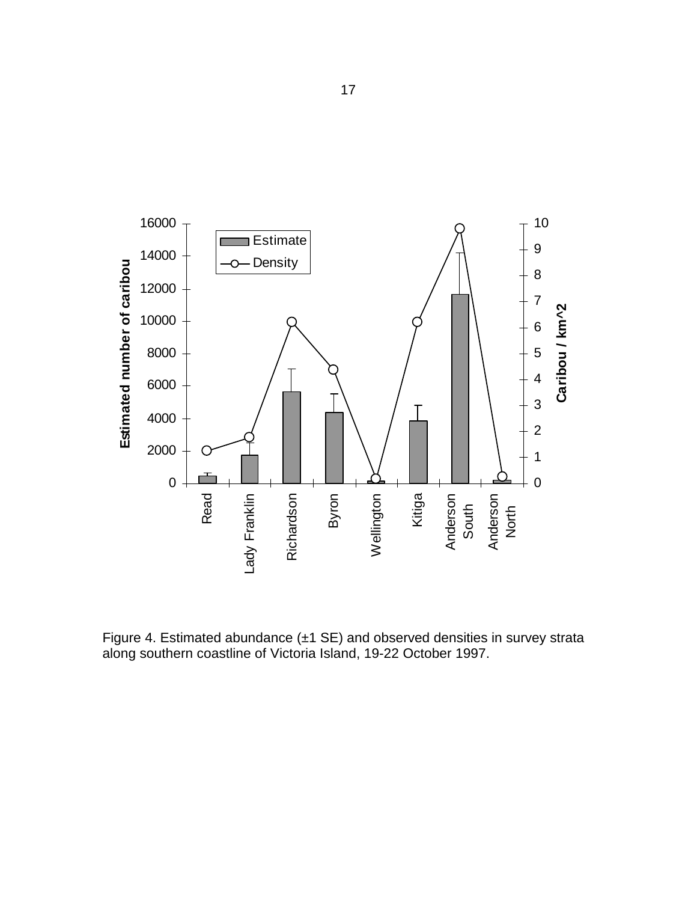Figure 4. Estimated abundance (±1 SE) and observed densities in survey strata along southern coastline of Victoria Island, 19-22 October 1997.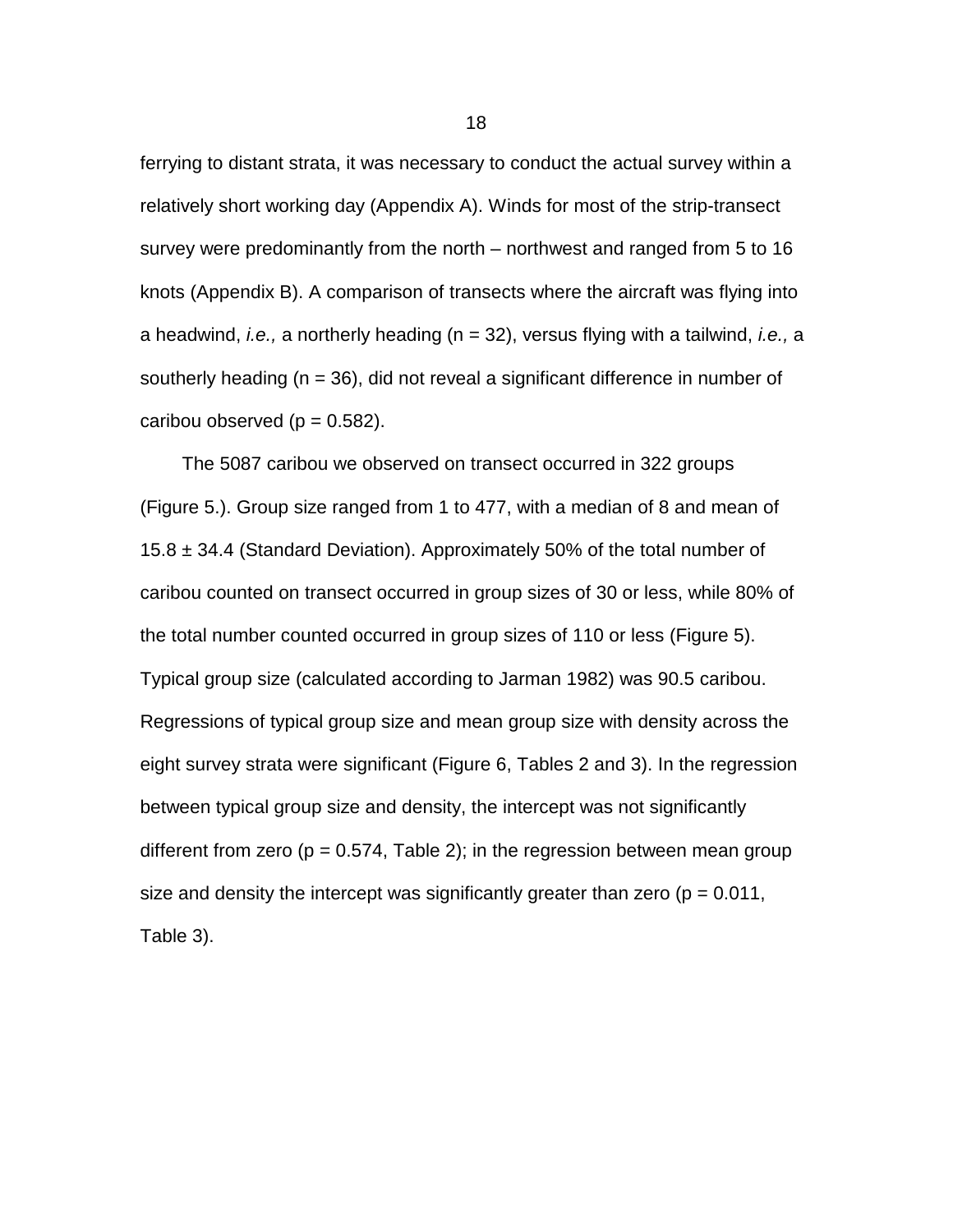ferrying to distant strata, it was necessary to conduct the actual survey within a relatively short working day (Appendix A). Winds for most of the strip-transect survey were predominantly from the north – northwest and ranged from 5 to 16 knots (Appendix B). A comparison of transects where the aircraft was flying into a headwind, *i.e.,* a northerly heading ($n = 32$), versus flying with a tailwind, *i.e.,* a southerly heading ($n = 36$), did not reveal a significant difference in number of caribou observed ($p = 0.582$).

The 5087 caribou we observed on transect occurred in 322 groups (Figure 5.). Group size ranged from 1 to 477, with a median of 8 and mean of $15.8 \pm 34.4$ (Standard Deviation). Approximately 50% of the total number of caribou counted on transect occurred in group sizes of 30 or less, while 80% of the total number counted occurred in group sizes of 110 or less (Figure 5). Typical group size (calculated according to Jarman 1982) was 90.5 caribou. Regressions of typical group size and mean group size with density across the eight survey strata were significant (Figure 6, Tables 2 and 3). In the regression between typical group size and density, the intercept was not significantly different from zero ($p = 0.574$, Table 2); in the regression between mean group size and density the intercept was significantly greater than zero ($p = 0.011$, Table 3).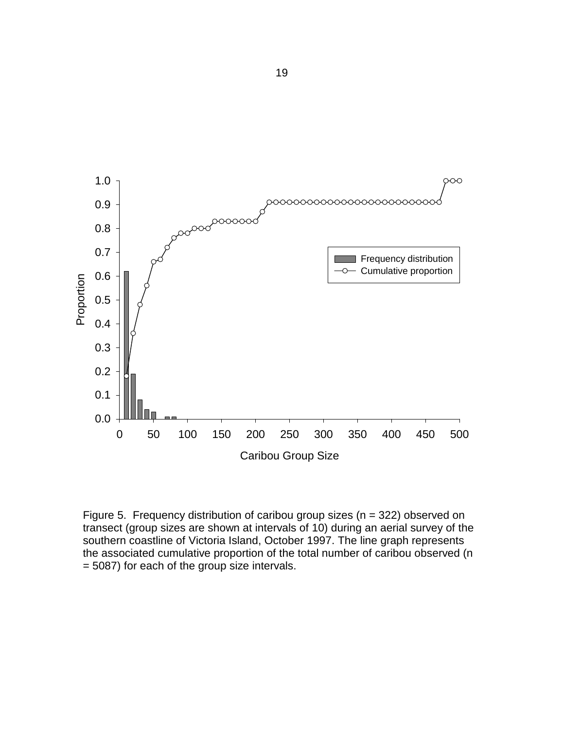Figure 5. Frequency distribution of caribou group sizes (n = 322) observed on transect (group sizes are shown at intervals of 10) during an aerial survey of the southern coastline of Victoria Island, October 1997. The line graph represents the associated cumulative proportion of the total number of caribou observed (n = 5087) for each of the group size intervals.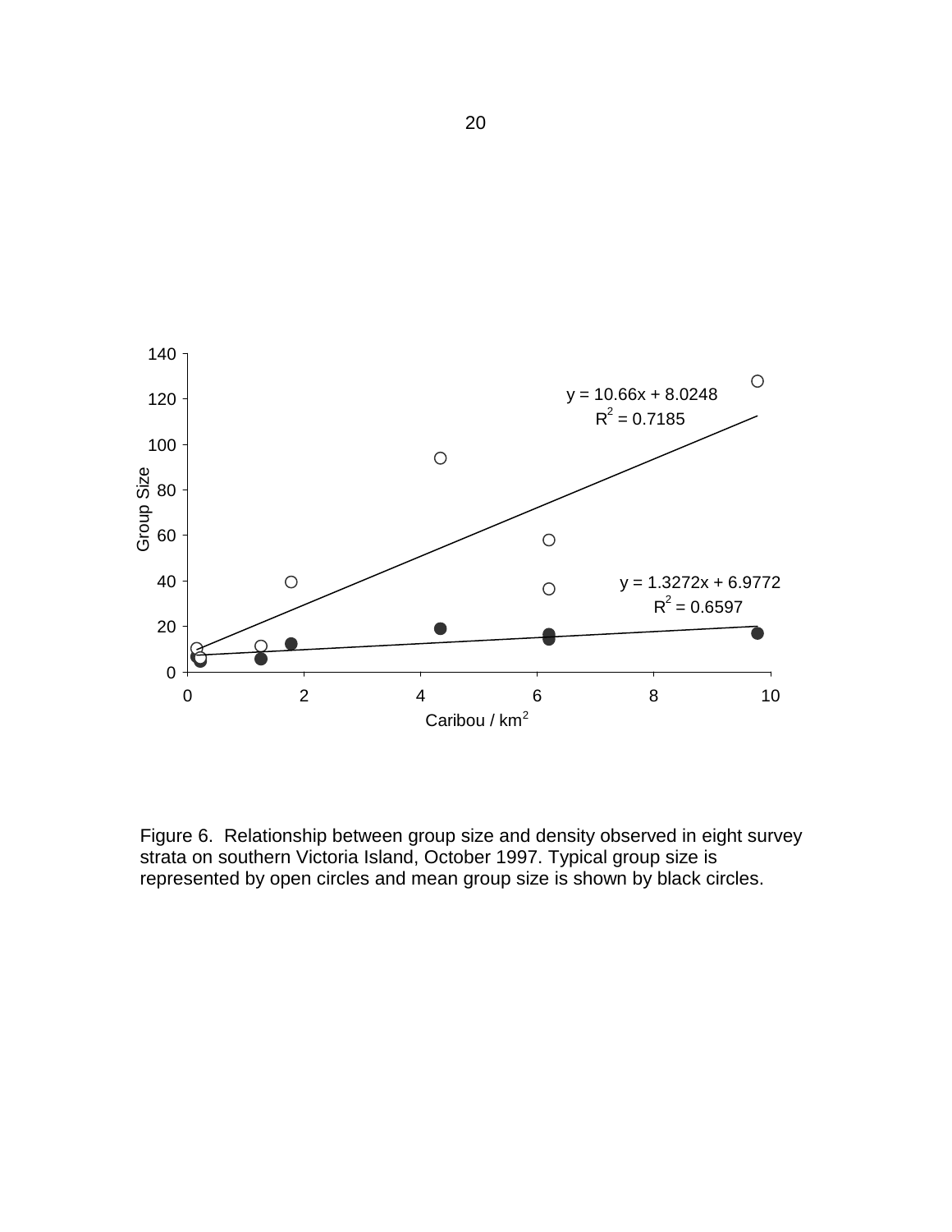Figure 6. Relationship between group size and density observed in eight survey strata on southern Victoria Island, October 1997. Typical group size is represented by open circles and mean group size is shown by black circles.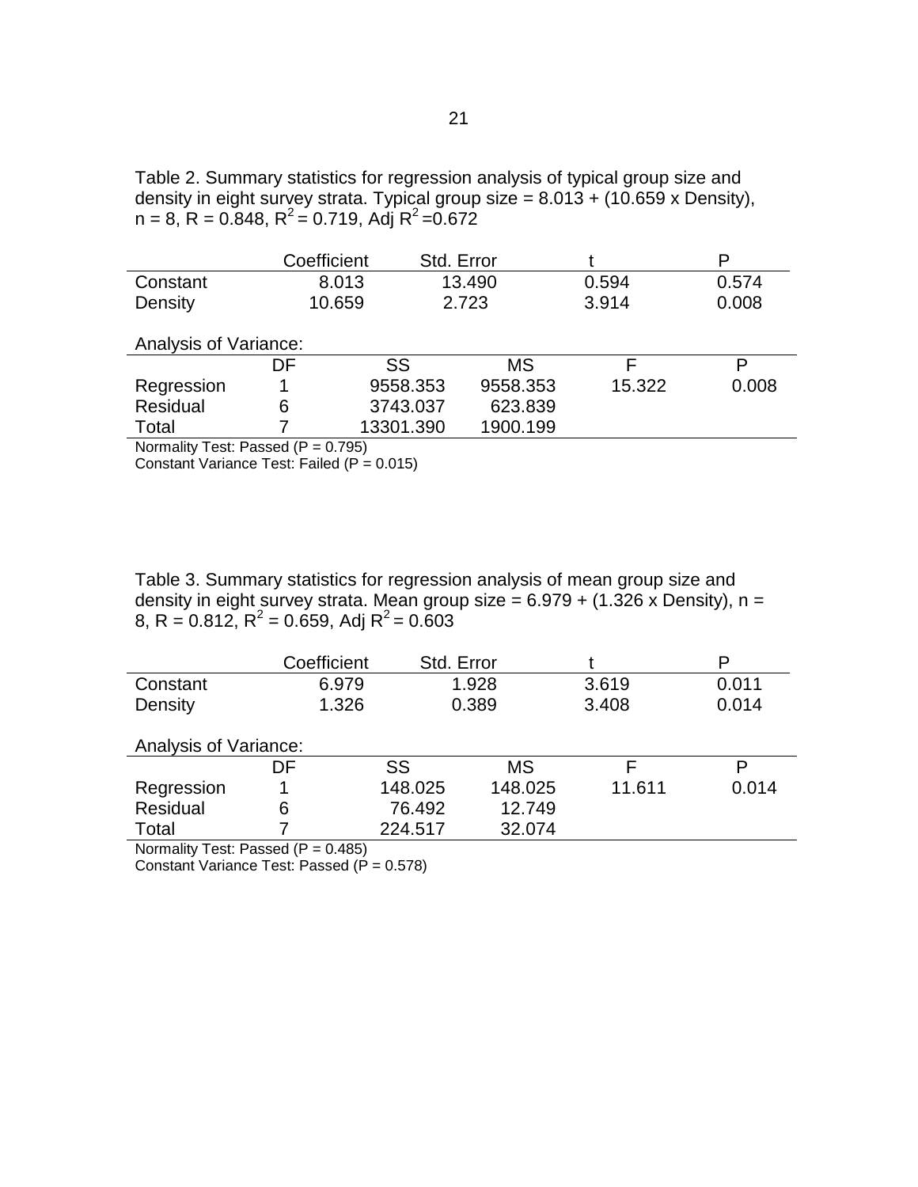Table 2. Summary statistics for regression analysis of typical group size and density in eight survey strata. Typical group size = 8.013 + (10.659 x Density), n = 8, R = 0.848, $R^2$ = 0.719, Adj $R^2$ =0.672

| | Coefficient | Std. Error | t | P |
|---|---|---|---|---|
| Constant | 8.013 | 13.490 | 0.594 | 0.574 |
| Density | 10.659 | 2.723 | 3.914 | 0.008 |

Analysis of Variance:

| | DF | SS | MS | F | P |
|---|---|---|---|---|---|
| Regression | 1 | 9558.353 | 9558.353 | 15.322 | 0.008 |
| Residual | 6 | 3743.037 | 623.839 | | |
| Total | 7 | 13301.390 | 1900.199 | | |

Normality Test: Passed (P = 0.795)
Constant Variance Test: Failed (P = 0.015)

Table 3. Summary statistics for regression analysis of mean group size and density in eight survey strata. Mean group size = 6.979 + (1.326 x Density), n = 8, R = 0.812, $R^2$ = 0.659, Adj $R^2$ = 0.603

| | Coefficient | Std. Error | t | P |
|---|---|---|---|---|
| Constant | 6.979 | 1.928 | 3.619 | 0.011 |
| Density | 1.326 | 0.389 | 3.408 | 0.014 |

Analysis of Variance:

| | DF | SS | MS | F | P |
|---|---|---|---|---|---|
| Regression | 1 | 148.025 | 148.025 | 11.611 | 0.014 |
| Residual | 6 | 76.492 | 12.749 | | |
| Total | 7 | 224.517 | 32.074 | | |

Normality Test: Passed (P = 0.485)
Constant Variance Test: Passed (P = 0.578)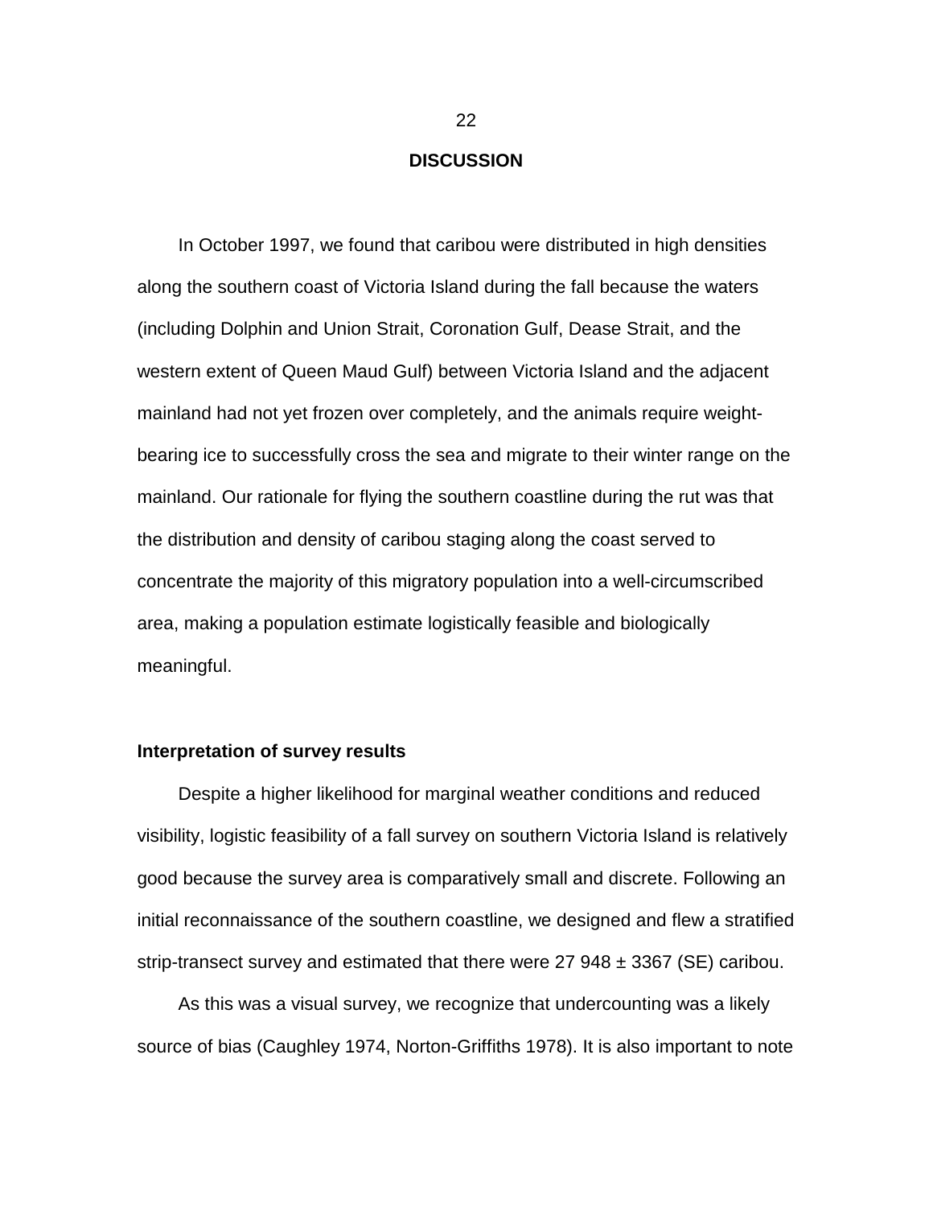## DISCUSSION

In October 1997, we found that caribou were distributed in high densities along the southern coast of Victoria Island during the fall because the waters (including Dolphin and Union Strait, Coronation Gulf, Dease Strait, and the western extent of Queen Maud Gulf) between Victoria Island and the adjacent mainland had not yet frozen over completely, and the animals require weight-bearing ice to successfully cross the sea and migrate to their winter range on the mainland. Our rationale for flying the southern coastline during the rut was that the distribution and density of caribou staging along the coast served to concentrate the majority of this migratory population into a well-circumscribed area, making a population estimate logistically feasible and biologically meaningful.

### Interpretation of survey results

Despite a higher likelihood for marginal weather conditions and reduced visibility, logistic feasibility of a fall survey on southern Victoria Island is relatively good because the survey area is comparatively small and discrete. Following an initial reconnaissance of the southern coastline, we designed and flew a stratified strip-transect survey and estimated that there were 27 948 ± 3367 (SE) caribou.

As this was a visual survey, we recognize that undercounting was a likely source of bias (Caughley 1974, Norton-Griffiths 1978). It is also important to note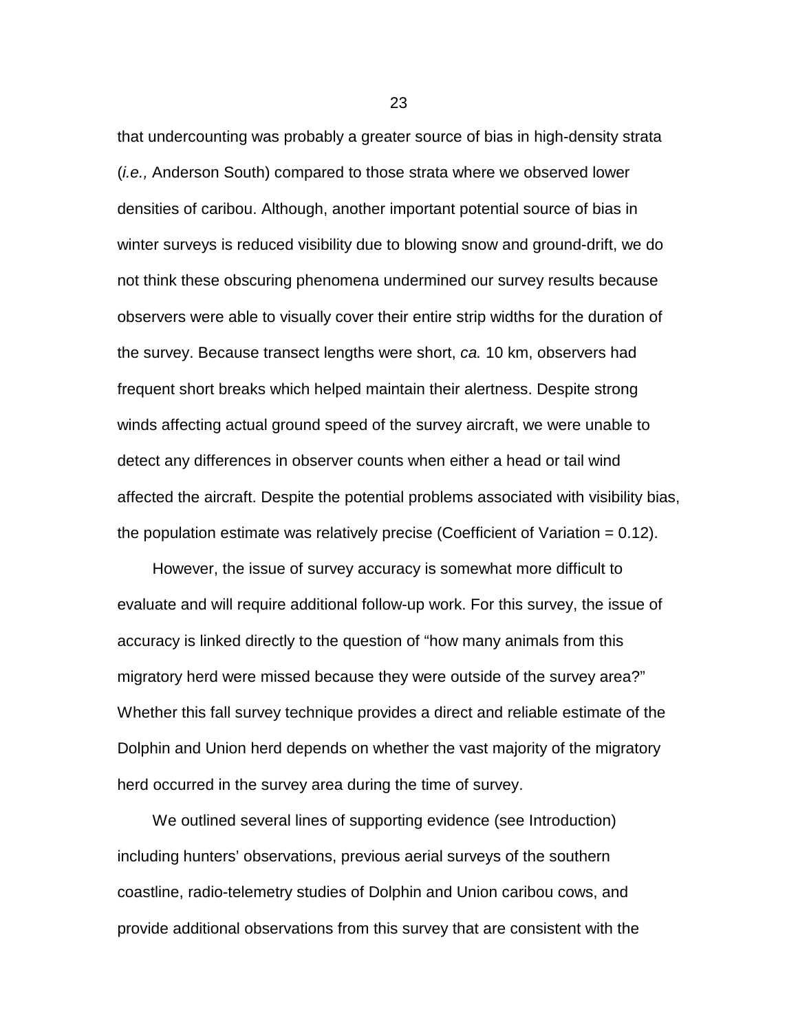that undercounting was probably a greater source of bias in high-density strata (*i.e.,* Anderson South) compared to those strata where we observed lower densities of caribou. Although, another important potential source of bias in winter surveys is reduced visibility due to blowing snow and ground-drift, we do not think these obscuring phenomena undermined our survey results because observers were able to visually cover their entire strip widths for the duration of the survey. Because transect lengths were short, *ca.* 10 km, observers had frequent short breaks which helped maintain their alertness. Despite strong winds affecting actual ground speed of the survey aircraft, we were unable to detect any differences in observer counts when either a head or tail wind affected the aircraft. Despite the potential problems associated with visibility bias, the population estimate was relatively precise (Coefficient of Variation = 0.12).

However, the issue of survey accuracy is somewhat more difficult to evaluate and will require additional follow-up work. For this survey, the issue of accuracy is linked directly to the question of "how many animals from this migratory herd were missed because they were outside of the survey area?" Whether this fall survey technique provides a direct and reliable estimate of the Dolphin and Union herd depends on whether the vast majority of the migratory herd occurred in the survey area during the time of survey.

We outlined several lines of supporting evidence (see Introduction) including hunters' observations, previous aerial surveys of the southern coastline, radio-telemetry studies of Dolphin and Union caribou cows, and provide additional observations from this survey that are consistent with the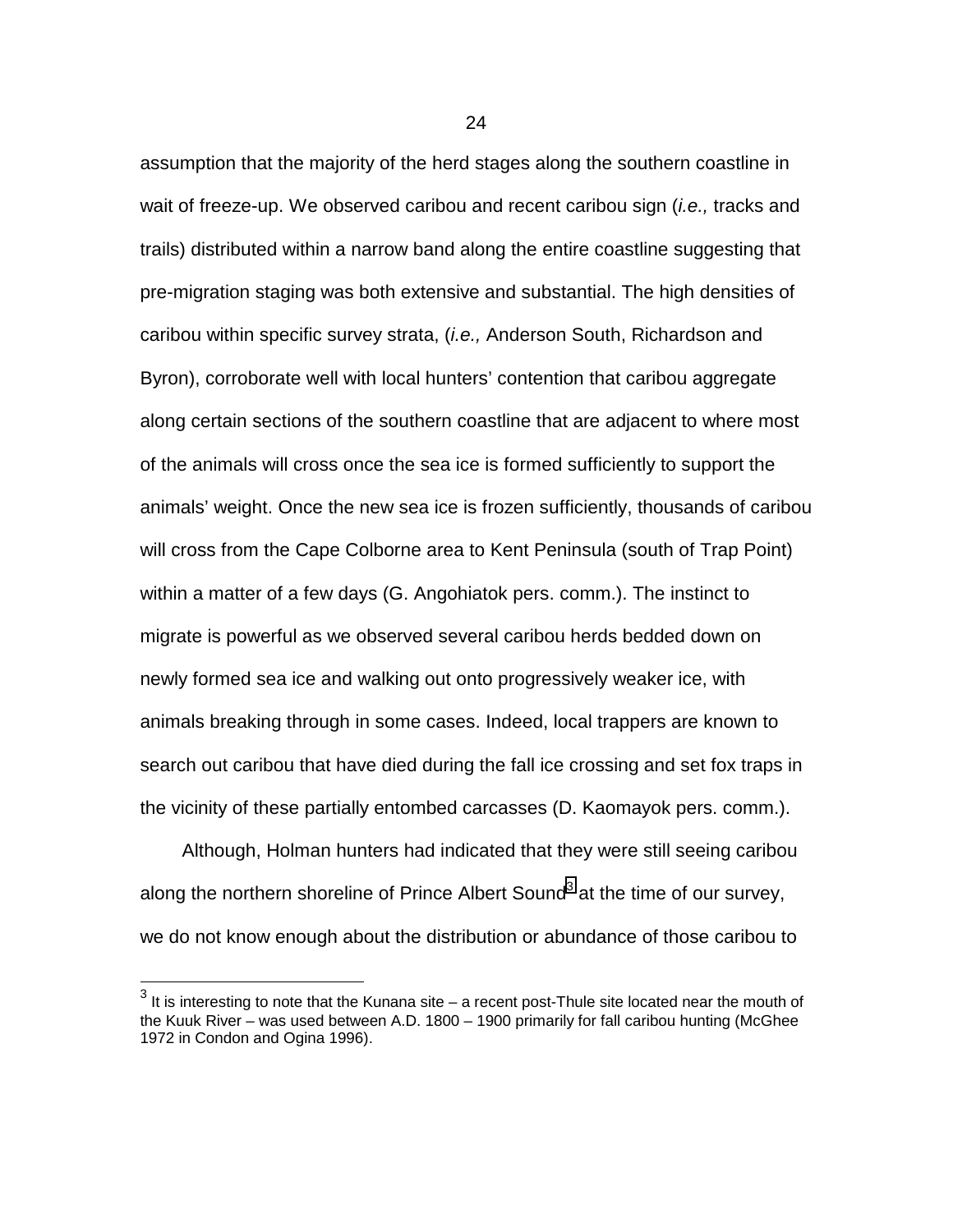assumption that the majority of the herd stages along the southern coastline in wait of freeze-up. We observed caribou and recent caribou sign (*i.e.,* tracks and trails) distributed within a narrow band along the entire coastline suggesting that pre-migration staging was both extensive and substantial. The high densities of caribou within specific survey strata, (*i.e.,* Anderson South, Richardson and Byron), corroborate well with local hunters' contention that caribou aggregate along certain sections of the southern coastline that are adjacent to where most of the animals will cross once the sea ice is formed sufficiently to support the animals' weight. Once the new sea ice is frozen sufficiently, thousands of caribou will cross from the Cape Colborne area to Kent Peninsula (south of Trap Point) within a matter of a few days (G. Angohiatok pers. comm.). The instinct to migrate is powerful as we observed several caribou herds bedded down on newly formed sea ice and walking out onto progressively weaker ice, with animals breaking through in some cases. Indeed, local trappers are known to search out caribou that have died during the fall ice crossing and set fox traps in the vicinity of these partially entombed carcasses (D. Kaomayok pers. comm.).

Although, Holman hunters had indicated that they were still seeing caribou along the northern shoreline of Prince Albert Sound[3] at the time of our survey, we do not know enough about the distribution or abundance of those caribou to

[3] It is interesting to note that the Kunana site – a recent post-Thule site located near the mouth of the Kuuk River – was used between A.D. 1800 – 1900 primarily for fall caribou hunting (McGhee 1972 in Condon and Ogina 1996).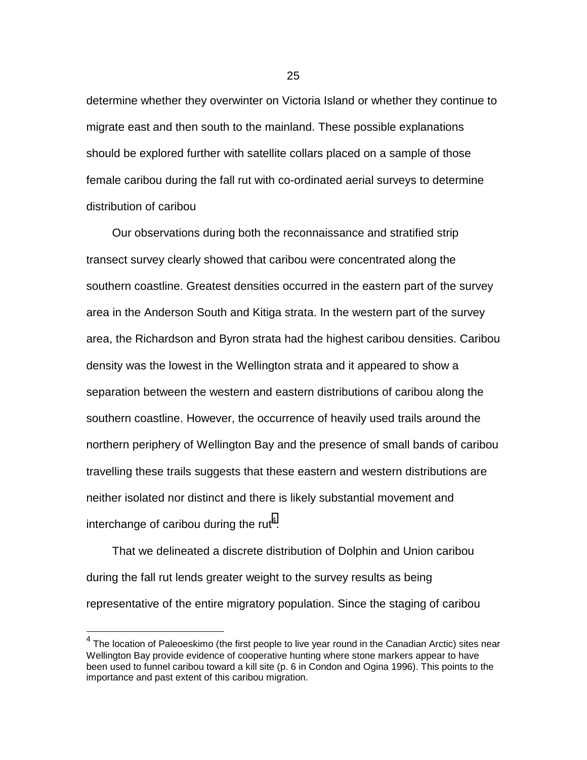determine whether they overwinter on Victoria Island or whether they continue to migrate east and then south to the mainland. These possible explanations should be explored further with satellite collars placed on a sample of those female caribou during the fall rut with co-ordinated aerial surveys to determine distribution of caribou

Our observations during both the reconnaissance and stratified strip transect survey clearly showed that caribou were concentrated along the southern coastline. Greatest densities occurred in the eastern part of the survey area in the Anderson South and Kitiga strata. In the western part of the survey area, the Richardson and Byron strata had the highest caribou densities. Caribou density was the lowest in the Wellington strata and it appeared to show a separation between the western and eastern distributions of caribou along the southern coastline. However, the occurrence of heavily used trails around the northern periphery of Wellington Bay and the presence of small bands of caribou travelling these trails suggests that these eastern and western distributions are neither isolated nor distinct and there is likely substantial movement and interchange of caribou during the rut[4].

That we delineated a discrete distribution of Dolphin and Union caribou during the fall rut lends greater weight to the survey results as being representative of the entire migratory population. Since the staging of caribou

[4] The location of Paleoeskimo (the first people to live year round in the Canadian Arctic) sites near Wellington Bay provide evidence of cooperative hunting where stone markers appear to have been used to funnel caribou toward a kill site (p. 6 in Condon and Ogina 1996). This points to the importance and past extent of this caribou migration.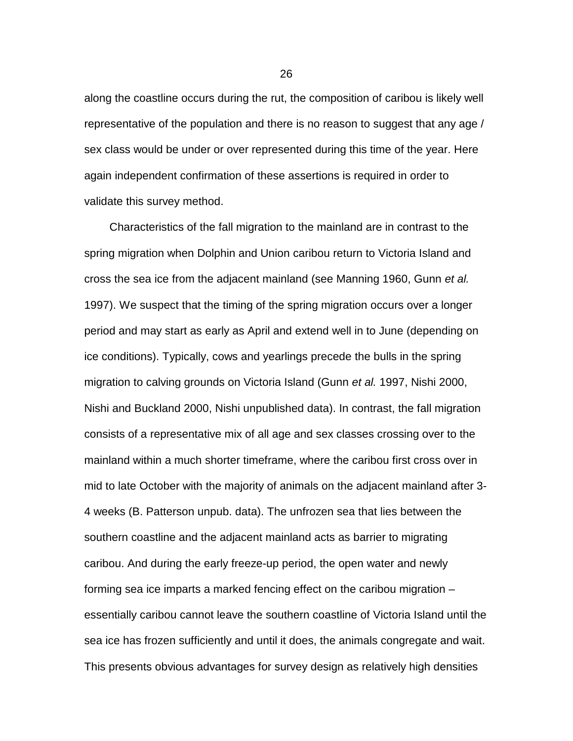along the coastline occurs during the rut, the composition of caribou is likely well representative of the population and there is no reason to suggest that any age / sex class would be under or over represented during this time of the year. Here again independent confirmation of these assertions is required in order to validate this survey method.

Characteristics of the fall migration to the mainland are in contrast to the spring migration when Dolphin and Union caribou return to Victoria Island and cross the sea ice from the adjacent mainland (see Manning 1960, Gunn *et al.* 1997). We suspect that the timing of the spring migration occurs over a longer period and may start as early as April and extend well in to June (depending on ice conditions). Typically, cows and yearlings precede the bulls in the spring migration to calving grounds on Victoria Island (Gunn *et al.* 1997, Nishi 2000, Nishi and Buckland 2000, Nishi unpublished data). In contrast, the fall migration consists of a representative mix of all age and sex classes crossing over to the mainland within a much shorter timeframe, where the caribou first cross over in mid to late October with the majority of animals on the adjacent mainland after 3-4 weeks (B. Patterson unpub. data). The unfrozen sea that lies between the southern coastline and the adjacent mainland acts as barrier to migrating caribou. And during the early freeze-up period, the open water and newly forming sea ice imparts a marked fencing effect on the caribou migration – essentially caribou cannot leave the southern coastline of Victoria Island until the sea ice has frozen sufficiently and until it does, the animals congregate and wait. This presents obvious advantages for survey design as relatively high densities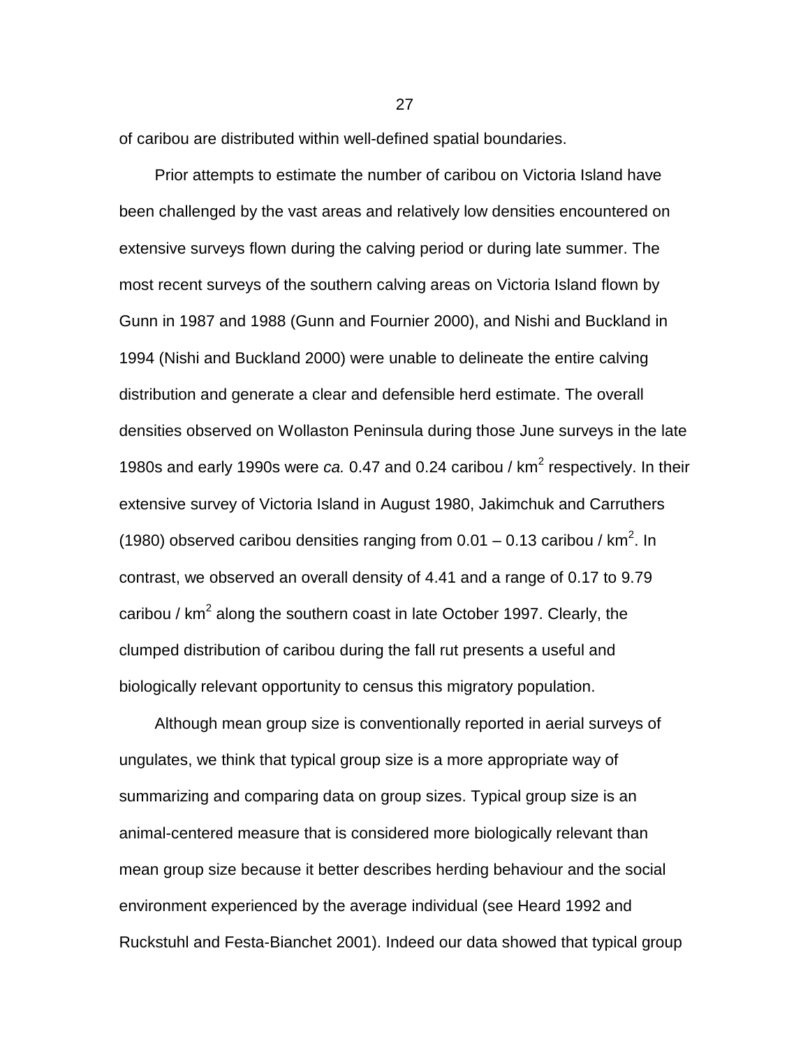of caribou are distributed within well-defined spatial boundaries.

Prior attempts to estimate the number of caribou on Victoria Island have been challenged by the vast areas and relatively low densities encountered on extensive surveys flown during the calving period or during late summer. The most recent surveys of the southern calving areas on Victoria Island flown by Gunn in 1987 and 1988 (Gunn and Fournier 2000), and Nishi and Buckland in 1994 (Nishi and Buckland 2000) were unable to delineate the entire calving distribution and generate a clear and defensible herd estimate. The overall densities observed on Wollaston Peninsula during those June surveys in the late 1980s and early 1990s were *ca.* 0.47 and 0.24 caribou / km$^2$ respectively. In their extensive survey of Victoria Island in August 1980, Jakimchuk and Carruthers (1980) observed caribou densities ranging from 0.01 – 0.13 caribou / km$^2$. In contrast, we observed an overall density of 4.41 and a range of 0.17 to 9.79 caribou / km$^2$ along the southern coast in late October 1997. Clearly, the clumped distribution of caribou during the fall rut presents a useful and biologically relevant opportunity to census this migratory population.

Although mean group size is conventionally reported in aerial surveys of ungulates, we think that typical group size is a more appropriate way of summarizing and comparing data on group sizes. Typical group size is an animal-centered measure that is considered more biologically relevant than mean group size because it better describes herding behaviour and the social environment experienced by the average individual (see Heard 1992 and Ruckstuhl and Festa-Bianchet 2001). Indeed our data showed that typical group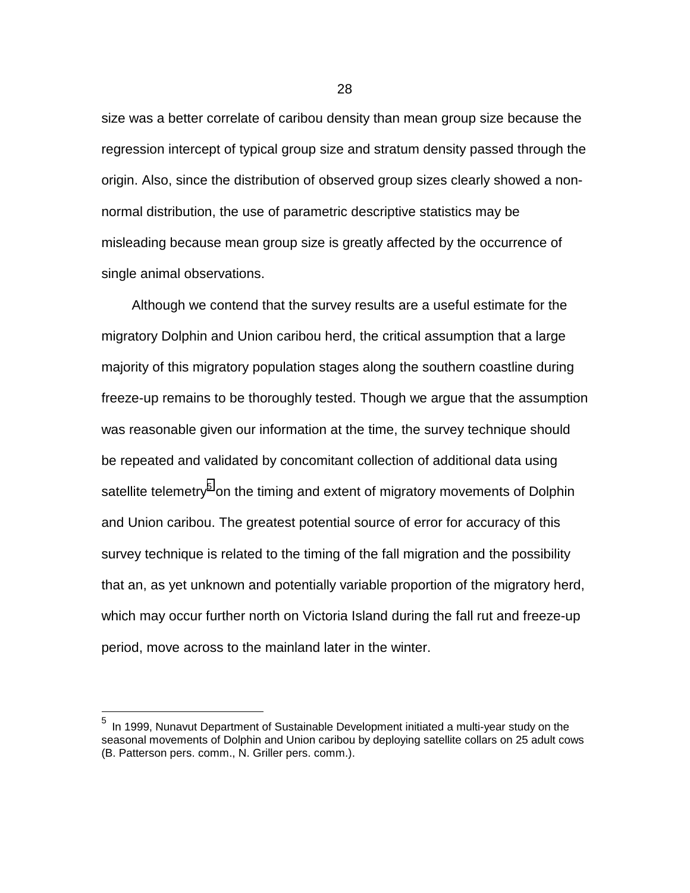size was a better correlate of caribou density than mean group size because the regression intercept of typical group size and stratum density passed through the origin. Also, since the distribution of observed group sizes clearly showed a non-normal distribution, the use of parametric descriptive statistics may be misleading because mean group size is greatly affected by the occurrence of single animal observations.

Although we contend that the survey results are a useful estimate for the migratory Dolphin and Union caribou herd, the critical assumption that a large majority of this migratory population stages along the southern coastline during freeze-up remains to be thoroughly tested. Though we argue that the assumption was reasonable given our information at the time, the survey technique should be repeated and validated by concomitant collection of additional data using satellite telemetry[5] on the timing and extent of migratory movements of Dolphin and Union caribou. The greatest potential source of error for accuracy of this survey technique is related to the timing of the fall migration and the possibility that an, as yet unknown and potentially variable proportion of the migratory herd, which may occur further north on Victoria Island during the fall rut and freeze-up period, move across to the mainland later in the winter.

---

[5] In 1999, Nunavut Department of Sustainable Development initiated a multi-year study on the seasonal movements of Dolphin and Union caribou by deploying satellite collars on 25 adult cows (B. Patterson pers. comm., N. Griller pers. comm.).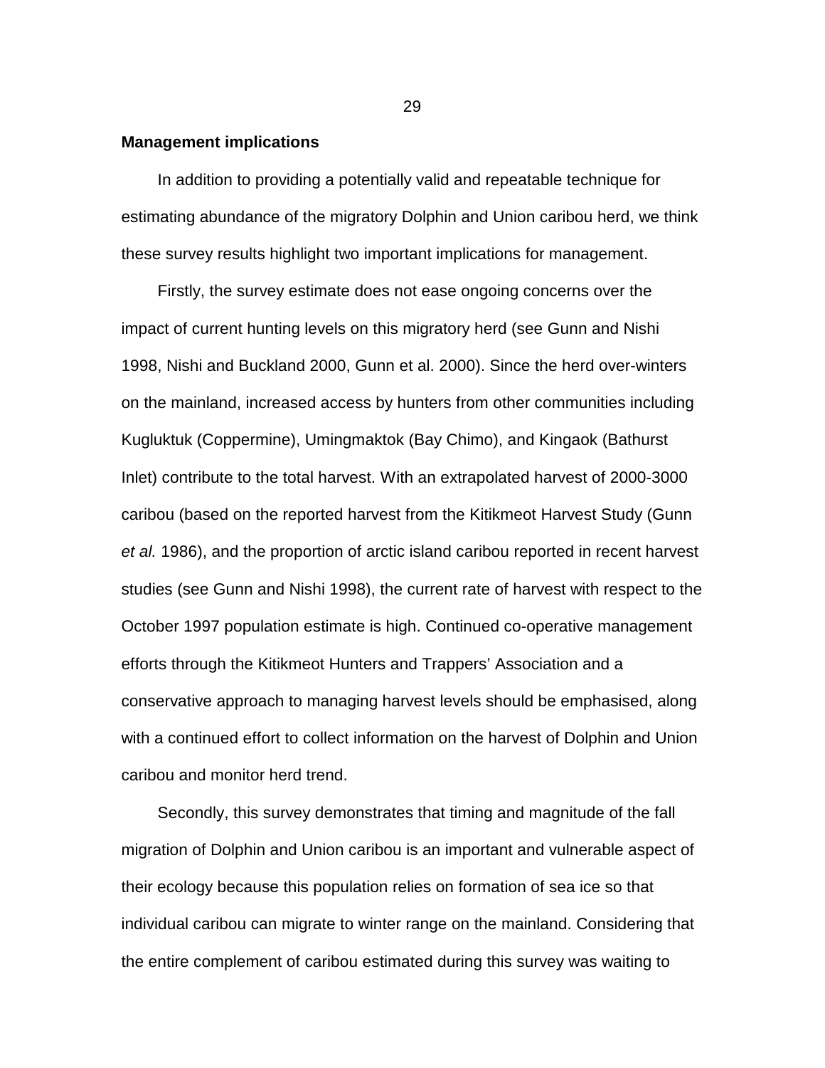**Management implications**

In addition to providing a potentially valid and repeatable technique for estimating abundance of the migratory Dolphin and Union caribou herd, we think these survey results highlight two important implications for management.

Firstly, the survey estimate does not ease ongoing concerns over the impact of current hunting levels on this migratory herd (see Gunn and Nishi 1998, Nishi and Buckland 2000, Gunn et al. 2000). Since the herd over-winters on the mainland, increased access by hunters from other communities including Kugluktuk (Coppermine), Umingmaktok (Bay Chimo), and Kingaok (Bathurst Inlet) contribute to the total harvest. With an extrapolated harvest of 2000-3000 caribou (based on the reported harvest from the Kitikmeot Harvest Study (Gunn *et al.* 1986), and the proportion of arctic island caribou reported in recent harvest studies (see Gunn and Nishi 1998), the current rate of harvest with respect to the October 1997 population estimate is high. Continued co-operative management efforts through the Kitikmeot Hunters and Trappers' Association and a conservative approach to managing harvest levels should be emphasised, along with a continued effort to collect information on the harvest of Dolphin and Union caribou and monitor herd trend.

Secondly, this survey demonstrates that timing and magnitude of the fall migration of Dolphin and Union caribou is an important and vulnerable aspect of their ecology because this population relies on formation of sea ice so that individual caribou can migrate to winter range on the mainland. Considering that the entire complement of caribou estimated during this survey was waiting to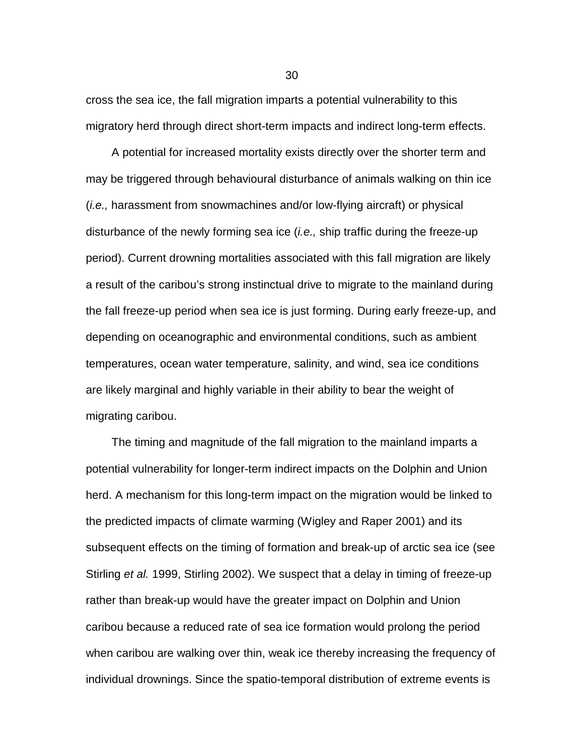cross the sea ice, the fall migration imparts a potential vulnerability to this migratory herd through direct short-term impacts and indirect long-term effects.

A potential for increased mortality exists directly over the shorter term and may be triggered through behavioural disturbance of animals walking on thin ice (*i.e.,* harassment from snowmachines and/or low-flying aircraft) or physical disturbance of the newly forming sea ice (*i.e.,* ship traffic during the freeze-up period). Current drowning mortalities associated with this fall migration are likely a result of the caribou's strong instinctual drive to migrate to the mainland during the fall freeze-up period when sea ice is just forming. During early freeze-up, and depending on oceanographic and environmental conditions, such as ambient temperatures, ocean water temperature, salinity, and wind, sea ice conditions are likely marginal and highly variable in their ability to bear the weight of migrating caribou.

The timing and magnitude of the fall migration to the mainland imparts a potential vulnerability for longer-term indirect impacts on the Dolphin and Union herd. A mechanism for this long-term impact on the migration would be linked to the predicted impacts of climate warming (Wigley and Raper 2001) and its subsequent effects on the timing of formation and break-up of arctic sea ice (see Stirling *et al.* 1999, Stirling 2002). We suspect that a delay in timing of freeze-up rather than break-up would have the greater impact on Dolphin and Union caribou because a reduced rate of sea ice formation would prolong the period when caribou are walking over thin, weak ice thereby increasing the frequency of individual drownings. Since the spatio-temporal distribution of extreme events is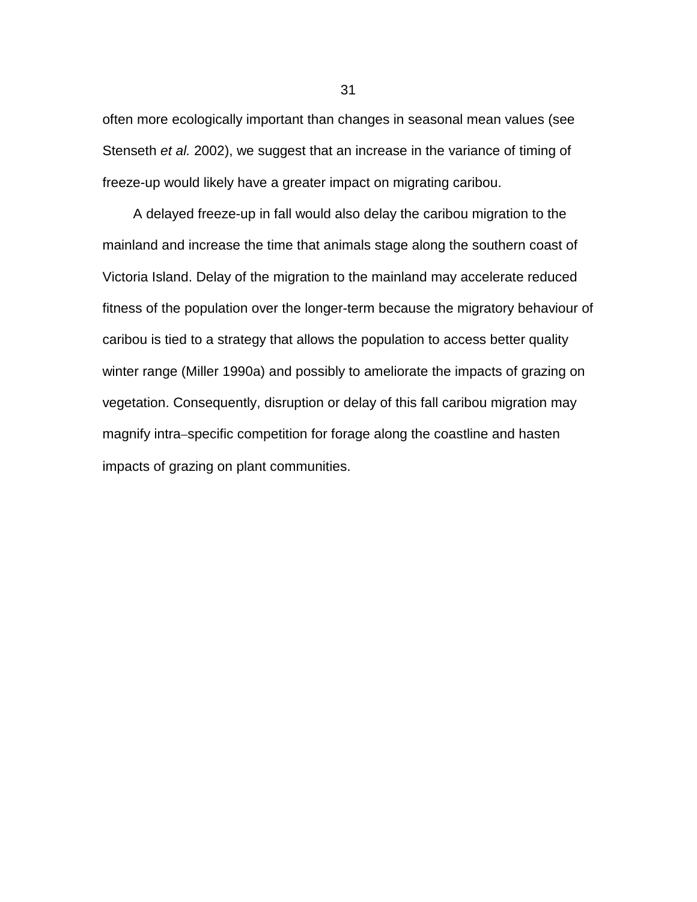often more ecologically important than changes in seasonal mean values (see Stenseth *et al.* 2002), we suggest that an increase in the variance of timing of freeze-up would likely have a greater impact on migrating caribou.

A delayed freeze-up in fall would also delay the caribou migration to the mainland and increase the time that animals stage along the southern coast of Victoria Island. Delay of the migration to the mainland may accelerate reduced fitness of the population over the longer-term because the migratory behaviour of caribou is tied to a strategy that allows the population to access better quality winter range (Miller 1990a) and possibly to ameliorate the impacts of grazing on vegetation. Consequently, disruption or delay of this fall caribou migration may magnify intra–specific competition for forage along the coastline and hasten impacts of grazing on plant communities.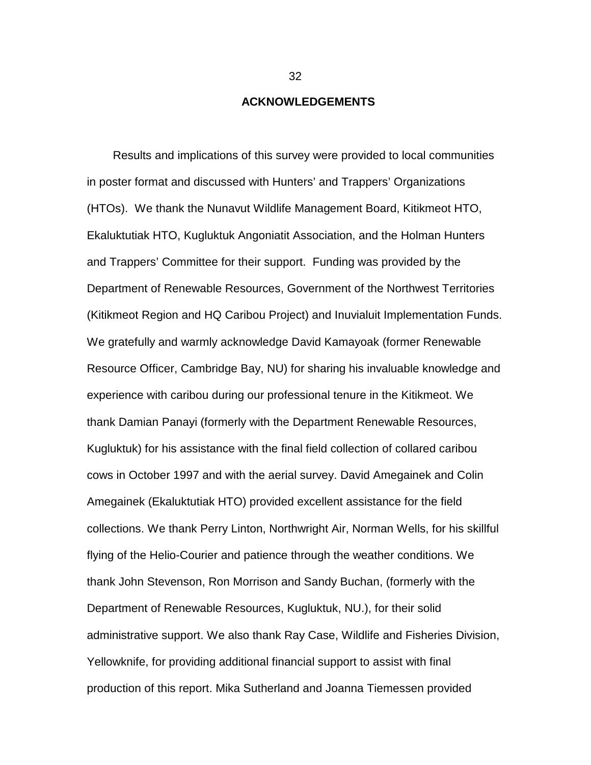## ACKNOWLEDGEMENTS

Results and implications of this survey were provided to local communities in poster format and discussed with Hunters' and Trappers' Organizations (HTOs). We thank the Nunavut Wildlife Management Board, Kitikmeot HTO, Ekaluktutiak HTO, Kugluktuk Angoniatit Association, and the Holman Hunters and Trappers' Committee for their support. Funding was provided by the Department of Renewable Resources, Government of the Northwest Territories (Kitikmeot Region and HQ Caribou Project) and Inuvialuit Implementation Funds. We gratefully and warmly acknowledge David Kamayoak (former Renewable Resource Officer, Cambridge Bay, NU) for sharing his invaluable knowledge and experience with caribou during our professional tenure in the Kitikmeot. We thank Damian Panayi (formerly with the Department Renewable Resources, Kugluktuk) for his assistance with the final field collection of collared caribou cows in October 1997 and with the aerial survey. David Amegainek and Colin Amegainek (Ekaluktutiak HTO) provided excellent assistance for the field collections. We thank Perry Linton, Northwright Air, Norman Wells, for his skillful flying of the Helio-Courier and patience through the weather conditions. We thank John Stevenson, Ron Morrison and Sandy Buchan, (formerly with the Department of Renewable Resources, Kugluktuk, NU.), for their solid administrative support. We also thank Ray Case, Wildlife and Fisheries Division, Yellowknife, for providing additional financial support to assist with final production of this report. Mika Sutherland and Joanna Tiemessen provided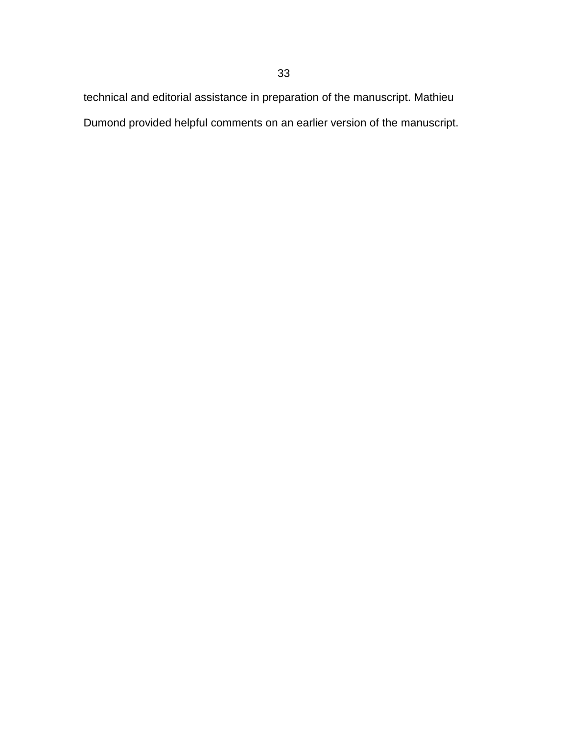technical and editorial assistance in preparation of the manuscript. Mathieu Dumond provided helpful comments on an earlier version of the manuscript.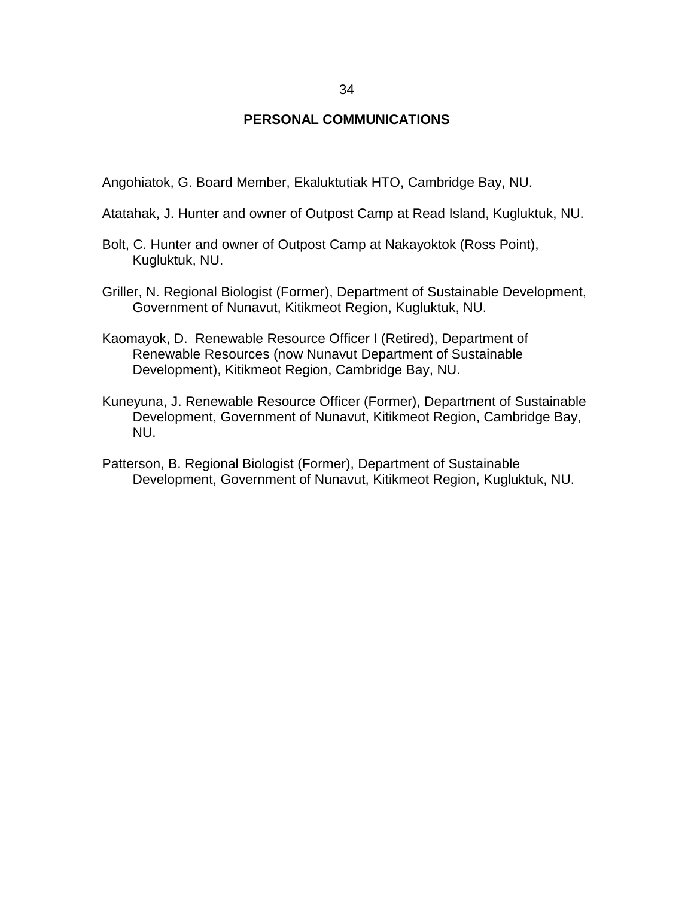## PERSONAL COMMUNICATIONS

Angohiatok, G. Board Member, Ekaluktutiak HTO, Cambridge Bay, NU.

Atatahak, J. Hunter and owner of Outpost Camp at Read Island, Kugluktuk, NU.

Bolt, C. Hunter and owner of Outpost Camp at Nakayoktok (Ross Point), Kugluktuk, NU.

Griller, N. Regional Biologist (Former), Department of Sustainable Development, Government of Nunavut, Kitikmeot Region, Kugluktuk, NU.

Kaomayok, D. Renewable Resource Officer I (Retired), Department of Renewable Resources (now Nunavut Department of Sustainable Development), Kitikmeot Region, Cambridge Bay, NU.

Kuneyuna, J. Renewable Resource Officer (Former), Department of Sustainable Development, Government of Nunavut, Kitikmeot Region, Cambridge Bay, NU.

Patterson, B. Regional Biologist (Former), Department of Sustainable Development, Government of Nunavut, Kitikmeot Region, Kugluktuk, NU.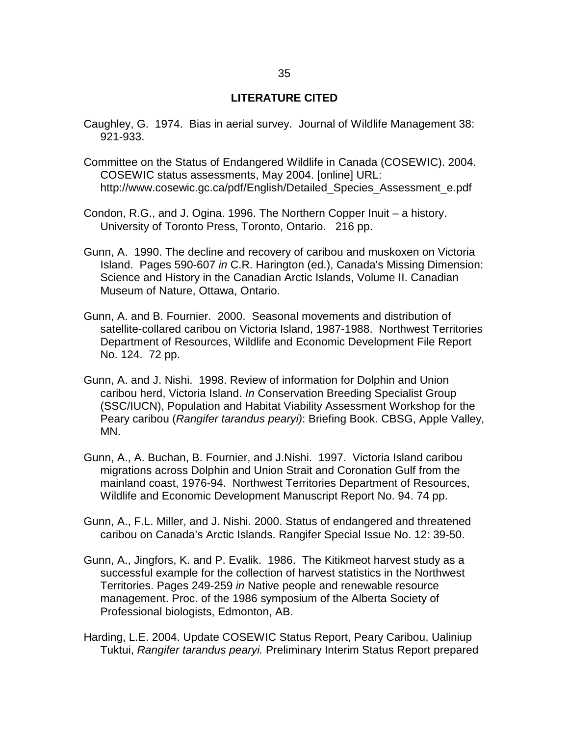## LITERATURE CITED

Caughley, G. 1974. Bias in aerial survey. Journal of Wildlife Management 38: 921-933.

Committee on the Status of Endangered Wildlife in Canada (COSEWIC). 2004. COSEWIC status assessments, May 2004. [online] URL: http://www.cosewic.gc.ca/pdf/English/Detailed_Species_Assessment_e.pdf

Condon, R.G., and J. Ogina. 1996. The Northern Copper Inuit – a history. University of Toronto Press, Toronto, Ontario. 216 pp.

Gunn, A. 1990. The decline and recovery of caribou and muskoxen on Victoria Island. Pages 590-607 *in* C.R. Harington (ed.), Canada's Missing Dimension: Science and History in the Canadian Arctic Islands, Volume II. Canadian Museum of Nature, Ottawa, Ontario.

Gunn, A. and B. Fournier. 2000. Seasonal movements and distribution of satellite-collared caribou on Victoria Island, 1987-1988. Northwest Territories Department of Resources, Wildlife and Economic Development File Report No. 124. 72 pp.

Gunn, A. and J. Nishi. 1998. Review of information for Dolphin and Union caribou herd, Victoria Island. *In* Conservation Breeding Specialist Group (SSC/IUCN), Population and Habitat Viability Assessment Workshop for the Peary caribou (*Rangifer tarandus pearyi)*: Briefing Book. CBSG, Apple Valley, MN.

Gunn, A., A. Buchan, B. Fournier, and J.Nishi. 1997. Victoria Island caribou migrations across Dolphin and Union Strait and Coronation Gulf from the mainland coast, 1976-94. Northwest Territories Department of Resources, Wildlife and Economic Development Manuscript Report No. 94. 74 pp.

Gunn, A., F.L. Miller, and J. Nishi. 2000. Status of endangered and threatened caribou on Canada's Arctic Islands. Rangifer Special Issue No. 12: 39-50.

Gunn, A., Jingfors, K. and P. Evalik. 1986. The Kitikmeot harvest study as a successful example for the collection of harvest statistics in the Northwest Territories. Pages 249-259 *in* Native people and renewable resource management. Proc. of the 1986 symposium of the Alberta Society of Professional biologists, Edmonton, AB.

Harding, L.E. 2004. Update COSEWIC Status Report, Peary Caribou, Ualiniup Tuktui, *Rangifer tarandus pearyi.* Preliminary Interim Status Report prepared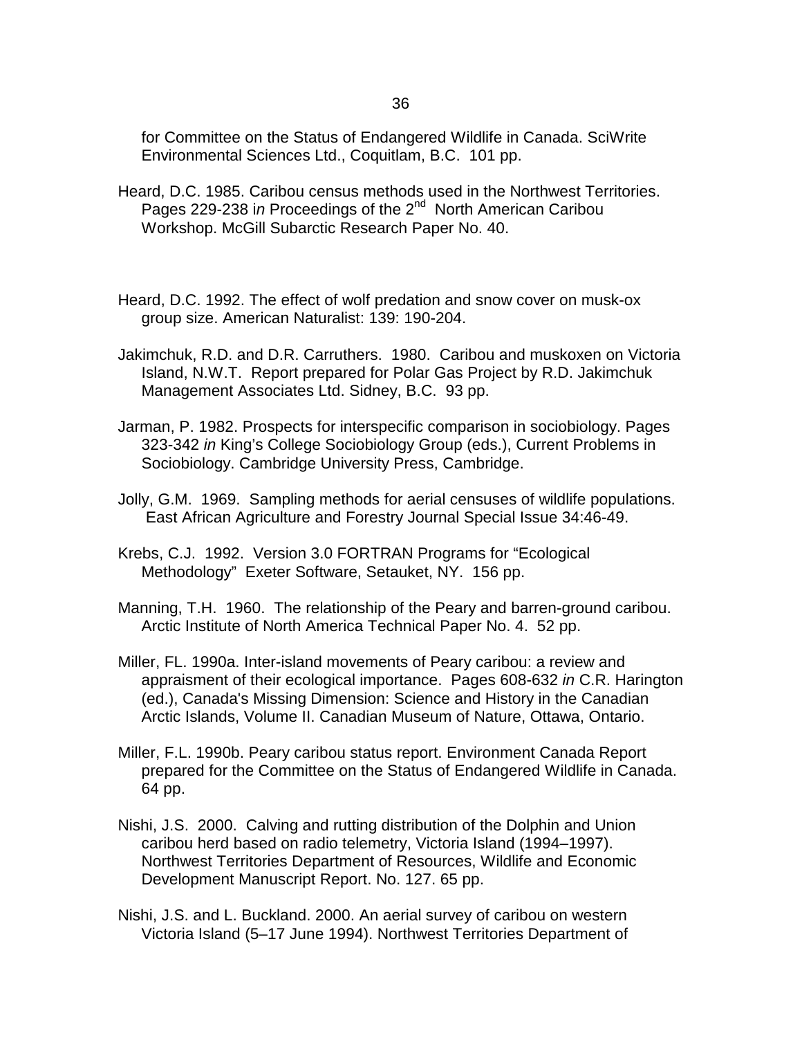for Committee on the Status of Endangered Wildlife in Canada. SciWrite Environmental Sciences Ltd., Coquitlam, B.C. 101 pp.

Heard, D.C. 1985. Caribou census methods used in the Northwest Territories. Pages 229-238 *in* Proceedings of the 2nd North American Caribou Workshop. McGill Subarctic Research Paper No. 40.

Heard, D.C. 1992. The effect of wolf predation and snow cover on musk-ox group size. American Naturalist: 139: 190-204.

Jakimchuk, R.D. and D.R. Carruthers. 1980. Caribou and muskoxen on Victoria Island, N.W.T. Report prepared for Polar Gas Project by R.D. Jakimchuk Management Associates Ltd. Sidney, B.C. 93 pp.

Jarman, P. 1982. Prospects for interspecific comparison in sociobiology. Pages 323-342 *in* King's College Sociobiology Group (eds.), Current Problems in Sociobiology. Cambridge University Press, Cambridge.

Jolly, G.M. 1969. Sampling methods for aerial censuses of wildlife populations. East African Agriculture and Forestry Journal Special Issue 34:46-49.

Krebs, C.J. 1992. Version 3.0 FORTRAN Programs for "Ecological Methodology" Exeter Software, Setauket, NY. 156 pp.

Manning, T.H. 1960. The relationship of the Peary and barren-ground caribou. Arctic Institute of North America Technical Paper No. 4. 52 pp.

Miller, FL. 1990a. Inter-island movements of Peary caribou: a review and appraisment of their ecological importance. Pages 608-632 *in* C.R. Harington (ed.), Canada's Missing Dimension: Science and History in the Canadian Arctic Islands, Volume II. Canadian Museum of Nature, Ottawa, Ontario.

Miller, F.L. 1990b. Peary caribou status report. Environment Canada Report prepared for the Committee on the Status of Endangered Wildlife in Canada. 64 pp.

Nishi, J.S. 2000. Calving and rutting distribution of the Dolphin and Union caribou herd based on radio telemetry, Victoria Island (1994–1997). Northwest Territories Department of Resources, Wildlife and Economic Development Manuscript Report. No. 127. 65 pp.

Nishi, J.S. and L. Buckland. 2000. An aerial survey of caribou on western Victoria Island (5–17 June 1994). Northwest Territories Department of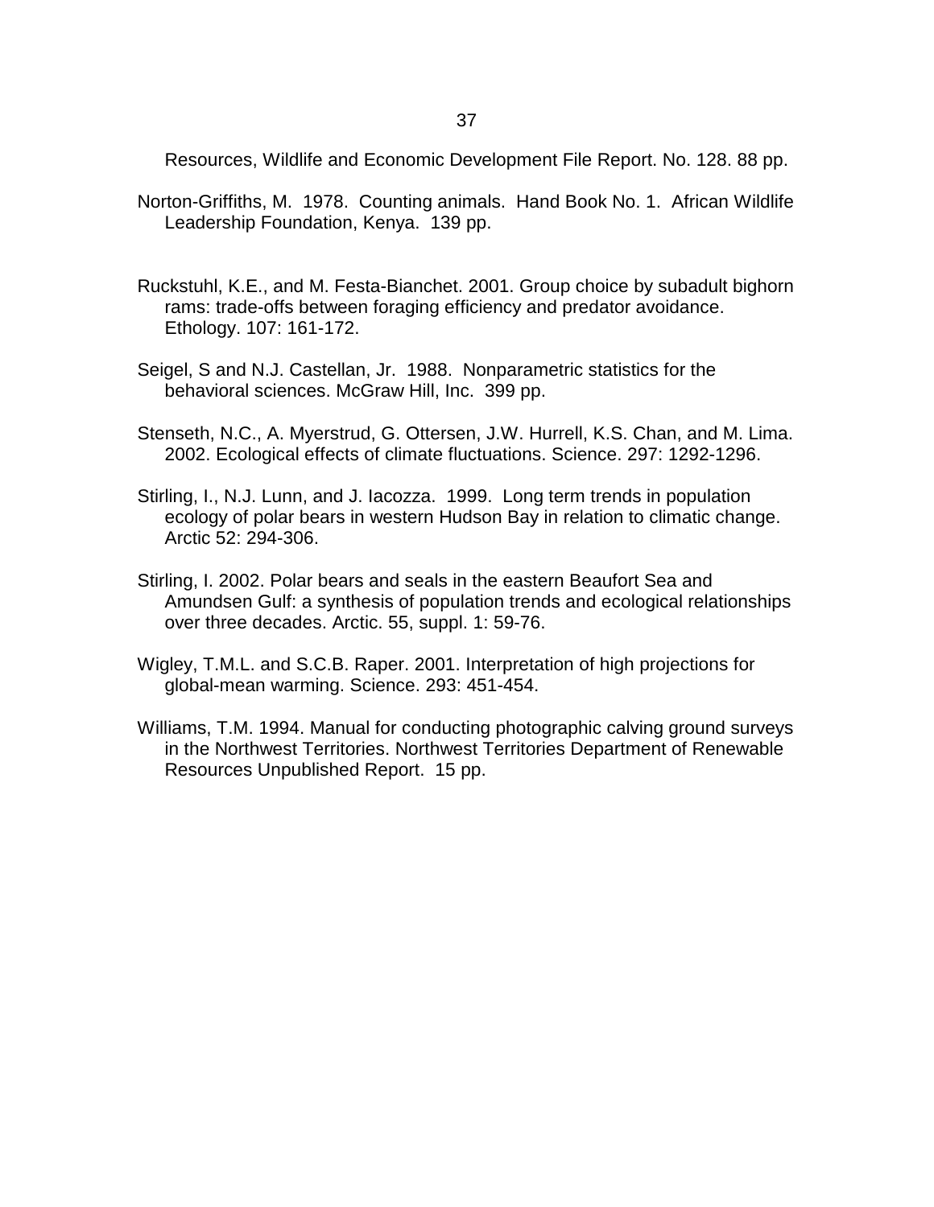Resources, Wildlife and Economic Development File Report. No. 128. 88 pp.

Norton-Griffiths, M. 1978. Counting animals. Hand Book No. 1. African Wildlife Leadership Foundation, Kenya. 139 pp.

Ruckstuhl, K.E., and M. Festa-Bianchet. 2001. Group choice by subadult bighorn rams: trade-offs between foraging efficiency and predator avoidance. Ethology. 107: 161-172.

Seigel, S and N.J. Castellan, Jr. 1988. Nonparametric statistics for the behavioral sciences. McGraw Hill, Inc. 399 pp.

Stenseth, N.C., A. Myerstrud, G. Ottersen, J.W. Hurrell, K.S. Chan, and M. Lima. 2002. Ecological effects of climate fluctuations. Science. 297: 1292-1296.

Stirling, I., N.J. Lunn, and J. Iacozza. 1999. Long term trends in population ecology of polar bears in western Hudson Bay in relation to climatic change. Arctic 52: 294-306.

Stirling, I. 2002. Polar bears and seals in the eastern Beaufort Sea and Amundsen Gulf: a synthesis of population trends and ecological relationships over three decades. Arctic. 55, suppl. 1: 59-76.

Wigley, T.M.L. and S.C.B. Raper. 2001. Interpretation of high projections for global-mean warming. Science. 293: 451-454.

Williams, T.M. 1994. Manual for conducting photographic calving ground surveys in the Northwest Territories. Northwest Territories Department of Renewable Resources Unpublished Report. 15 pp.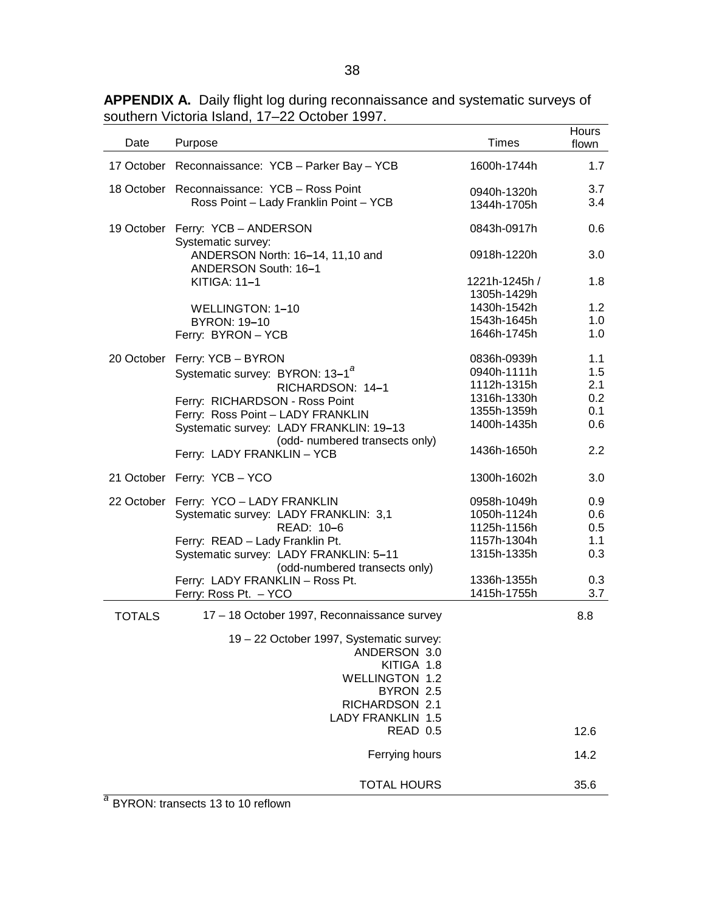**APPENDIX A.** Daily flight log during reconnaissance and systematic surveys of southern Victoria Island, 17–22 October 1997.

| Date | Purpose | Times | Hours flown |
|---|---|---|---|
| 17 October | Reconnaissance: YCB – Parker Bay – YCB | 1600h-1744h | 1.7 |
| 18 October | Reconnaissance: YCB – Ross Point | 0940h-1320h | 3.7 |
| | Ross Point – Lady Franklin Point – YCB | 1344h-1705h | 3.4 |
| 19 October | Ferry: YCB – ANDERSON | 0843h-0917h | 0.6 |
| | Systematic survey: | | |
| | ANDERSON North: 16–14, 11,10 and ANDERSON South: 16–1 | 0918h-1220h | 3.0 |
| | KITIGA: 11–1 | 1221h-1245h / 1305h-1429h | 1.8 |
| | WELLINGTON: 1–10 | 1430h-1542h | 1.2 |
| | BYRON: 19–10 | 1543h-1645h | 1.0 |
| | Ferry: BYRON – YCB | 1646h-1745h | 1.0 |
| 20 October | Ferry: YCB – BYRON | 0836h-0939h | 1.1 |
| | Systematic survey: BYRON: 13–1[a] | 0940h-1111h | 1.5 |
| | RICHARDSON: 14–1 | 1112h-1315h | 2.1 |
| | Ferry: RICHARDSON - Ross Point | 1316h-1330h | 0.2 |
| | Ferry: Ross Point – LADY FRANKLIN | 1355h-1359h | 0.1 |
| | Systematic survey: LADY FRANKLIN: 19–13 (odd- numbered transects only) | 1400h-1435h | 0.6 |
| | Ferry: LADY FRANKLIN – YCB | 1436h-1650h | 2.2 |
| 21 October | Ferry: YCB – YCO | 1300h-1602h | 3.0 |
| 22 October | Ferry: YCO – LADY FRANKLIN | 0958h-1049h | 0.9 |
| | Systematic survey: LADY FRANKLIN: 3,1 | 1050h-1124h | 0.6 |
| | READ: 10–6 | 1125h-1156h | 0.5 |
| | Ferry: READ – Lady Franklin Pt. | 1157h-1304h | 1.1 |
| | Systematic survey: LADY FRANKLIN: 5–11 (odd-numbered transects only) | 1315h-1335h | 0.3 |
| | Ferry: LADY FRANKLIN – Ross Pt. | 1336h-1355h | 0.3 |
| | Ferry: Ross Pt. – YCO | 1415h-1755h | 3.7 |
| TOTALS | 17 – 18 October 1997, Reconnaissance survey | | 8.8 |
| | 19 – 22 October 1997, Systematic survey: ANDERSON 3.0, KITIGA 1.8, WELLINGTON 1.2, BYRON 2.5, RICHARDSON 2.1, LADY FRANKLIN 1.5, READ 0.5 | | 12.6 |
| | Ferrying hours | | 14.2 |
| | TOTAL HOURS | | 35.6 |

[a] BYRON: transects 13 to 10 reflown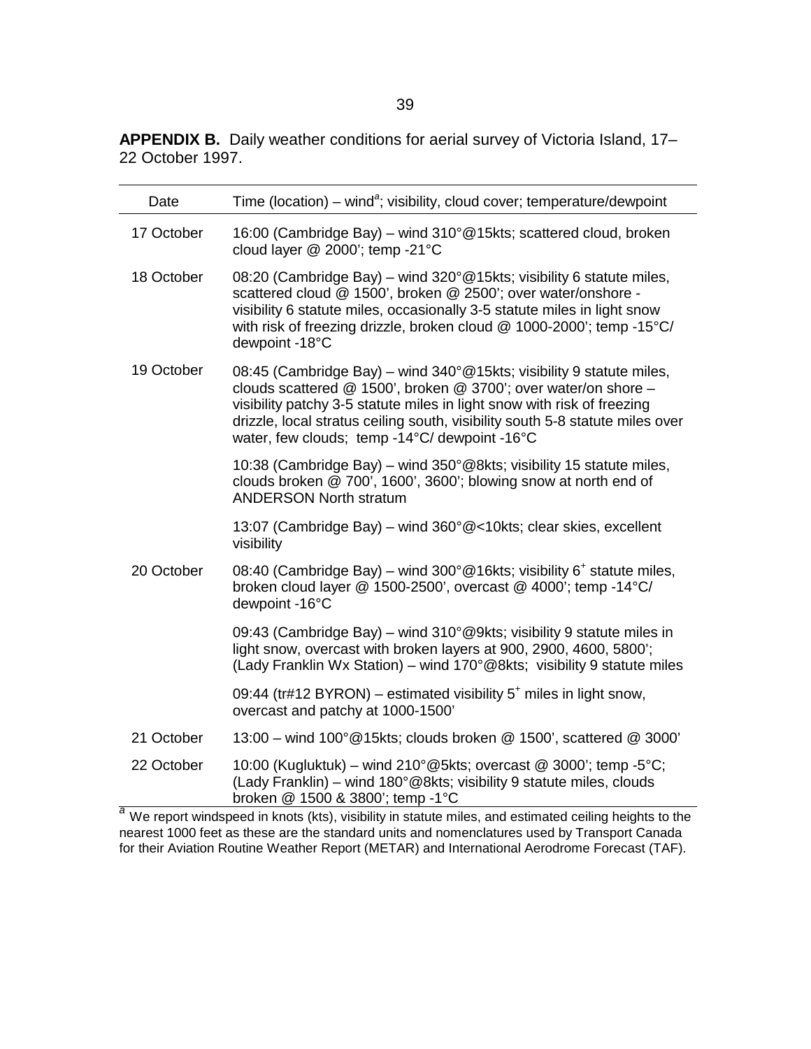**APPENDIX B.** Daily weather conditions for aerial survey of Victoria Island, 17–22 October 1997.

| Date | Time (location) – wind[a]; visibility, cloud cover; temperature/dewpoint |
|---|---|
| 17 October | 16:00 (Cambridge Bay) – wind 310°@15kts; scattered cloud, broken cloud layer @ 2000'; temp -21°C |
| 18 October | 08:20 (Cambridge Bay) – wind 320°@15kts; visibility 6 statute miles, scattered cloud @ 1500', broken @ 2500'; over water/onshore - visibility 6 statute miles, occasionally 3-5 statute miles in light snow with risk of freezing drizzle, broken cloud @ 1000-2000'; temp -15°C/ dewpoint -18°C |
| 19 October | 08:45 (Cambridge Bay) – wind 340°@15kts; visibility 9 statute miles, clouds scattered @ 1500', broken @ 3700'; over water/on shore – visibility patchy 3-5 statute miles in light snow with risk of freezing drizzle, local stratus ceiling south, visibility south 5-8 statute miles over water, few clouds; temp -14°C/ dewpoint -16°C |
| | 10:38 (Cambridge Bay) – wind 350°@8kts; visibility 15 statute miles, clouds broken @ 700', 1600', 3600'; blowing snow at north end of ANDERSON North stratum |
| | 13:07 (Cambridge Bay) – wind 360°@<10kts; clear skies, excellent visibility |
| 20 October | 08:40 (Cambridge Bay) – wind 300°@16kts; visibility 6+ statute miles, broken cloud layer @ 1500-2500', overcast @ 4000'; temp -14°C/ dewpoint -16°C |
| | 09:43 (Cambridge Bay) – wind 310°@9kts; visibility 9 statute miles in light snow, overcast with broken layers at 900, 2900, 4600, 5800'; (Lady Franklin Wx Station) – wind 170°@8kts; visibility 9 statute miles |
| | 09:44 (tr#12 BYRON) – estimated visibility 5+ miles in light snow, overcast and patchy at 1000-1500' |
| 21 October | 13:00 – wind 100°@15kts; clouds broken @ 1500', scattered @ 3000' |
| 22 October | 10:00 (Kugluktuk) – wind 210°@5kts; overcast @ 3000'; temp -5°C; (Lady Franklin) – wind 180°@8kts; visibility 9 statute miles, clouds broken @ 1500 & 3800'; temp -1°C |

[a] We report windspeed in knots (kts), visibility in statute miles, and estimated ceiling heights to the nearest 1000 feet as these are the standard units and nomenclatures used by Transport Canada for their Aviation Routine Weather Report (METAR) and International Aerodrome Forecast (TAF).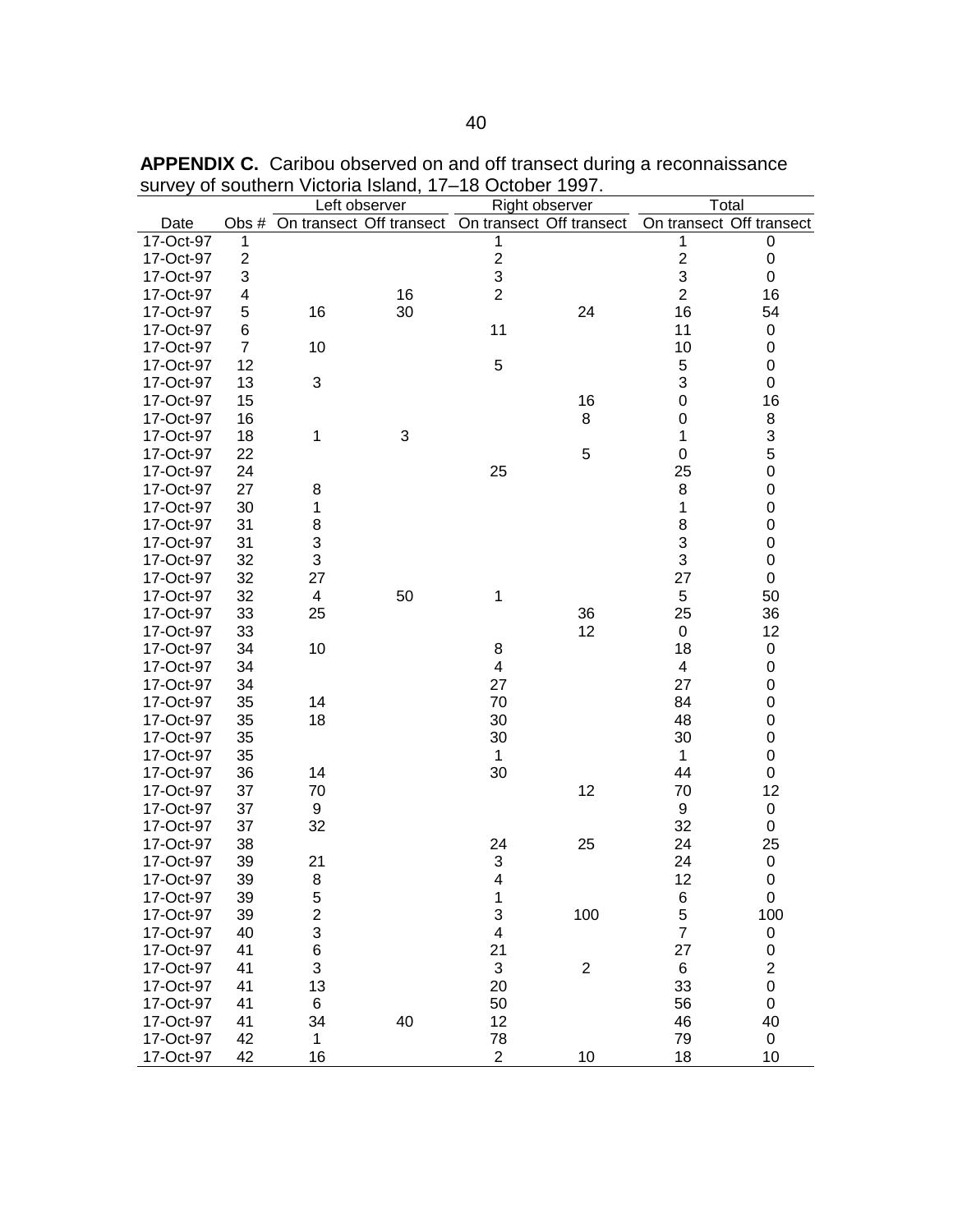**APPENDIX C.** Caribou observed on and off transect during a reconnaissance survey of southern Victoria Island, 17–18 October 1997.

| | | Left observer | | Right observer | | Total | |
|---|---|---|---|---|---|---|---|
| Date | Obs # | On transect | Off transect | On transect | Off transect | On transect | Off transect |
| 17-Oct-97 | 1 | | | 1 | | 1 | 0 |
| 17-Oct-97 | 2 | | | 2 | | 2 | 0 |
| 17-Oct-97 | 3 | | | 3 | | 3 | 0 |
| 17-Oct-97 | 4 | | 16 | 2 | | 2 | 16 |
| 17-Oct-97 | 5 | 16 | 30 | | 24 | 16 | 54 |
| 17-Oct-97 | 6 | | | 11 | | 11 | 0 |
| 17-Oct-97 | 7 | 10 | | | | 10 | 0 |
| 17-Oct-97 | 12 | | | 5 | | 5 | 0 |
| 17-Oct-97 | 13 | 3 | | | | 3 | 0 |
| 17-Oct-97 | 15 | | | | 16 | 0 | 16 |
| 17-Oct-97 | 16 | | | | 8 | 0 | 8 |
| 17-Oct-97 | 18 | 1 | 3 | | | 1 | 3 |
| 17-Oct-97 | 22 | | | | 5 | 0 | 5 |
| 17-Oct-97 | 24 | | | 25 | | 25 | 0 |
| 17-Oct-97 | 27 | 8 | | | | 8 | 0 |
| 17-Oct-97 | 30 | 1 | | | | 1 | 0 |
| 17-Oct-97 | 31 | 8 | | | | 8 | 0 |
| 17-Oct-97 | 31 | 3 | | | | 3 | 0 |
| 17-Oct-97 | 32 | 3 | | | | 3 | 0 |
| 17-Oct-97 | 32 | 27 | | | | 27 | 0 |
| 17-Oct-97 | 32 | 4 | 50 | 1 | | 5 | 50 |
| 17-Oct-97 | 33 | 25 | | | 36 | 25 | 36 |
| 17-Oct-97 | 33 | | | | 12 | 0 | 12 |
| 17-Oct-97 | 34 | 10 | | 8 | | 18 | 0 |
| 17-Oct-97 | 34 | | | 4 | | 4 | 0 |
| 17-Oct-97 | 34 | | | 27 | | 27 | 0 |
| 17-Oct-97 | 35 | 14 | | 70 | | 84 | 0 |
| 17-Oct-97 | 35 | 18 | | 30 | | 48 | 0 |
| 17-Oct-97 | 35 | | | 30 | | 30 | 0 |
| 17-Oct-97 | 35 | | | 1 | | 1 | 0 |
| 17-Oct-97 | 36 | 14 | | 30 | | 44 | 0 |
| 17-Oct-97 | 37 | 70 | | | 12 | 70 | 12 |
| 17-Oct-97 | 37 | 9 | | | | 9 | 0 |
| 17-Oct-97 | 37 | 32 | | | | 32 | 0 |
| 17-Oct-97 | 38 | | | 24 | 25 | 24 | 25 |
| 17-Oct-97 | 39 | 21 | | 3 | | 24 | 0 |
| 17-Oct-97 | 39 | 8 | | 4 | | 12 | 0 |
| 17-Oct-97 | 39 | 5 | | 1 | | 6 | 0 |
| 17-Oct-97 | 39 | 2 | | 3 | 100 | 5 | 100 |
| 17-Oct-97 | 40 | 3 | | 4 | | 7 | 0 |
| 17-Oct-97 | 41 | 6 | | 21 | | 27 | 0 |
| 17-Oct-97 | 41 | 3 | | 3 | 2 | 6 | 2 |
| 17-Oct-97 | 41 | 13 | | 20 | | 33 | 0 |
| 17-Oct-97 | 41 | 6 | | 50 | | 56 | 0 |
| 17-Oct-97 | 41 | 34 | 40 | 12 | | 46 | 40 |
| 17-Oct-97 | 42 | 1 | | 78 | | 79 | 0 |
| 17-Oct-97 | 42 | 16 | | 2 | 10 | 18 | 10 |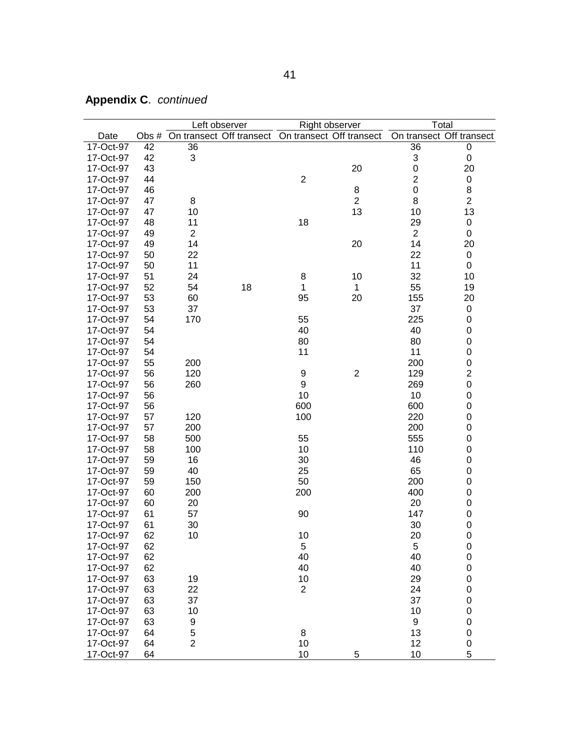**Appendix C**. *continued*

| Date | Obs # | Left observer | | Right observer | | Total | |
|---|---|---|---|---|---|---|---|
| | | On transect | Off transect | On transect | Off transect | On transect | Off transect |
| 17-Oct-97 | 42 | 36 | | | | 36 | 0 |
| 17-Oct-97 | 42 | 3 | | | | 3 | 0 |
| 17-Oct-97 | 43 | | | | 20 | 0 | 20 |
| 17-Oct-97 | 44 | | | 2 | | 2 | 0 |
| 17-Oct-97 | 46 | | | | 8 | 0 | 8 |
| 17-Oct-97 | 47 | 8 | | | 2 | 8 | 2 |
| 17-Oct-97 | 47 | 10 | | | 13 | 10 | 13 |
| 17-Oct-97 | 48 | 11 | | 18 | | 29 | 0 |
| 17-Oct-97 | 49 | 2 | | | | 2 | 0 |
| 17-Oct-97 | 49 | 14 | | | 20 | 14 | 20 |
| 17-Oct-97 | 50 | 22 | | | | 22 | 0 |
| 17-Oct-97 | 50 | 11 | | | | 11 | 0 |
| 17-Oct-97 | 51 | 24 | | 8 | 10 | 32 | 10 |
| 17-Oct-97 | 52 | 54 | 18 | 1 | 1 | 55 | 19 |
| 17-Oct-97 | 53 | 60 | | 95 | 20 | 155 | 20 |
| 17-Oct-97 | 53 | 37 | | | | 37 | 0 |
| 17-Oct-97 | 54 | 170 | | 55 | | 225 | 0 |
| 17-Oct-97 | 54 | | | 40 | | 40 | 0 |
| 17-Oct-97 | 54 | | | 80 | | 80 | 0 |
| 17-Oct-97 | 54 | | | 11 | | 11 | 0 |
| 17-Oct-97 | 55 | 200 | | | | 200 | 0 |
| 17-Oct-97 | 56 | 120 | | 9 | 2 | 129 | 2 |
| 17-Oct-97 | 56 | 260 | | 9 | | 269 | 0 |
| 17-Oct-97 | 56 | | | 10 | | 10 | 0 |
| 17-Oct-97 | 56 | | | 600 | | 600 | 0 |
| 17-Oct-97 | 57 | 120 | | 100 | | 220 | 0 |
| 17-Oct-97 | 57 | 200 | | | | 200 | 0 |
| 17-Oct-97 | 58 | 500 | | 55 | | 555 | 0 |
| 17-Oct-97 | 58 | 100 | | 10 | | 110 | 0 |
| 17-Oct-97 | 59 | 16 | | 30 | | 46 | 0 |
| 17-Oct-97 | 59 | 40 | | 25 | | 65 | 0 |
| 17-Oct-97 | 59 | 150 | | 50 | | 200 | 0 |
| 17-Oct-97 | 60 | 200 | | 200 | | 400 | 0 |
| 17-Oct-97 | 60 | 20 | | | | 20 | 0 |
| 17-Oct-97 | 61 | 57 | | 90 | | 147 | 0 |
| 17-Oct-97 | 61 | 30 | | | | 30 | 0 |
| 17-Oct-97 | 62 | 10 | | 10 | | 20 | 0 |
| 17-Oct-97 | 62 | | | 5 | | 5 | 0 |
| 17-Oct-97 | 62 | | | 40 | | 40 | 0 |
| 17-Oct-97 | 62 | | | 40 | | 40 | 0 |
| 17-Oct-97 | 63 | 19 | | 10 | | 29 | 0 |
| 17-Oct-97 | 63 | 22 | | 2 | | 24 | 0 |
| 17-Oct-97 | 63 | 37 | | | | 37 | 0 |
| 17-Oct-97 | 63 | 10 | | | | 10 | 0 |
| 17-Oct-97 | 63 | 9 | | | | 9 | 0 |
| 17-Oct-97 | 64 | 5 | | 8 | | 13 | 0 |
| 17-Oct-97 | 64 | 2 | | 10 | | 12 | 0 |
| 17-Oct-97 | 64 | | | 10 | 5 | 10 | 5 |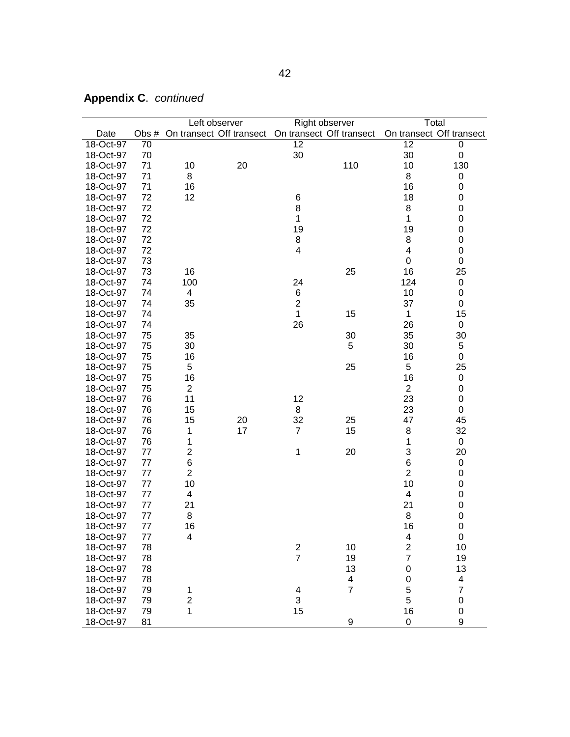**Appendix C**. *continued*

| Date | Obs # | Left observer | | Right observer | | Total | |
|---|---|---|---|---|---|---|---|
| | | On transect | Off transect | On transect | Off transect | On transect | Off transect |
| 18-Oct-97 | 70 | | | 12 | | 12 | 0 |
| 18-Oct-97 | 70 | | | 30 | | 30 | 0 |
| 18-Oct-97 | 71 | 10 | 20 | | 110 | 10 | 130 |
| 18-Oct-97 | 71 | 8 | | | | 8 | 0 |
| 18-Oct-97 | 71 | 16 | | | | 16 | 0 |
| 18-Oct-97 | 72 | 12 | | 6 | | 18 | 0 |
| 18-Oct-97 | 72 | | | 8 | | 8 | 0 |
| 18-Oct-97 | 72 | | | 1 | | 1 | 0 |
| 18-Oct-97 | 72 | | | 19 | | 19 | 0 |
| 18-Oct-97 | 72 | | | 8 | | 8 | 0 |
| 18-Oct-97 | 72 | | | 4 | | 4 | 0 |
| 18-Oct-97 | 73 | | | | | 0 | 0 |
| 18-Oct-97 | 73 | 16 | | | 25 | 16 | 25 |
| 18-Oct-97 | 74 | 100 | | 24 | | 124 | 0 |
| 18-Oct-97 | 74 | 4 | | 6 | | 10 | 0 |
| 18-Oct-97 | 74 | 35 | | 2 | | 37 | 0 |
| 18-Oct-97 | 74 | | | 1 | 15 | 1 | 15 |
| 18-Oct-97 | 74 | | | 26 | | 26 | 0 |
| 18-Oct-97 | 75 | 35 | | | 30 | 35 | 30 |
| 18-Oct-97 | 75 | 30 | | | 5 | 30 | 5 |
| 18-Oct-97 | 75 | 16 | | | | 16 | 0 |
| 18-Oct-97 | 75 | 5 | | | 25 | 5 | 25 |
| 18-Oct-97 | 75 | 16 | | | | 16 | 0 |
| 18-Oct-97 | 75 | 2 | | | | 2 | 0 |
| 18-Oct-97 | 76 | 11 | | 12 | | 23 | 0 |
| 18-Oct-97 | 76 | 15 | | 8 | | 23 | 0 |
| 18-Oct-97 | 76 | 15 | 20 | 32 | 25 | 47 | 45 |
| 18-Oct-97 | 76 | 1 | 17 | 7 | 15 | 8 | 32 |
| 18-Oct-97 | 76 | 1 | | | | 1 | 0 |
| 18-Oct-97 | 77 | 2 | | 1 | 20 | 3 | 20 |
| 18-Oct-97 | 77 | 6 | | | | 6 | 0 |
| 18-Oct-97 | 77 | 2 | | | | 2 | 0 |
| 18-Oct-97 | 77 | 10 | | | | 10 | 0 |
| 18-Oct-97 | 77 | 4 | | | | 4 | 0 |
| 18-Oct-97 | 77 | 21 | | | | 21 | 0 |
| 18-Oct-97 | 77 | 8 | | | | 8 | 0 |
| 18-Oct-97 | 77 | 16 | | | | 16 | 0 |
| 18-Oct-97 | 77 | 4 | | | | 4 | 0 |
| 18-Oct-97 | 78 | | | 2 | 10 | 2 | 10 |
| 18-Oct-97 | 78 | | | 7 | 19 | 7 | 19 |
| 18-Oct-97 | 78 | | | | 13 | 0 | 13 |
| 18-Oct-97 | 78 | | | | 4 | 0 | 4 |
| 18-Oct-97 | 79 | 1 | | 4 | 7 | 5 | 7 |
| 18-Oct-97 | 79 | 2 | | 3 | | 5 | 0 |
| 18-Oct-97 | 79 | 1 | | 15 | | 16 | 0 |
| 18-Oct-97 | 81 | | | | 9 | 0 | 9 |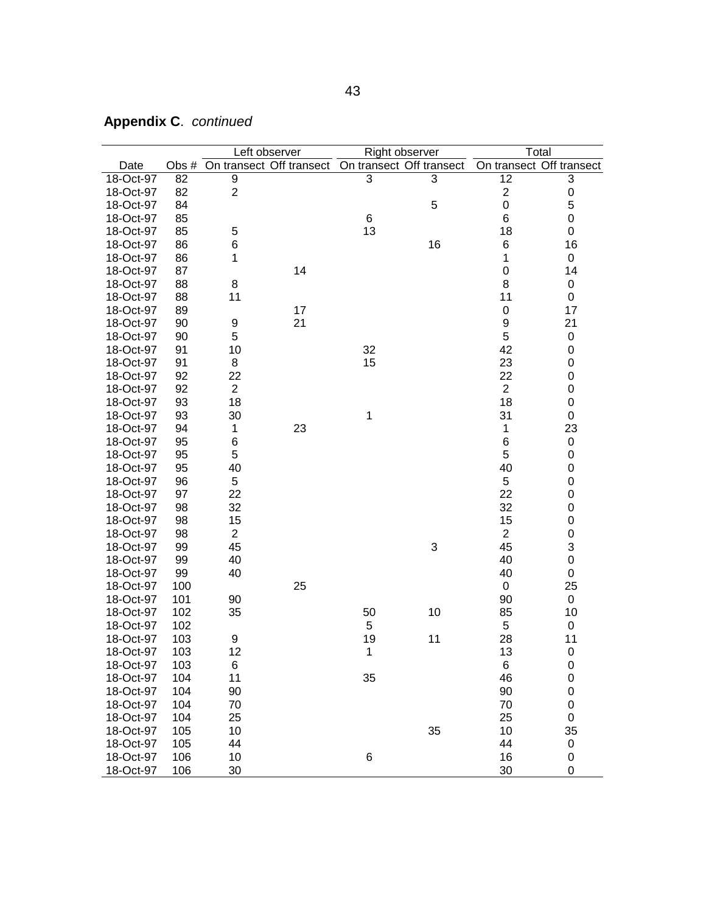**Appendix C**. *continued*

| | | Left observer | | Right observer | | Total | |
|---|---|---|---|---|---|---|---|
| Date | Obs # | On transect | Off transect | On transect | Off transect | On transect | Off transect |
| 18-Oct-97 | 82 | 9 | | 3 | 3 | 12 | 3 |
| 18-Oct-97 | 82 | 2 | | | | 2 | 0 |
| 18-Oct-97 | 84 | | | | 5 | 0 | 5 |
| 18-Oct-97 | 85 | | | 6 | | 6 | 0 |
| 18-Oct-97 | 85 | 5 | | 13 | | 18 | 0 |
| 18-Oct-97 | 86 | 6 | | | 16 | 6 | 16 |
| 18-Oct-97 | 86 | 1 | | | | 1 | 0 |
| 18-Oct-97 | 87 | | 14 | | | 0 | 14 |
| 18-Oct-97 | 88 | 8 | | | | 8 | 0 |
| 18-Oct-97 | 88 | 11 | | | | 11 | 0 |
| 18-Oct-97 | 89 | | 17 | | | 0 | 17 |
| 18-Oct-97 | 90 | 9 | 21 | | | 9 | 21 |
| 18-Oct-97 | 90 | 5 | | | | 5 | 0 |
| 18-Oct-97 | 91 | 10 | | 32 | | 42 | 0 |
| 18-Oct-97 | 91 | 8 | | 15 | | 23 | 0 |
| 18-Oct-97 | 92 | 22 | | | | 22 | 0 |
| 18-Oct-97 | 92 | 2 | | | | 2 | 0 |
| 18-Oct-97 | 93 | 18 | | | | 18 | 0 |
| 18-Oct-97 | 93 | 30 | | 1 | | 31 | 0 |
| 18-Oct-97 | 94 | 1 | 23 | | | 1 | 23 |
| 18-Oct-97 | 95 | 6 | | | | 6 | 0 |
| 18-Oct-97 | 95 | 5 | | | | 5 | 0 |
| 18-Oct-97 | 95 | 40 | | | | 40 | 0 |
| 18-Oct-97 | 96 | 5 | | | | 5 | 0 |
| 18-Oct-97 | 97 | 22 | | | | 22 | 0 |
| 18-Oct-97 | 98 | 32 | | | | 32 | 0 |
| 18-Oct-97 | 98 | 15 | | | | 15 | 0 |
| 18-Oct-97 | 98 | 2 | | | | 2 | 0 |
| 18-Oct-97 | 99 | 45 | | | 3 | 45 | 3 |
| 18-Oct-97 | 99 | 40 | | | | 40 | 0 |
| 18-Oct-97 | 99 | 40 | | | | 40 | 0 |
| 18-Oct-97 | 100 | | 25 | | | 0 | 25 |
| 18-Oct-97 | 101 | 90 | | | | 90 | 0 |
| 18-Oct-97 | 102 | 35 | | 50 | 10 | 85 | 10 |
| 18-Oct-97 | 102 | | | 5 | | 5 | 0 |
| 18-Oct-97 | 103 | 9 | | 19 | 11 | 28 | 11 |
| 18-Oct-97 | 103 | 12 | | 1 | | 13 | 0 |
| 18-Oct-97 | 103 | 6 | | | | 6 | 0 |
| 18-Oct-97 | 104 | 11 | | 35 | | 46 | 0 |
| 18-Oct-97 | 104 | 90 | | | | 90 | 0 |
| 18-Oct-97 | 104 | 70 | | | | 70 | 0 |
| 18-Oct-97 | 104 | 25 | | | | 25 | 0 |
| 18-Oct-97 | 105 | 10 | | | 35 | 10 | 35 |
| 18-Oct-97 | 105 | 44 | | | | 44 | 0 |
| 18-Oct-97 | 106 | 10 | | 6 | | 16 | 0 |
| 18-Oct-97 | 106 | 30 | | | | 30 | 0 |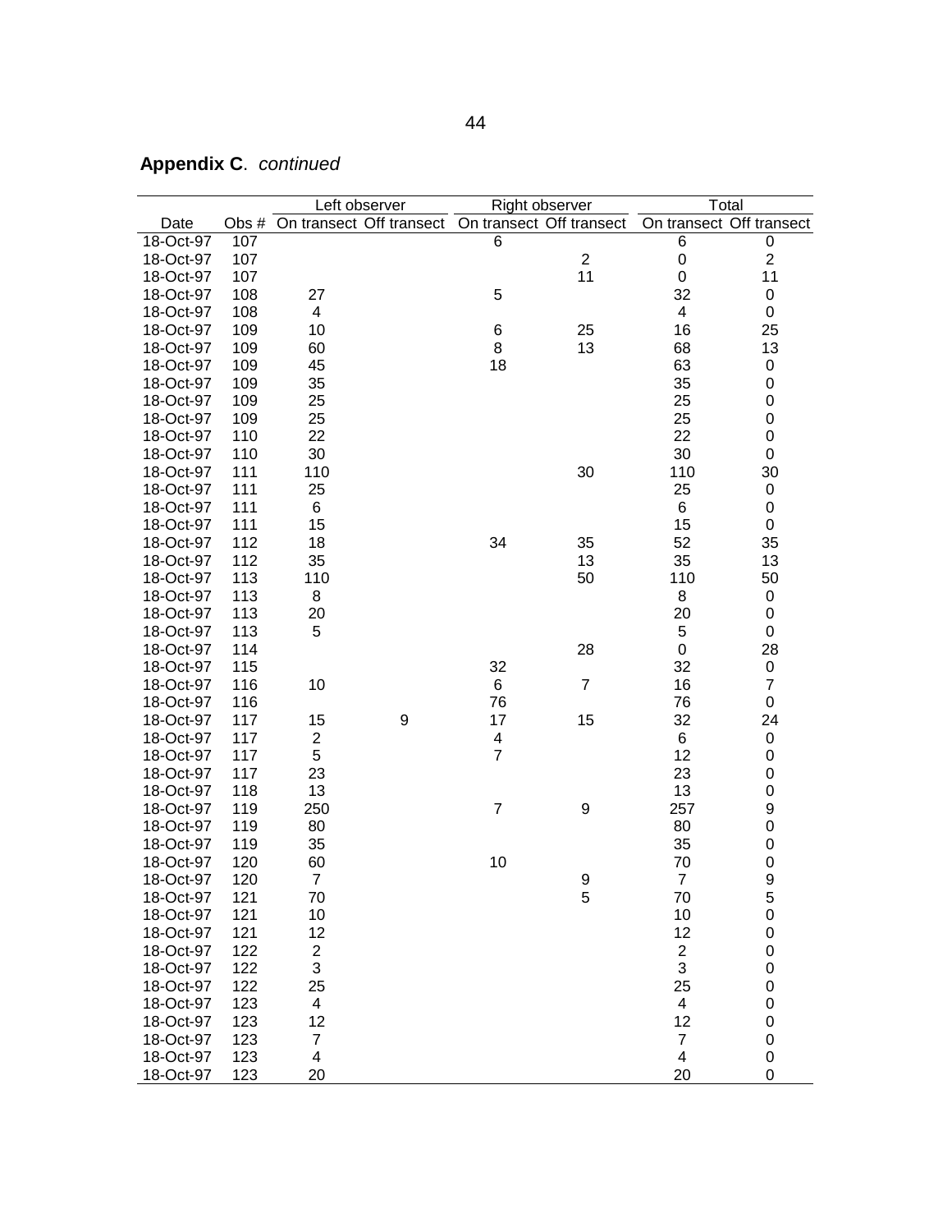**Appendix C**. *continued*

| | | Left observer | | Right observer | | Total | |
|---|---|---|---|---|---|---|---|
| Date | Obs # | On transect | Off transect | On transect | Off transect | On transect | Off transect |
| 18-Oct-97 | 107 | | | 6 | | 6 | 0 |
| 18-Oct-97 | 107 | | | | 2 | 0 | 2 |
| 18-Oct-97 | 107 | | | | 11 | 0 | 11 |
| 18-Oct-97 | 108 | 27 | | 5 | | 32 | 0 |
| 18-Oct-97 | 108 | 4 | | | | 4 | 0 |
| 18-Oct-97 | 109 | 10 | | 6 | 25 | 16 | 25 |
| 18-Oct-97 | 109 | 60 | | 8 | 13 | 68 | 13 |
| 18-Oct-97 | 109 | 45 | | 18 | | 63 | 0 |
| 18-Oct-97 | 109 | 35 | | | | 35 | 0 |
| 18-Oct-97 | 109 | 25 | | | | 25 | 0 |
| 18-Oct-97 | 109 | 25 | | | | 25 | 0 |
| 18-Oct-97 | 110 | 22 | | | | 22 | 0 |
| 18-Oct-97 | 110 | 30 | | | | 30 | 0 |
| 18-Oct-97 | 111 | 110 | | | 30 | 110 | 30 |
| 18-Oct-97 | 111 | 25 | | | | 25 | 0 |
| 18-Oct-97 | 111 | 6 | | | | 6 | 0 |
| 18-Oct-97 | 111 | 15 | | | | 15 | 0 |
| 18-Oct-97 | 112 | 18 | | 34 | 35 | 52 | 35 |
| 18-Oct-97 | 112 | 35 | | | 13 | 35 | 13 |
| 18-Oct-97 | 113 | 110 | | | 50 | 110 | 50 |
| 18-Oct-97 | 113 | 8 | | | | 8 | 0 |
| 18-Oct-97 | 113 | 20 | | | | 20 | 0 |
| 18-Oct-97 | 113 | 5 | | | | 5 | 0 |
| 18-Oct-97 | 114 | | | | 28 | 0 | 28 |
| 18-Oct-97 | 115 | | | 32 | | 32 | 0 |
| 18-Oct-97 | 116 | 10 | | 6 | 7 | 16 | 7 |
| 18-Oct-97 | 116 | | | 76 | | 76 | 0 |
| 18-Oct-97 | 117 | 15 | 9 | 17 | 15 | 32 | 24 |
| 18-Oct-97 | 117 | 2 | | 4 | | 6 | 0 |
| 18-Oct-97 | 117 | 5 | | 7 | | 12 | 0 |
| 18-Oct-97 | 117 | 23 | | | | 23 | 0 |
| 18-Oct-97 | 118 | 13 | | | | 13 | 0 |
| 18-Oct-97 | 119 | 250 | | 7 | 9 | 257 | 9 |
| 18-Oct-97 | 119 | 80 | | | | 80 | 0 |
| 18-Oct-97 | 119 | 35 | | | | 35 | 0 |
| 18-Oct-97 | 120 | 60 | | 10 | | 70 | 0 |
| 18-Oct-97 | 120 | 7 | | | 9 | 7 | 9 |
| 18-Oct-97 | 121 | 70 | | | 5 | 70 | 5 |
| 18-Oct-97 | 121 | 10 | | | | 10 | 0 |
| 18-Oct-97 | 121 | 12 | | | | 12 | 0 |
| 18-Oct-97 | 122 | 2 | | | | 2 | 0 |
| 18-Oct-97 | 122 | 3 | | | | 3 | 0 |
| 18-Oct-97 | 122 | 25 | | | | 25 | 0 |
| 18-Oct-97 | 123 | 4 | | | | 4 | 0 |
| 18-Oct-97 | 123 | 12 | | | | 12 | 0 |
| 18-Oct-97 | 123 | 7 | | | | 7 | 0 |
| 18-Oct-97 | 123 | 4 | | | | 4 | 0 |
| 18-Oct-97 | 123 | 20 | | | | 20 | 0 |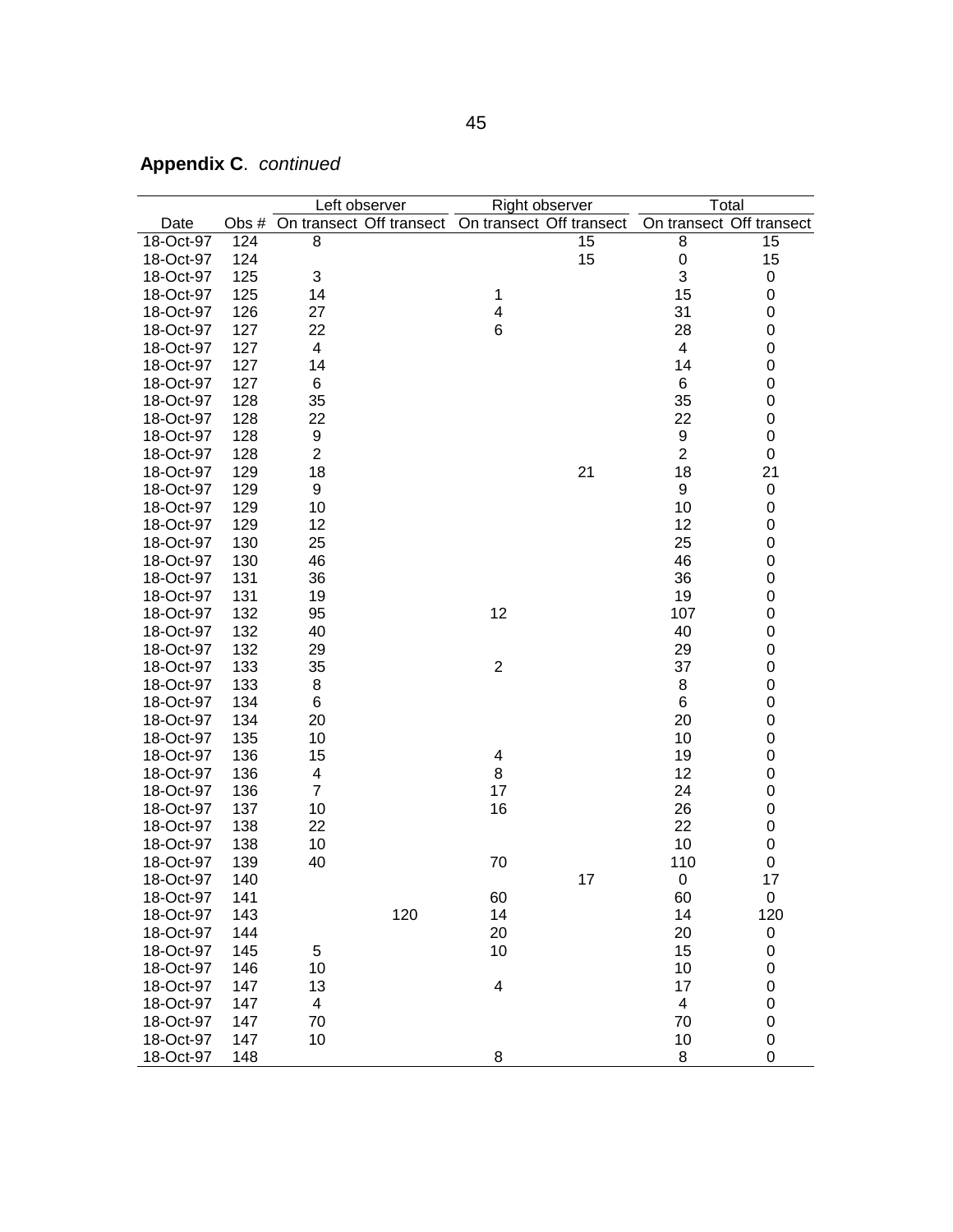**Appendix C**. *continued*

| Date | Obs # | Left observer | | Right observer | | Total | |
|---|---|---|---|---|---|---|---|
| | | On transect | Off transect | On transect | Off transect | On transect | Off transect |
| 18-Oct-97 | 124 | 8 | | | 15 | 8 | 15 |
| 18-Oct-97 | 124 | | | | 15 | 0 | 15 |
| 18-Oct-97 | 125 | 3 | | | | 3 | 0 |
| 18-Oct-97 | 125 | 14 | | 1 | | 15 | 0 |
| 18-Oct-97 | 126 | 27 | | 4 | | 31 | 0 |
| 18-Oct-97 | 127 | 22 | | 6 | | 28 | 0 |
| 18-Oct-97 | 127 | 4 | | | | 4 | 0 |
| 18-Oct-97 | 127 | 14 | | | | 14 | 0 |
| 18-Oct-97 | 127 | 6 | | | | 6 | 0 |
| 18-Oct-97 | 128 | 35 | | | | 35 | 0 |
| 18-Oct-97 | 128 | 22 | | | | 22 | 0 |
| 18-Oct-97 | 128 | 9 | | | | 9 | 0 |
| 18-Oct-97 | 128 | 2 | | | | 2 | 0 |
| 18-Oct-97 | 129 | 18 | | | 21 | 18 | 21 |
| 18-Oct-97 | 129 | 9 | | | | 9 | 0 |
| 18-Oct-97 | 129 | 10 | | | | 10 | 0 |
| 18-Oct-97 | 129 | 12 | | | | 12 | 0 |
| 18-Oct-97 | 130 | 25 | | | | 25 | 0 |
| 18-Oct-97 | 130 | 46 | | | | 46 | 0 |
| 18-Oct-97 | 131 | 36 | | | | 36 | 0 |
| 18-Oct-97 | 131 | 19 | | | | 19 | 0 |
| 18-Oct-97 | 132 | 95 | | 12 | | 107 | 0 |
| 18-Oct-97 | 132 | 40 | | | | 40 | 0 |
| 18-Oct-97 | 132 | 29 | | | | 29 | 0 |
| 18-Oct-97 | 133 | 35 | | 2 | | 37 | 0 |
| 18-Oct-97 | 133 | 8 | | | | 8 | 0 |
| 18-Oct-97 | 134 | 6 | | | | 6 | 0 |
| 18-Oct-97 | 134 | 20 | | | | 20 | 0 |
| 18-Oct-97 | 135 | 10 | | | | 10 | 0 |
| 18-Oct-97 | 136 | 15 | | 4 | | 19 | 0 |
| 18-Oct-97 | 136 | 4 | | 8 | | 12 | 0 |
| 18-Oct-97 | 136 | 7 | | 17 | | 24 | 0 |
| 18-Oct-97 | 137 | 10 | | 16 | | 26 | 0 |
| 18-Oct-97 | 138 | 22 | | | | 22 | 0 |
| 18-Oct-97 | 138 | 10 | | | | 10 | 0 |
| 18-Oct-97 | 139 | 40 | | 70 | | 110 | 0 |
| 18-Oct-97 | 140 | | | | 17 | 0 | 17 |
| 18-Oct-97 | 141 | | | 60 | | 60 | 0 |
| 18-Oct-97 | 143 | | 120 | 14 | | 14 | 120 |
| 18-Oct-97 | 144 | | | 20 | | 20 | 0 |
| 18-Oct-97 | 145 | 5 | | 10 | | 15 | 0 |
| 18-Oct-97 | 146 | 10 | | | | 10 | 0 |
| 18-Oct-97 | 147 | 13 | | 4 | | 17 | 0 |
| 18-Oct-97 | 147 | 4 | | | | 4 | 0 |
| 18-Oct-97 | 147 | 70 | | | | 70 | 0 |
| 18-Oct-97 | 147 | 10 | | | | 10 | 0 |
| 18-Oct-97 | 148 | | | 8 | | 8 | 0 |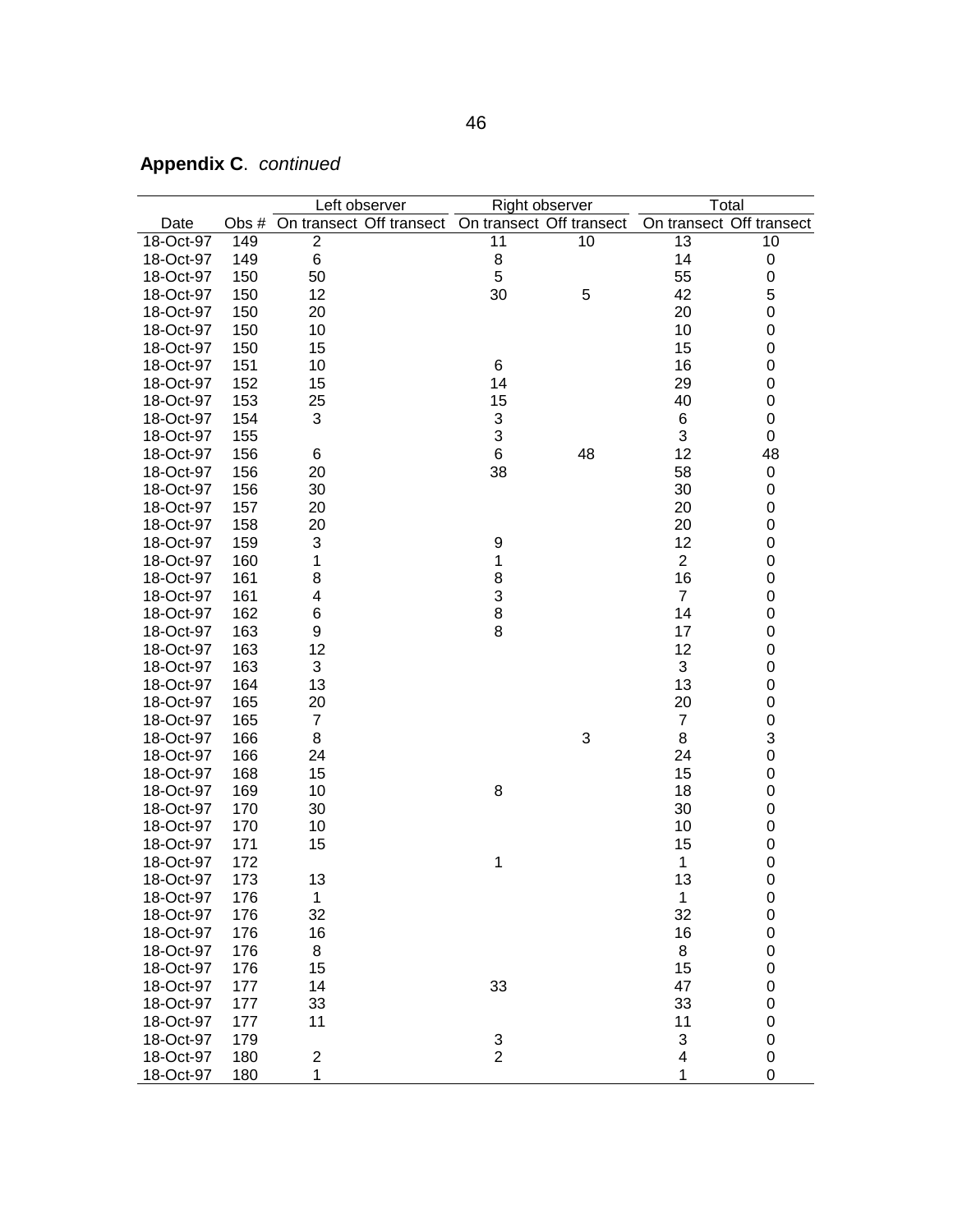**Appendix C**. *continued*

| | | Left observer | | Right observer | | Total | |
|---|---|---|---|---|---|---|---|
| Date | Obs # | On transect | Off transect | On transect | Off transect | On transect | Off transect |
| 18-Oct-97 | 149 | 2 | | 11 | 10 | 13 | 10 |
| 18-Oct-97 | 149 | 6 | | 8 | | 14 | 0 |
| 18-Oct-97 | 150 | 50 | | 5 | | 55 | 0 |
| 18-Oct-97 | 150 | 12 | | 30 | 5 | 42 | 5 |
| 18-Oct-97 | 150 | 20 | | | | 20 | 0 |
| 18-Oct-97 | 150 | 10 | | | | 10 | 0 |
| 18-Oct-97 | 150 | 15 | | | | 15 | 0 |
| 18-Oct-97 | 151 | 10 | | 6 | | 16 | 0 |
| 18-Oct-97 | 152 | 15 | | 14 | | 29 | 0 |
| 18-Oct-97 | 153 | 25 | | 15 | | 40 | 0 |
| 18-Oct-97 | 154 | 3 | | 3 | | 6 | 0 |
| 18-Oct-97 | 155 | | | 3 | | 3 | 0 |
| 18-Oct-97 | 156 | 6 | | 6 | 48 | 12 | 48 |
| 18-Oct-97 | 156 | 20 | | 38 | | 58 | 0 |
| 18-Oct-97 | 156 | 30 | | | | 30 | 0 |
| 18-Oct-97 | 157 | 20 | | | | 20 | 0 |
| 18-Oct-97 | 158 | 20 | | | | 20 | 0 |
| 18-Oct-97 | 159 | 3 | | 9 | | 12 | 0 |
| 18-Oct-97 | 160 | 1 | | 1 | | 2 | 0 |
| 18-Oct-97 | 161 | 8 | | 8 | | 16 | 0 |
| 18-Oct-97 | 161 | 4 | | 3 | | 7 | 0 |
| 18-Oct-97 | 162 | 6 | | 8 | | 14 | 0 |
| 18-Oct-97 | 163 | 9 | | 8 | | 17 | 0 |
| 18-Oct-97 | 163 | 12 | | | | 12 | 0 |
| 18-Oct-97 | 163 | 3 | | | | 3 | 0 |
| 18-Oct-97 | 164 | 13 | | | | 13 | 0 |
| 18-Oct-97 | 165 | 20 | | | | 20 | 0 |
| 18-Oct-97 | 165 | 7 | | | | 7 | 0 |
| 18-Oct-97 | 166 | 8 | | | 3 | 8 | 3 |
| 18-Oct-97 | 166 | 24 | | | | 24 | 0 |
| 18-Oct-97 | 168 | 15 | | | | 15 | 0 |
| 18-Oct-97 | 169 | 10 | | 8 | | 18 | 0 |
| 18-Oct-97 | 170 | 30 | | | | 30 | 0 |
| 18-Oct-97 | 170 | 10 | | | | 10 | 0 |
| 18-Oct-97 | 171 | 15 | | | | 15 | 0 |
| 18-Oct-97 | 172 | | | 1 | | 1 | 0 |
| 18-Oct-97 | 173 | 13 | | | | 13 | 0 |
| 18-Oct-97 | 176 | 1 | | | | 1 | 0 |
| 18-Oct-97 | 176 | 32 | | | | 32 | 0 |
| 18-Oct-97 | 176 | 16 | | | | 16 | 0 |
| 18-Oct-97 | 176 | 8 | | | | 8 | 0 |
| 18-Oct-97 | 176 | 15 | | | | 15 | 0 |
| 18-Oct-97 | 177 | 14 | | 33 | | 47 | 0 |
| 18-Oct-97 | 177 | 33 | | | | 33 | 0 |
| 18-Oct-97 | 177 | 11 | | | | 11 | 0 |
| 18-Oct-97 | 179 | | | 3 | | 3 | 0 |
| 18-Oct-97 | 180 | 2 | | 2 | | 4 | 0 |
| 18-Oct-97 | 180 | 1 | | | | 1 | 0 |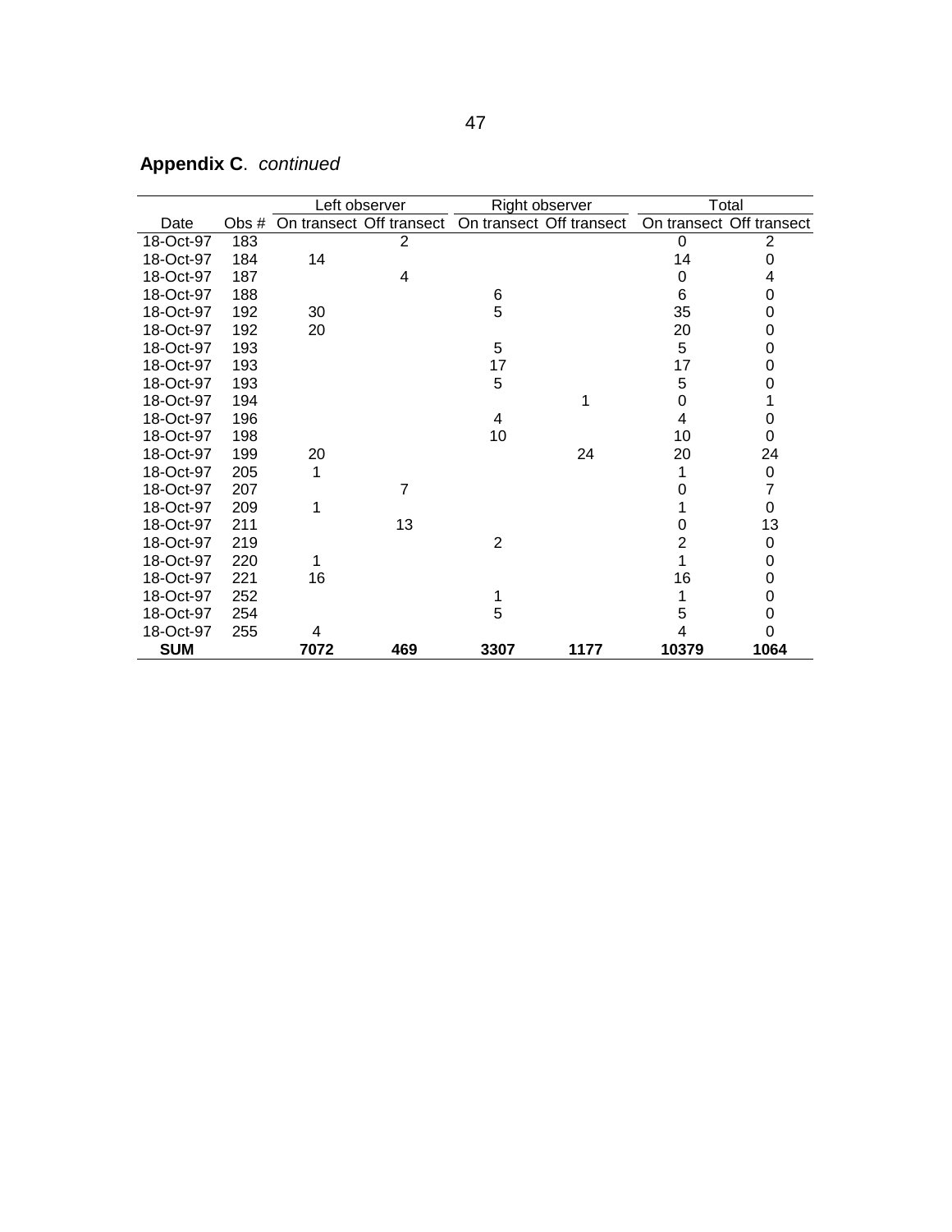**Appendix C**. *continued*

| | | Left observer | | Right observer | | Total | |
|---|---|---|---|---|---|---|---|
| Date | Obs # | On transect | Off transect | On transect | Off transect | On transect | Off transect |
| 18-Oct-97 | 183 | | 2 | | | 0 | 2 |
| 18-Oct-97 | 184 | 14 | | | | 14 | 0 |
| 18-Oct-97 | 187 | | 4 | | | 0 | 4 |
| 18-Oct-97 | 188 | | | 6 | | 6 | 0 |
| 18-Oct-97 | 192 | 30 | | 5 | | 35 | 0 |
| 18-Oct-97 | 192 | 20 | | | | 20 | 0 |
| 18-Oct-97 | 193 | | | 5 | | 5 | 0 |
| 18-Oct-97 | 193 | | | 17 | | 17 | 0 |
| 18-Oct-97 | 193 | | | 5 | | 5 | 0 |
| 18-Oct-97 | 194 | | | | 1 | 0 | 1 |
| 18-Oct-97 | 196 | | | 4 | | 4 | 0 |
| 18-Oct-97 | 198 | | | 10 | | 10 | 0 |
| 18-Oct-97 | 199 | 20 | | | 24 | 20 | 24 |
| 18-Oct-97 | 205 | 1 | | | | 1 | 0 |
| 18-Oct-97 | 207 | | 7 | | | 0 | 7 |
| 18-Oct-97 | 209 | 1 | | | | 1 | 0 |
| 18-Oct-97 | 211 | | 13 | | | 0 | 13 |
| 18-Oct-97 | 219 | | | 2 | | 2 | 0 |
| 18-Oct-97 | 220 | 1 | | | | 1 | 0 |
| 18-Oct-97 | 221 | 16 | | | | 16 | 0 |
| 18-Oct-97 | 252 | | | 1 | | 1 | 0 |
| 18-Oct-97 | 254 | | | 5 | | 5 | 0 |
| 18-Oct-97 | 255 | 4 | | | | 4 | 0 |
| **SUM** | | **7072** | **469** | **3307** | **1177** | **10379** | **1064** |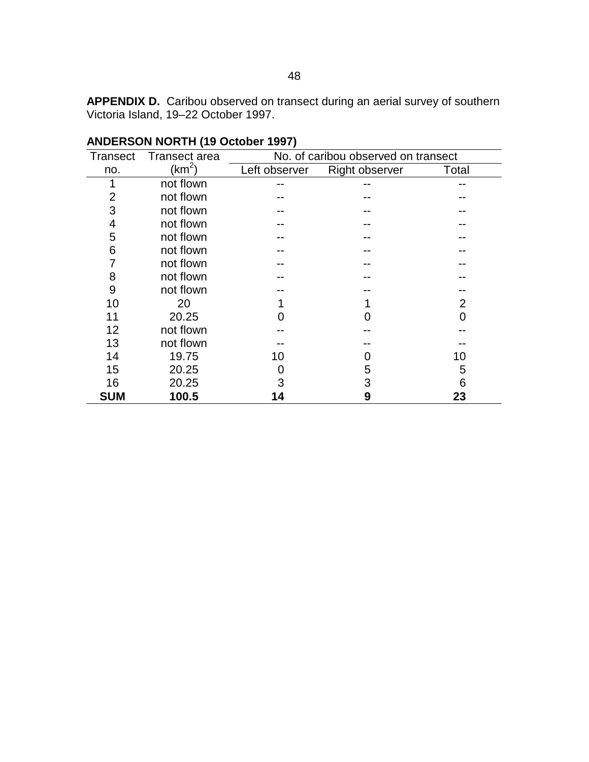**APPENDIX D.** Caribou observed on transect during an aerial survey of southern Victoria Island, 19–22 October 1997.

**ANDERSON NORTH (19 October 1997)**

| Transect | Transect area | No. of caribou observed on transect | | |
|---|---|---|---|---|
| no. | ($km^2$) | Left observer | Right observer | Total |
| 1 | not flown | -- | -- | -- |
| 2 | not flown | -- | -- | -- |
| 3 | not flown | -- | -- | -- |
| 4 | not flown | -- | -- | -- |
| 5 | not flown | -- | -- | -- |
| 6 | not flown | -- | -- | -- |
| 7 | not flown | -- | -- | -- |
| 8 | not flown | -- | -- | -- |
| 9 | not flown | -- | -- | -- |
| 10 | 20 | 1 | 1 | 2 |
| 11 | 20.25 | 0 | 0 | 0 |
| 12 | not flown | -- | -- | -- |
| 13 | not flown | -- | -- | -- |
| 14 | 19.75 | 10 | 0 | 10 |
| 15 | 20.25 | 0 | 5 | 5 |
| 16 | 20.25 | 3 | 3 | 6 |
| **SUM** | **100.5** | **14** | **9** | **23** |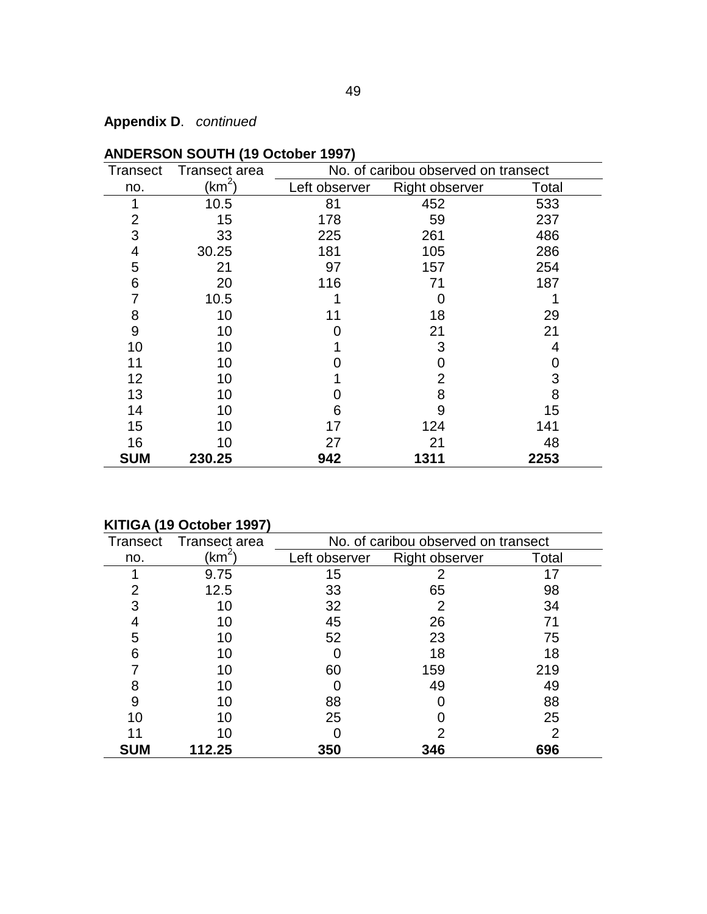**Appendix D**. *continued*

**ANDERSON SOUTH (19 October 1997)**

| Transect no. | Transect area ($km^2$) | No. of caribou observed on transect | | |
|---|---|---|---|---|
| | | Left observer | Right observer | Total |
| 1 | 10.5 | 81 | 452 | 533 |
| 2 | 15 | 178 | 59 | 237 |
| 3 | 33 | 225 | 261 | 486 |
| 4 | 30.25 | 181 | 105 | 286 |
| 5 | 21 | 97 | 157 | 254 |
| 6 | 20 | 116 | 71 | 187 |
| 7 | 10.5 | 1 | 0 | 1 |
| 8 | 10 | 11 | 18 | 29 |
| 9 | 10 | 0 | 21 | 21 |
| 10 | 10 | 1 | 3 | 4 |
| 11 | 10 | 0 | 0 | 0 |
| 12 | 10 | 1 | 2 | 3 |
| 13 | 10 | 0 | 8 | 8 |
| 14 | 10 | 6 | 9 | 15 |
| 15 | 10 | 17 | 124 | 141 |
| 16 | 10 | 27 | 21 | 48 |
| **SUM** | **230.25** | **942** | **1311** | **2253** |

**KITIGA (19 October 1997)**

| Transect no. | Transect area ($km^2$) | No. of caribou observed on transect | | |
|---|---|---|---|---|
| | | Left observer | Right observer | Total |
| 1 | 9.75 | 15 | 2 | 17 |
| 2 | 12.5 | 33 | 65 | 98 |
| 3 | 10 | 32 | 2 | 34 |
| 4 | 10 | 45 | 26 | 71 |
| 5 | 10 | 52 | 23 | 75 |
| 6 | 10 | 0 | 18 | 18 |
| 7 | 10 | 60 | 159 | 219 |
| 8 | 10 | 0 | 49 | 49 |
| 9 | 10 | 88 | 0 | 88 |
| 10 | 10 | 25 | 0 | 25 |
| 11 | 10 | 0 | 2 | 2 |
| **SUM** | **112.25** | **350** | **346** | **696** |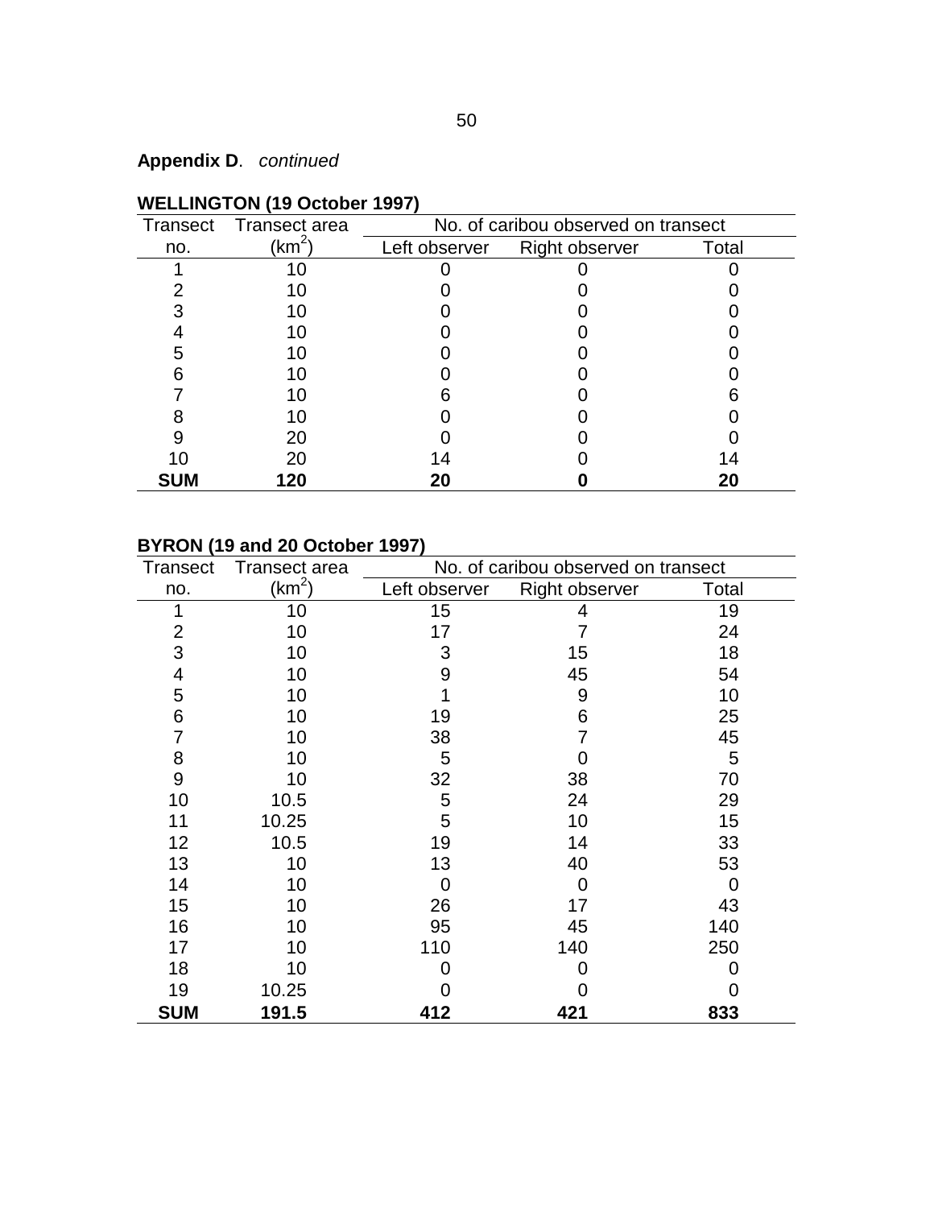**Appendix D**. *continued*

**WELLINGTON (19 October 1997)**

| Transect no. | Transect area ($km^2$) | No. of caribou observed on transect | | |
|---|---|---|---|---|
| | | Left observer | Right observer | Total |
| 1 | 10 | 0 | 0 | 0 |
| 2 | 10 | 0 | 0 | 0 |
| 3 | 10 | 0 | 0 | 0 |
| 4 | 10 | 0 | 0 | 0 |
| 5 | 10 | 0 | 0 | 0 |
| 6 | 10 | 0 | 0 | 0 |
| 7 | 10 | 6 | 0 | 6 |
| 8 | 10 | 0 | 0 | 0 |
| 9 | 20 | 0 | 0 | 0 |
| 10 | 20 | 14 | 0 | 14 |
| **SUM** | **120** | **20** | **0** | **20** |

**BYRON (19 and 20 October 1997)**

| Transect no. | Transect area ($km^2$) | No. of caribou observed on transect | | |
|---|---|---|---|---|
| | | Left observer | Right observer | Total |
| 1 | 10 | 15 | 4 | 19 |
| 2 | 10 | 17 | 7 | 24 |
| 3 | 10 | 3 | 15 | 18 |
| 4 | 10 | 9 | 45 | 54 |
| 5 | 10 | 1 | 9 | 10 |
| 6 | 10 | 19 | 6 | 25 |
| 7 | 10 | 38 | 7 | 45 |
| 8 | 10 | 5 | 0 | 5 |
| 9 | 10 | 32 | 38 | 70 |
| 10 | 10.5 | 5 | 24 | 29 |
| 11 | 10.25 | 5 | 10 | 15 |
| 12 | 10.5 | 19 | 14 | 33 |
| 13 | 10 | 13 | 40 | 53 |
| 14 | 10 | 0 | 0 | 0 |
| 15 | 10 | 26 | 17 | 43 |
| 16 | 10 | 95 | 45 | 140 |
| 17 | 10 | 110 | 140 | 250 |
| 18 | 10 | 0 | 0 | 0 |
| 19 | 10.25 | 0 | 0 | 0 |
| **SUM** | **191.5** | **412** | **421** | **833** |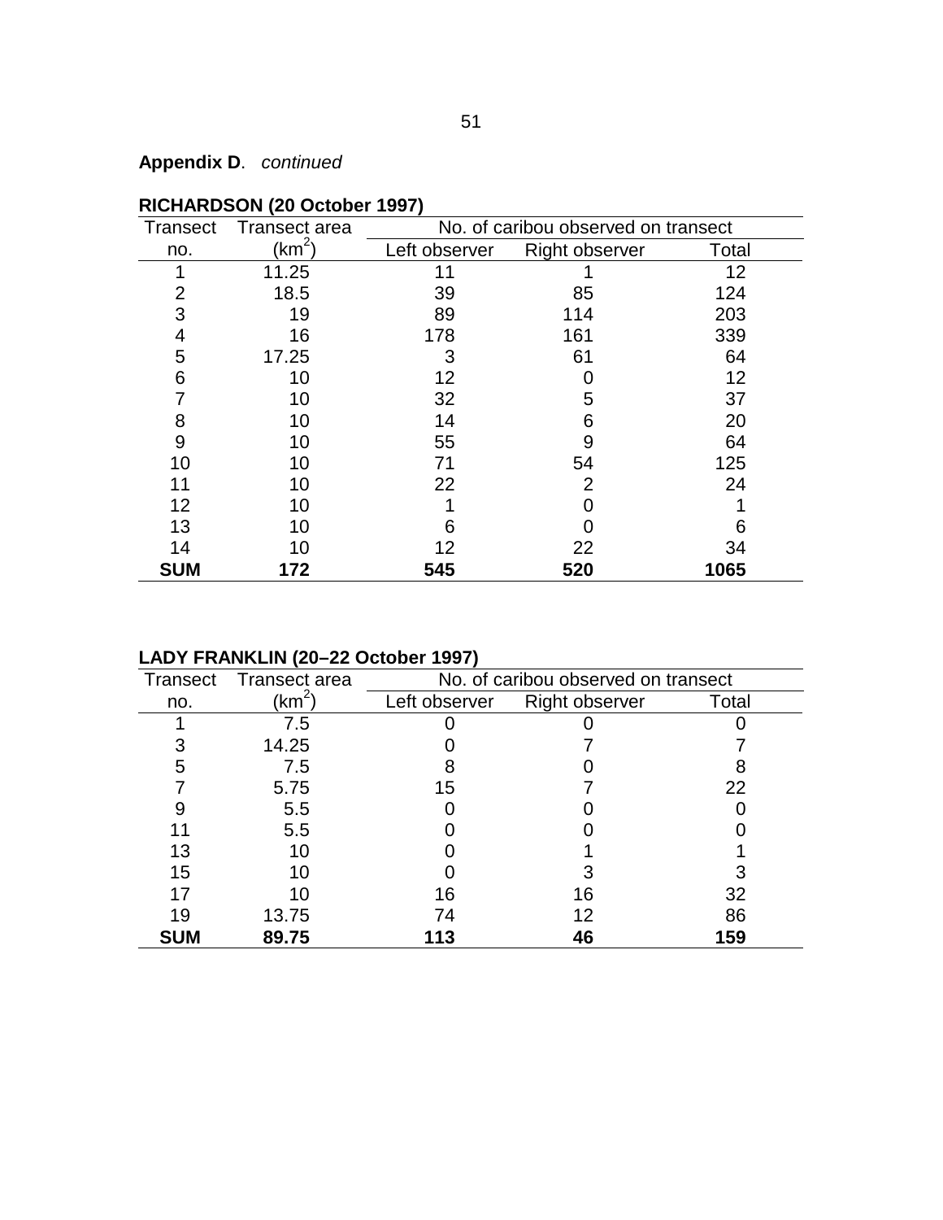**Appendix D**. *continued*

**RICHARDSON (20 October 1997)**

| Transect | Transect area | No. of caribou observed on transect | | |
|---|---|---|---|---|
| no. | ($km^2$) | Left observer | Right observer | Total |
| 1 | 11.25 | 11 | 1 | 12 |
| 2 | 18.5 | 39 | 85 | 124 |
| 3 | 19 | 89 | 114 | 203 |
| 4 | 16 | 178 | 161 | 339 |
| 5 | 17.25 | 3 | 61 | 64 |
| 6 | 10 | 12 | 0 | 12 |
| 7 | 10 | 32 | 5 | 37 |
| 8 | 10 | 14 | 6 | 20 |
| 9 | 10 | 55 | 9 | 64 |
| 10 | 10 | 71 | 54 | 125 |
| 11 | 10 | 22 | 2 | 24 |
| 12 | 10 | 1 | 0 | 1 |
| 13 | 10 | 6 | 0 | 6 |
| 14 | 10 | 12 | 22 | 34 |
| **SUM** | **172** | **545** | **520** | **1065** |

**LADY FRANKLIN (20–22 October 1997)**

| Transect | Transect area | No. of caribou observed on transect | | |
|---|---|---|---|---|
| no. | ($km^2$) | Left observer | Right observer | Total |
| 1 | 7.5 | 0 | 0 | 0 |
| 3 | 14.25 | 0 | 7 | 7 |
| 5 | 7.5 | 8 | 0 | 8 |
| 7 | 5.75 | 15 | 7 | 22 |
| 9 | 5.5 | 0 | 0 | 0 |
| 11 | 5.5 | 0 | 0 | 0 |
| 13 | 10 | 0 | 1 | 1 |
| 15 | 10 | 0 | 3 | 3 |
| 17 | 10 | 16 | 16 | 32 |
| 19 | 13.75 | 74 | 12 | 86 |
| **SUM** | **89.75** | **113** | **46** | **159** |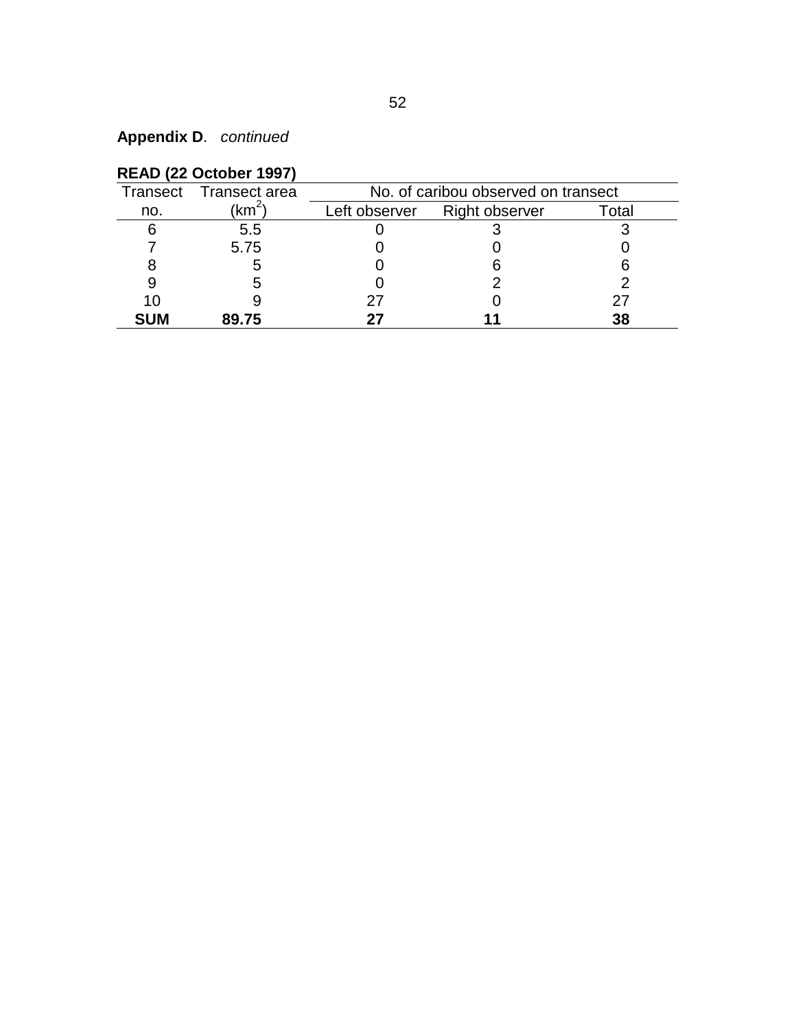**Appendix D**. *continued*

**READ (22 October 1997)**

| Transect no. | Transect area ($km^2$) | No. of caribou observed on transect | | |
|---|---|---|---|---|
| | | Left observer | Right observer | Total |
| 6 | 5.5 | 0 | 3 | 3 |
| 7 | 5.75 | 0 | 0 | 0 |
| 8 | 5 | 0 | 6 | 6 |
| 9 | 5 | 0 | 2 | 2 |
| 10 | 9 | 27 | 0 | 27 |
| **SUM** | **89.75** | **27** | **11** | **38** |